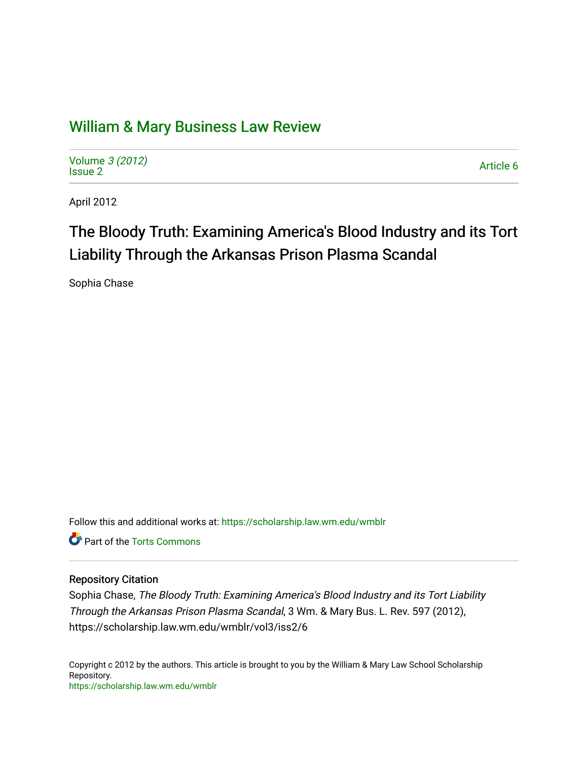# William & Mary Business Law Review

Volume *3 (2012)*
Issue 2

Article 6

April 2012

## The Bloody Truth: Examining America's Blood Industry and its Tort Liability Through the Arkansas Prison Plasma Scandal

Sophia Chase

Follow this and additional works at: https://scholarship.law.wm.edu/wmblr

Part of the Torts Commons

### Repository Citation

Sophia Chase, *The Bloody Truth: Examining America's Blood Industry and its Tort Liability Through the Arkansas Prison Plasma Scandal*, 3 Wm. & Mary Bus. L. Rev. 597 (2012), https://scholarship.law.wm.edu/wmblr/vol3/iss2/6

Copyright c 2012 by the authors. This article is brought to you by the William & Mary Law School Scholarship Repository.
https://scholarship.law.wm.edu/wmblr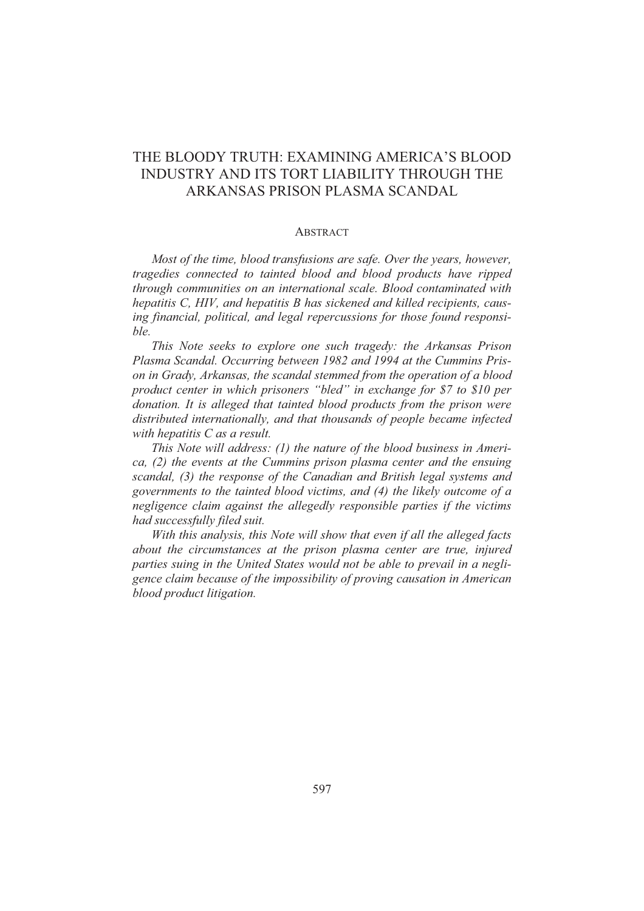# THE BLOODY TRUTH: EXAMINING AMERICA'S BLOOD INDUSTRY AND ITS TORT LIABILITY THROUGH THE ARKANSAS PRISON PLASMA SCANDAL

## ABSTRACT

*Most of the time, blood transfusions are safe. Over the years, however, tragedies connected to tainted blood and blood products have ripped through communities on an international scale. Blood contaminated with hepatitis C, HIV, and hepatitis B has sickened and killed recipients, causing financial, political, and legal repercussions for those found responsible.*

*This Note seeks to explore one such tragedy: the Arkansas Prison Plasma Scandal. Occurring between 1982 and 1994 at the Cummins Prison in Grady, Arkansas, the scandal stemmed from the operation of a blood product center in which prisoners "bled" in exchange for \$7 to \$10 per donation. It is alleged that tainted blood products from the prison were distributed internationally, and that thousands of people became infected with hepatitis C as a result.*

*This Note will address: (1) the nature of the blood business in America, (2) the events at the Cummins prison plasma center and the ensuing scandal, (3) the response of the Canadian and British legal systems and governments to the tainted blood victims, and (4) the likely outcome of a negligence claim against the allegedly responsible parties if the victims had successfully filed suit.*

*With this analysis, this Note will show that even if all the alleged facts about the circumstances at the prison plasma center are true, injured parties suing in the United States would not be able to prevail in a negligence claim because of the impossibility of proving causation in American blood product litigation.*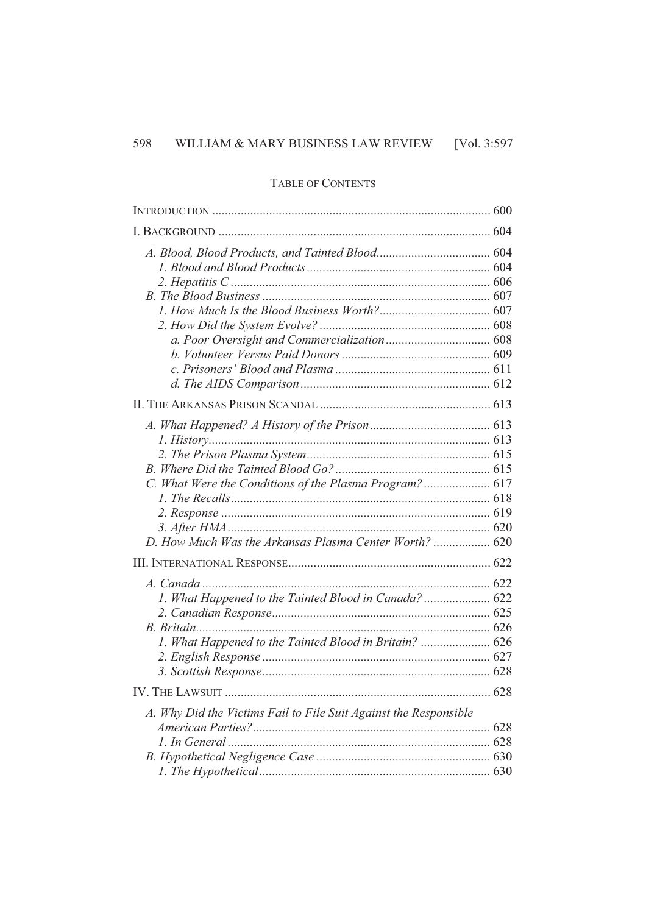## TABLE OF CONTENTS

- INTRODUCTION ........ 600
- I. BACKGROUND ........ 604
  - *A. Blood, Blood Products, and Tainted Blood* ........ 604
    - *1. Blood and Blood Products* ........ 604
    - *2. Hepatitis C* ........ 606
  - *B. The Blood Business* ........ 607
    - *1. How Much Is the Blood Business Worth?* ........ 607
    - *2. How Did the System Evolve?* ........ 608
      - *a. Poor Oversight and Commercialization* ........ 608
      - *b. Volunteer Versus Paid Donors* ........ 609
      - *c. Prisoners' Blood and Plasma* ........ 611
      - *d. The AIDS Comparison* ........ 612
- II. THE ARKANSAS PRISON SCANDAL ........ 613
  - *A. What Happened? A History of the Prison* ........ 613
    - *1. History* ........ 613
    - *2. The Prison Plasma System* ........ 615
  - *B. Where Did the Tainted Blood Go?* ........ 615
  - *C. What Were the Conditions of the Plasma Program?* ........ 617
    - *1. The Recalls* ........ 618
    - *2. Response* ........ 619
    - *3. After HMA* ........ 620
  - *D. How Much Was the Arkansas Plasma Center Worth?* ........ 620
- III. INTERNATIONAL RESPONSE ........ 622
  - *A. Canada* ........ 622
    - *1. What Happened to the Tainted Blood in Canada?* ........ 622
    - *2. Canadian Response* ........ 625
  - *B. Britain* ........ 626
    - *1. What Happened to the Tainted Blood in Britain?* ........ 626
    - *2. English Response* ........ 627
    - *3. Scottish Response* ........ 628
- IV. THE LAWSUIT ........ 628
  - *A. Why Did the Victims Fail to File Suit Against the Responsible American Parties?* ........ 628
    - *1. In General* ........ 628
  - *B. Hypothetical Negligence Case* ........ 630
    - *1. The Hypothetical* ........ 630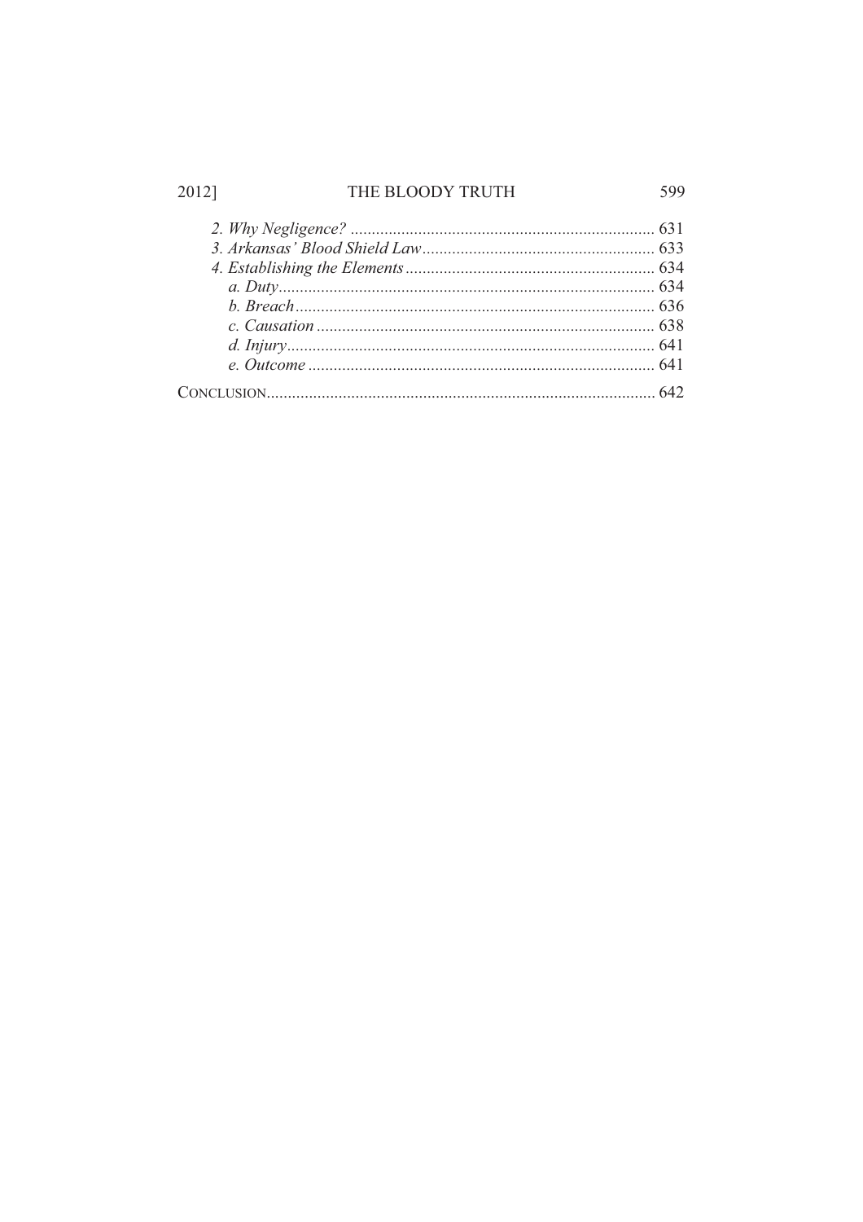*2. Why Negligence?* ........................................................................ 631

*3. Arkansas' Blood Shield Law* ....................................................... 633

*4. Establishing the Elements* ........................................................... 634

*a. Duty* ......................................................................................... 634

*b. Breach* ..................................................................................... 636

*c. Causation* ................................................................................ 638

*d. Injury* ....................................................................................... 641

*e. Outcome* .................................................................................. 641

CONCLUSION ........................................................................................... 642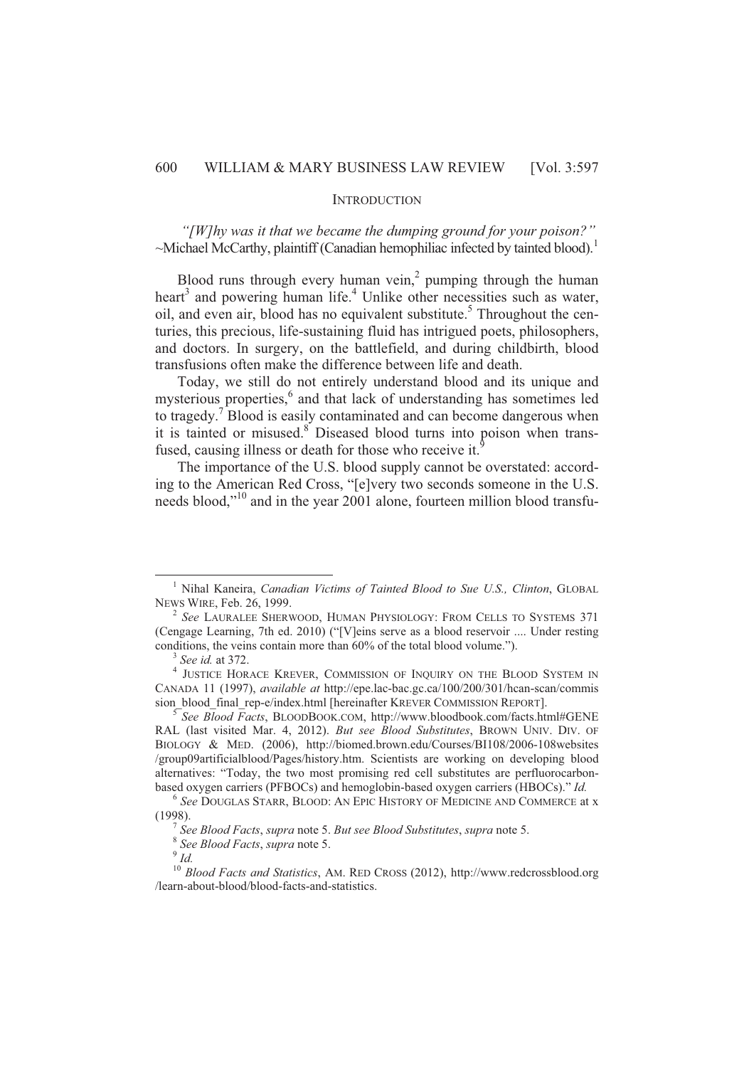## INTRODUCTION

*"[W]hy was it that we became the dumping ground for your poison?"* ~Michael McCarthy, plaintiff (Canadian hemophiliac infected by tainted blood).[1]

Blood runs through every human vein,[2] pumping through the human heart[3] and powering human life.[4] Unlike other necessities such as water, oil, and even air, blood has no equivalent substitute.[5] Throughout the centuries, this precious, life-sustaining fluid has intrigued poets, philosophers, and doctors. In surgery, on the battlefield, and during childbirth, blood transfusions often make the difference between life and death.

Today, we still do not entirely understand blood and its unique and mysterious properties,[6] and that lack of understanding has sometimes led to tragedy.[7] Blood is easily contaminated and can become dangerous when it is tainted or misused.[8] Diseased blood turns into poison when transfused, causing illness or death for those who receive it.[9]

The importance of the U.S. blood supply cannot be overstated: according to the American Red Cross, "[e]very two seconds someone in the U.S. needs blood,"[10] and in the year 2001 alone, fourteen million blood transfu-

---

[1] Nihal Kaneira, *Canadian Victims of Tainted Blood to Sue U.S., Clinton*, GLOBAL NEWS WIRE, Feb. 26, 1999.

[2] *See* LAURALEE SHERWOOD, HUMAN PHYSIOLOGY: FROM CELLS TO SYSTEMS 371 (Cengage Learning, 7th ed. 2010) ("[V]eins serve as a blood reservoir .... Under resting conditions, the veins contain more than 60% of the total blood volume.").

[3] *See id.* at 372.

[4] JUSTICE HORACE KREVER, COMMISSION OF INQUIRY ON THE BLOOD SYSTEM IN CANADA 11 (1997), *available at* http://epe.lac-bac.gc.ca/100/200/301/hcan-scan/commission_blood_final_rep-e/index.html [hereinafter KREVER COMMISSION REPORT].

[5] *See Blood Facts*, BLOODBOOK.COM, http://www.bloodbook.com/facts.html#GENERAL (last visited Mar. 4, 2012). *But see Blood Substitutes*, BROWN UNIV. DIV. OF BIOLOGY & MED. (2006), http://biomed.brown.edu/Courses/BI108/2006-108websites/group09artificialblood/Pages/history.htm. Scientists are working on developing blood alternatives: "Today, the two most promising red cell substitutes are perfluorocarbon-based oxygen carriers (PFBOCs) and hemoglobin-based oxygen carriers (HBOCs)." *Id.*

[6] *See* DOUGLAS STARR, BLOOD: AN EPIC HISTORY OF MEDICINE AND COMMERCE at x (1998).

[7] *See Blood Facts*, *supra* note 5. *But see Blood Substitutes*, *supra* note 5.

[8] *See Blood Facts*, *supra* note 5.

[9] *Id.*

[10] *Blood Facts and Statistics*, AM. RED CROSS (2012), http://www.redcrossblood.org/learn-about-blood/blood-facts-and-statistics.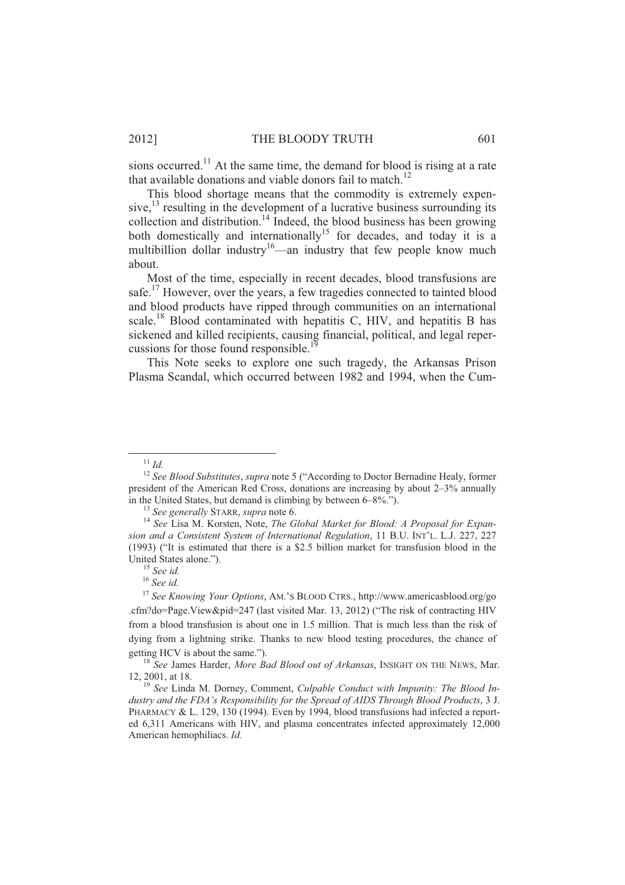sions occurred.[11] At the same time, the demand for blood is rising at a rate that available donations and viable donors fail to match.[12]

This blood shortage means that the commodity is extremely expensive,[13] resulting in the development of a lucrative business surrounding its collection and distribution.[14] Indeed, the blood business has been growing both domestically and internationally[15] for decades, and today it is a multibillion dollar industry[16]—an industry that few people know much about.

Most of the time, especially in recent decades, blood transfusions are safe.[17] However, over the years, a few tragedies connected to tainted blood and blood products have ripped through communities on an international scale.[18] Blood contaminated with hepatitis C, HIV, and hepatitis B has sickened and killed recipients, causing financial, political, and legal repercussions for those found responsible.[19]

This Note seeks to explore one such tragedy, the Arkansas Prison Plasma Scandal, which occurred between 1982 and 1994, when the Cum-

---

[11] *Id.*

[12] *See Blood Substitutes*, *supra* note 5 ("According to Doctor Bernadine Healy, former president of the American Red Cross, donations are increasing by about 2–3% annually in the United States, but demand is climbing by between 6–8%.").

[13] *See generally* STARR, *supra* note 6.

[14] *See* Lisa M. Korsten, Note, *The Global Market for Blood: A Proposal for Expansion and a Consistent System of International Regulation*, 11 B.U. INT'L. L.J. 227, 227 (1993) ("It is estimated that there is a $2.5 billion market for transfusion blood in the United States alone.").

[15] *See id.*

[16] *See id.*

[17] *See Knowing Your Options*, AM.'S BLOOD CTRS., http://www.americasblood.org/go.cfm?do=Page.View&pid=247 (last visited Mar. 13, 2012) ("The risk of contracting HIV from a blood transfusion is about one in 1.5 million. That is much less than the risk of dying from a lightning strike. Thanks to new blood testing procedures, the chance of getting HCV is about the same.").

[18] *See* James Harder, *More Bad Blood out of Arkansas*, INSIGHT ON THE NEWS, Mar. 12, 2001, at 18.

[19] *See* Linda M. Dorney, Comment, *Culpable Conduct with Impunity: The Blood Industry and the FDA's Responsibility for the Spread of AIDS Through Blood Products*, 3 J. PHARMACY & L. 129, 130 (1994). Even by 1994, blood transfusions had infected a reported 6,311 Americans with HIV, and plasma concentrates infected approximately 12,000 American hemophiliacs. *Id.*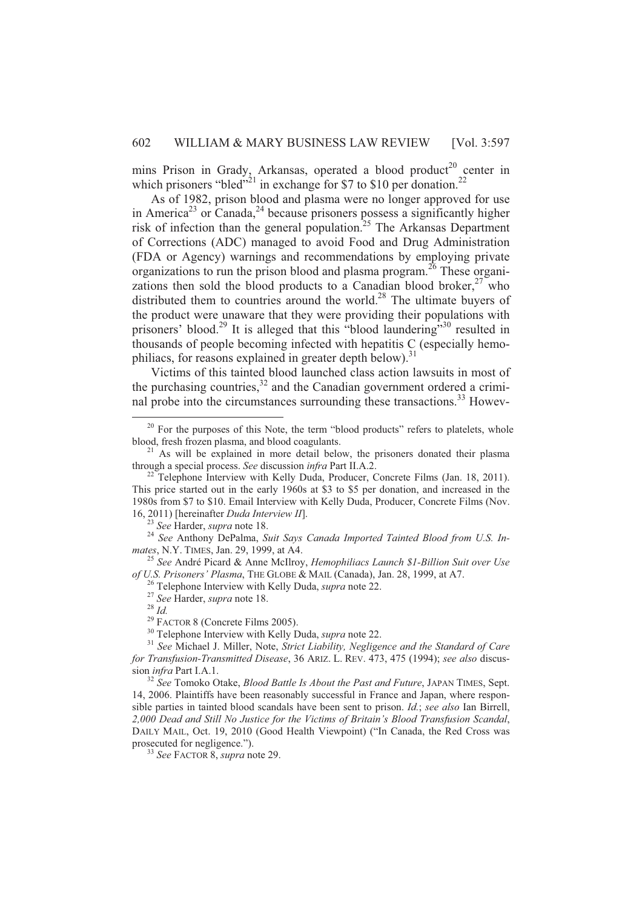mins Prison in Grady, Arkansas, operated a blood product[20] center in which prisoners "bled"[21] in exchange for $7 to $10 per donation.[22]

As of 1982, prison blood and plasma were no longer approved for use in America[23] or Canada,[24] because prisoners possess a significantly higher risk of infection than the general population.[25] The Arkansas Department of Corrections (ADC) managed to avoid Food and Drug Administration (FDA or Agency) warnings and recommendations by employing private organizations to run the prison blood and plasma program.[26] These organizations then sold the blood products to a Canadian blood broker,[27] who distributed them to countries around the world.[28] The ultimate buyers of the product were unaware that they were providing their populations with prisoners' blood.[29] It is alleged that this "blood laundering"[30] resulted in thousands of people becoming infected with hepatitis C (especially hemophiliacs, for reasons explained in greater depth below).[31]

Victims of this tainted blood launched class action lawsuits in most of the purchasing countries,[32] and the Canadian government ordered a criminal probe into the circumstances surrounding these transactions.[33] Howev-

---

[20] For the purposes of this Note, the term "blood products" refers to platelets, whole blood, fresh frozen plasma, and blood coagulants.

[21] As will be explained in more detail below, the prisoners donated their plasma through a special process. *See* discussion *infra* Part II.A.2.

[22] Telephone Interview with Kelly Duda, Producer, Concrete Films (Jan. 18, 2011). This price started out in the early 1960s at $3 to $5 per donation, and increased in the 1980s from $7 to $10. Email Interview with Kelly Duda, Producer, Concrete Films (Nov. 16, 2011) [hereinafter *Duda Interview II*].

[23] *See* Harder, *supra* note 18.

[24] *See* Anthony DePalma, *Suit Says Canada Imported Tainted Blood from U.S. Inmates*, N.Y. TIMES, Jan. 29, 1999, at A4.

[25] *See* André Picard & Anne McIlroy, *Hemophiliacs Launch $1-Billion Suit over Use of U.S. Prisoners' Plasma*, THE GLOBE & MAIL (Canada), Jan. 28, 1999, at A7.

[26] Telephone Interview with Kelly Duda, *supra* note 22.

[27] *See* Harder, *supra* note 18.

[28] *Id.*

[29] FACTOR 8 (Concrete Films 2005).

[30] Telephone Interview with Kelly Duda, *supra* note 22.

[31] *See* Michael J. Miller, Note, *Strict Liability, Negligence and the Standard of Care for Transfusion-Transmitted Disease*, 36 ARIZ. L. REV. 473, 475 (1994); *see also* discussion *infra* Part I.A.1.

[32] *See* Tomoko Otake, *Blood Battle Is About the Past and Future*, JAPAN TIMES, Sept. 14, 2006. Plaintiffs have been reasonably successful in France and Japan, where responsible parties in tainted blood scandals have been sent to prison. *Id.*; *see also* Ian Birrell, *2,000 Dead and Still No Justice for the Victims of Britain's Blood Transfusion Scandal*, DAILY MAIL, Oct. 19, 2010 (Good Health Viewpoint) ("In Canada, the Red Cross was prosecuted for negligence.").

[33] *See* FACTOR 8, *supra* note 29.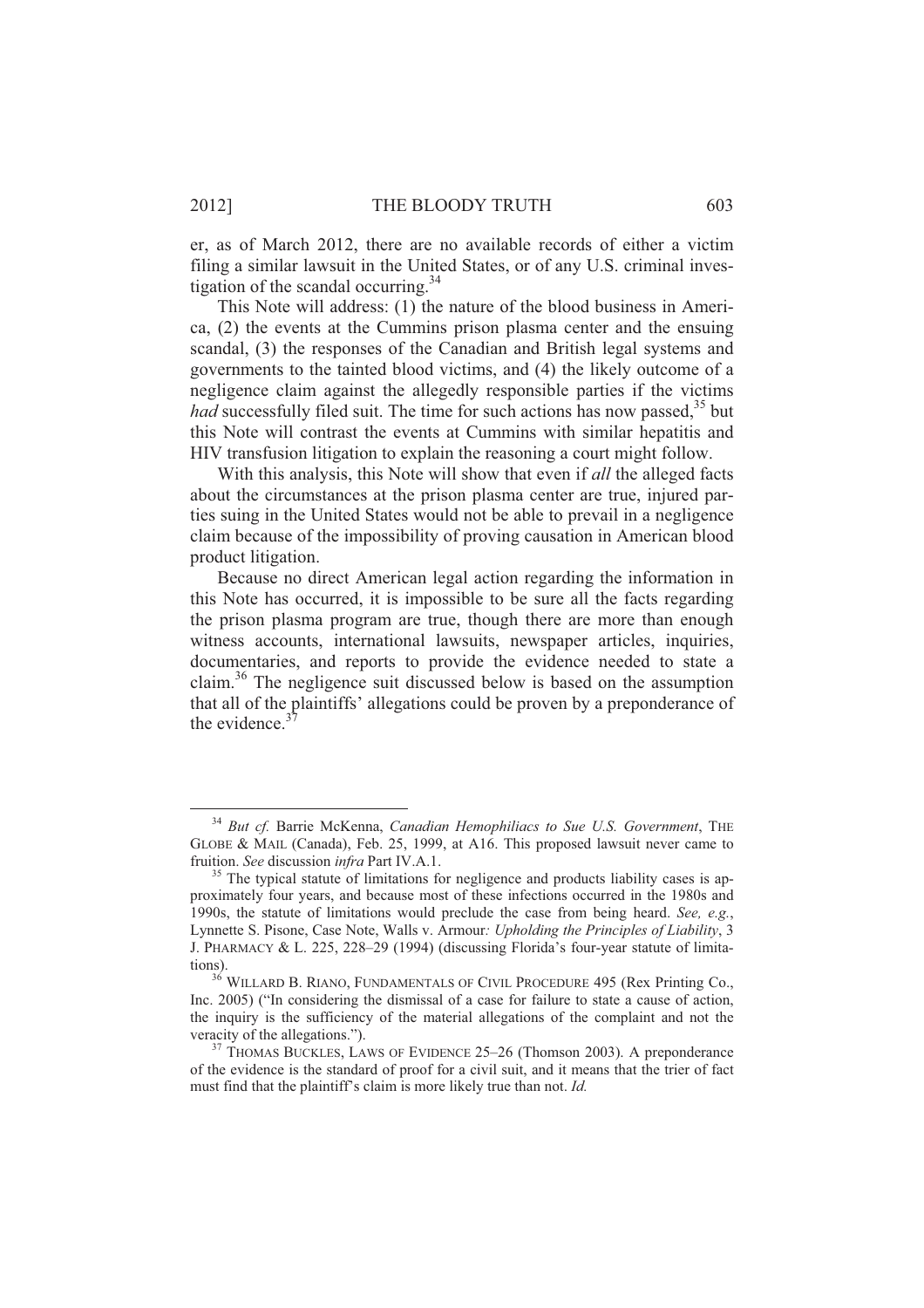er, as of March 2012, there are no available records of either a victim filing a similar lawsuit in the United States, or of any U.S. criminal investigation of the scandal occurring.[34]

This Note will address: (1) the nature of the blood business in America, (2) the events at the Cummins prison plasma center and the ensuing scandal, (3) the responses of the Canadian and British legal systems and governments to the tainted blood victims, and (4) the likely outcome of a negligence claim against the allegedly responsible parties if the victims *had* successfully filed suit. The time for such actions has now passed,[35] but this Note will contrast the events at Cummins with similar hepatitis and HIV transfusion litigation to explain the reasoning a court might follow.

With this analysis, this Note will show that even if *all* the alleged facts about the circumstances at the prison plasma center are true, injured parties suing in the United States would not be able to prevail in a negligence claim because of the impossibility of proving causation in American blood product litigation.

Because no direct American legal action regarding the information in this Note has occurred, it is impossible to be sure all the facts regarding the prison plasma program are true, though there are more than enough witness accounts, international lawsuits, newspaper articles, inquiries, documentaries, and reports to provide the evidence needed to state a claim.[36] The negligence suit discussed below is based on the assumption that all of the plaintiffs' allegations could be proven by a preponderance of the evidence.[37]

---

[34] *But cf.* Barrie McKenna, *Canadian Hemophiliacs to Sue U.S. Government*, THE GLOBE & MAIL (Canada), Feb. 25, 1999, at A16. This proposed lawsuit never came to fruition. *See* discussion *infra* Part IV.A.1.

[35] The typical statute of limitations for negligence and products liability cases is approximately four years, and because most of these infections occurred in the 1980s and 1990s, the statute of limitations would preclude the case from being heard. *See, e.g.*, Lynnette S. Pisone, Case Note, Walls v. Armour*: Upholding the Principles of Liability*, 3 J. PHARMACY & L. 225, 228–29 (1994) (discussing Florida's four-year statute of limitations).

[36] WILLARD B. RIANO, FUNDAMENTALS OF CIVIL PROCEDURE 495 (Rex Printing Co., Inc. 2005) ("In considering the dismissal of a case for failure to state a cause of action, the inquiry is the sufficiency of the material allegations of the complaint and not the veracity of the allegations.").

[37] THOMAS BUCKLES, LAWS OF EVIDENCE 25–26 (Thomson 2003). A preponderance of the evidence is the standard of proof for a civil suit, and it means that the trier of fact must find that the plaintiff's claim is more likely true than not. *Id.*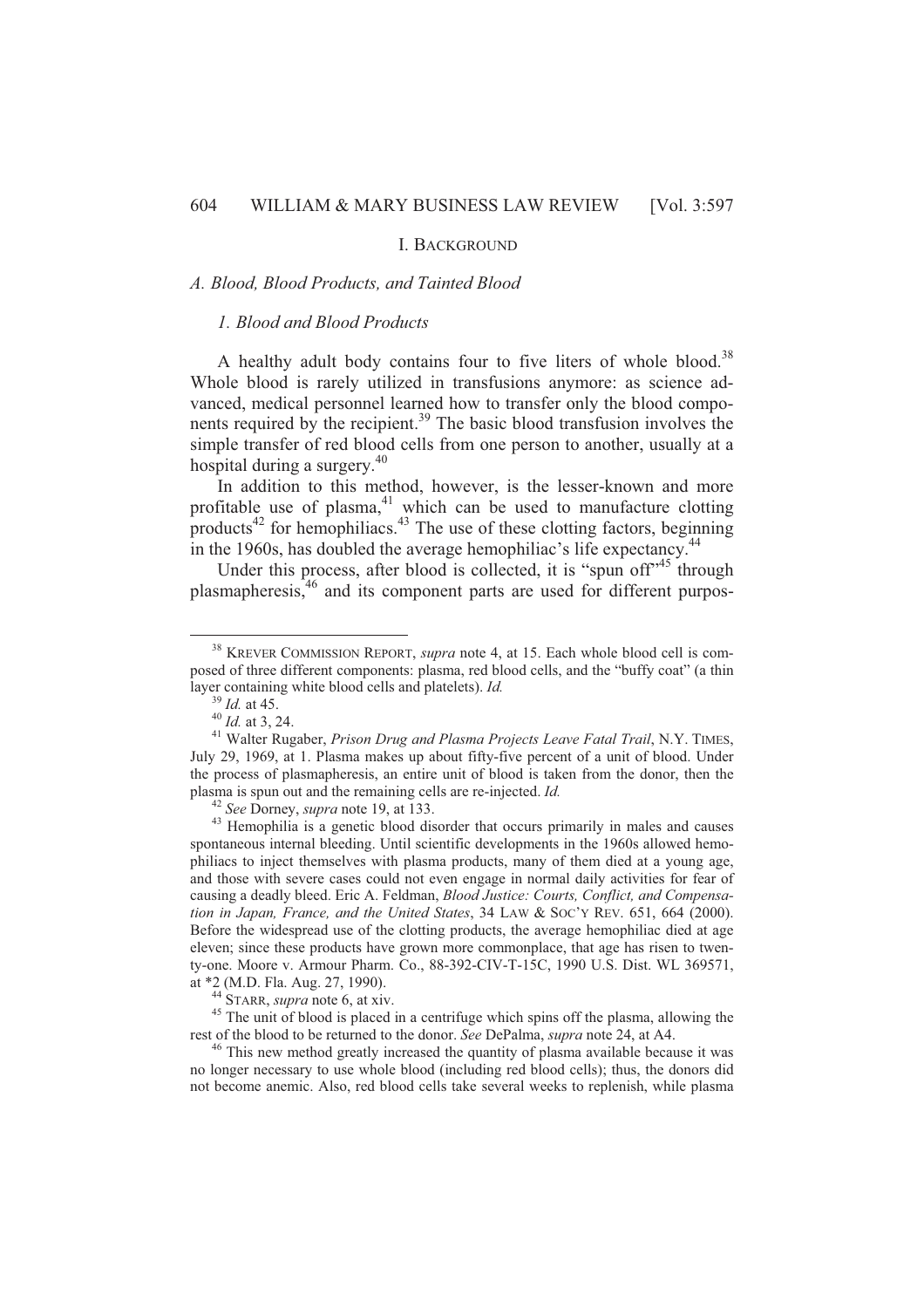## I. BACKGROUND

### *A. Blood, Blood Products, and Tainted Blood*

#### *1. Blood and Blood Products*

A healthy adult body contains four to five liters of whole blood.[38] Whole blood is rarely utilized in transfusions anymore: as science advanced, medical personnel learned how to transfer only the blood components required by the recipient.[39] The basic blood transfusion involves the simple transfer of red blood cells from one person to another, usually at a hospital during a surgery.[40]

In addition to this method, however, is the lesser-known and more profitable use of plasma,[41] which can be used to manufacture clotting products[42] for hemophiliacs.[43] The use of these clotting factors, beginning in the 1960s, has doubled the average hemophiliac's life expectancy.[44]

Under this process, after blood is collected, it is "spun off"[45] through plasmapheresis,[46] and its component parts are used for different purpos-

---

[38] KREVER COMMISSION REPORT, *supra* note 4, at 15. Each whole blood cell is composed of three different components: plasma, red blood cells, and the "buffy coat" (a thin layer containing white blood cells and platelets). *Id.*

[39] *Id.* at 45.

[40] *Id.* at 3, 24.

[41] Walter Rugaber, *Prison Drug and Plasma Projects Leave Fatal Trail*, N.Y. TIMES, July 29, 1969, at 1. Plasma makes up about fifty-five percent of a unit of blood. Under the process of plasmapheresis, an entire unit of blood is taken from the donor, then the plasma is spun out and the remaining cells are re-injected. *Id.*

[42] *See* Dorney, *supra* note 19, at 133.

[43] Hemophilia is a genetic blood disorder that occurs primarily in males and causes spontaneous internal bleeding. Until scientific developments in the 1960s allowed hemophiliacs to inject themselves with plasma products, many of them died at a young age, and those with severe cases could not even engage in normal daily activities for fear of causing a deadly bleed. Eric A. Feldman, *Blood Justice: Courts, Conflict, and Compensation in Japan, France, and the United States*, 34 LAW & SOC'Y REV. 651, 664 (2000). Before the widespread use of the clotting products, the average hemophiliac died at age eleven; since these products have grown more commonplace, that age has risen to twenty-one. Moore v. Armour Pharm. Co., 88-392-CIV-T-15C, 1990 U.S. Dist. WL 369571, at *2 (M.D. Fla. Aug. 27, 1990).

[44] STARR, *supra* note 6, at xiv.

[45] The unit of blood is placed in a centrifuge which spins off the plasma, allowing the rest of the blood to be returned to the donor. *See* DePalma, *supra* note 24, at A4.

[46] This new method greatly increased the quantity of plasma available because it was no longer necessary to use whole blood (including red blood cells); thus, the donors did not become anemic. Also, red blood cells take several weeks to replenish, while plasma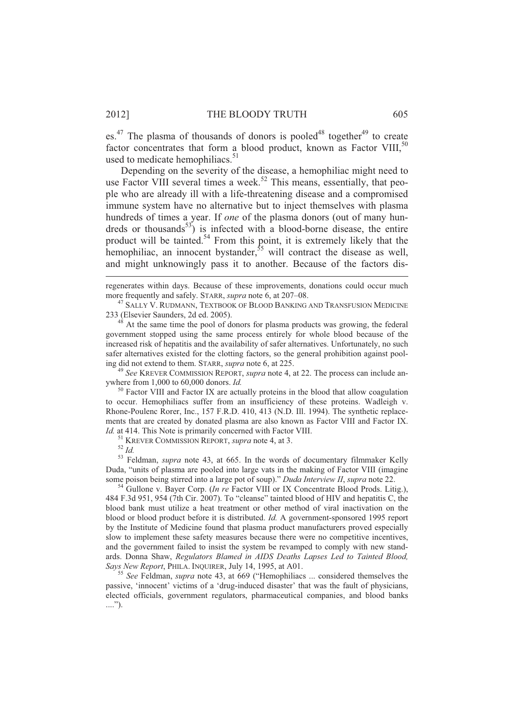es.[47] The plasma of thousands of donors is pooled[48] together[49] to create factor concentrates that form a blood product, known as Factor VIII,[50] used to medicate hemophiliacs.[51]

Depending on the severity of the disease, a hemophiliac might need to use Factor VIII several times a week.[52] This means, essentially, that people who are already ill with a life-threatening disease and a compromised immune system have no alternative but to inject themselves with plasma hundreds of times a year. If *one* of the plasma donors (out of many hundreds or thousands[53]) is infected with a blood-borne disease, the entire product will be tainted.[54] From this point, it is extremely likely that the hemophiliac, an innocent bystander,[55] will contract the disease as well, and might unknowingly pass it to another. Because of the factors dis-

---

regenerates within days. Because of these improvements, donations could occur much more frequently and safely. STARR, *supra* note 6, at 207–08.

[47] SALLY V. RUDMANN, TEXTBOOK OF BLOOD BANKING AND TRANSFUSION MEDICINE 233 (Elsevier Saunders, 2d ed. 2005).

[48] At the same time the pool of donors for plasma products was growing, the federal government stopped using the same process entirely for whole blood because of the increased risk of hepatitis and the availability of safer alternatives. Unfortunately, no such safer alternatives existed for the clotting factors, so the general prohibition against pooling did not extend to them. STARR, *supra* note 6, at 225.

[49] *See* KREVER COMMISSION REPORT, *supra* note 4, at 22. The process can include anywhere from 1,000 to 60,000 donors. *Id.*

[50] Factor VIII and Factor IX are actually proteins in the blood that allow coagulation to occur. Hemophiliacs suffer from an insufficiency of these proteins. Wadleigh v. Rhone-Poulenc Rorer, Inc., 157 F.R.D. 410, 413 (N.D. Ill. 1994). The synthetic replacements that are created by donated plasma are also known as Factor VIII and Factor IX. *Id.* at 414. This Note is primarily concerned with Factor VIII.

[51] KREVER COMMISSION REPORT, *supra* note 4, at 3.

[52] *Id.*

[53] Feldman, *supra* note 43, at 665. In the words of documentary filmmaker Kelly Duda, "units of plasma are pooled into large vats in the making of Factor VIII (imagine some poison being stirred into a large pot of soup)." *Duda Interview II*, *supra* note 22.

[54] Gullone v. Bayer Corp. (*In re* Factor VIII or IX Concentrate Blood Prods. Litig.), 484 F.3d 951, 954 (7th Cir. 2007). To "cleanse" tainted blood of HIV and hepatitis C, the blood bank must utilize a heat treatment or other method of viral inactivation on the blood or blood product before it is distributed. *Id.* A government-sponsored 1995 report by the Institute of Medicine found that plasma product manufacturers proved especially slow to implement these safety measures because there were no competitive incentives, and the government failed to insist the system be revamped to comply with new standards. Donna Shaw, *Regulators Blamed in AIDS Deaths Lapses Led to Tainted Blood, Says New Report*, PHILA. INQUIRER, July 14, 1995, at A01.

[55] *See* Feldman, *supra* note 43, at 669 ("Hemophiliacs ... considered themselves the passive, 'innocent' victims of a 'drug-induced disaster' that was the fault of physicians, elected officials, government regulators, pharmaceutical companies, and blood banks ....").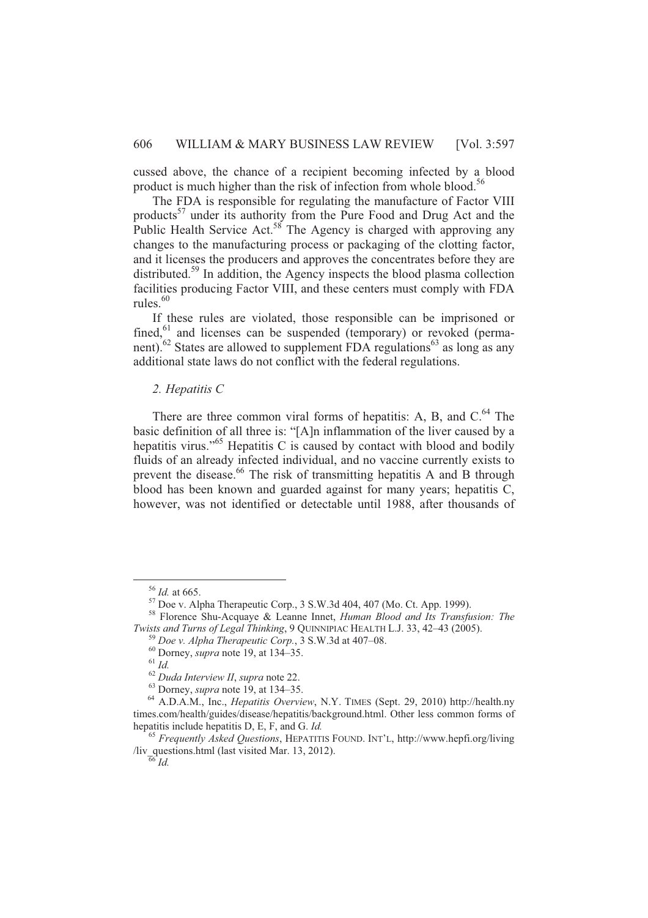cussed above, the chance of a recipient becoming infected by a blood product is much higher than the risk of infection from whole blood.[56]

The FDA is responsible for regulating the manufacture of Factor VIII products[57] under its authority from the Pure Food and Drug Act and the Public Health Service Act.[58] The Agency is charged with approving any changes to the manufacturing process or packaging of the clotting factor, and it licenses the producers and approves the concentrates before they are distributed.[59] In addition, the Agency inspects the blood plasma collection facilities producing Factor VIII, and these centers must comply with FDA rules.[60]

If these rules are violated, those responsible can be imprisoned or fined,[61] and licenses can be suspended (temporary) or revoked (permanent).[62] States are allowed to supplement FDA regulations[63] as long as any additional state laws do not conflict with the federal regulations.

### *2. Hepatitis C*

There are three common viral forms of hepatitis: A, B, and C.[64] The basic definition of all three is: "[A]n inflammation of the liver caused by a hepatitis virus."[65] Hepatitis C is caused by contact with blood and bodily fluids of an already infected individual, and no vaccine currently exists to prevent the disease.[66] The risk of transmitting hepatitis A and B through blood has been known and guarded against for many years; hepatitis C, however, was not identified or detectable until 1988, after thousands of

---

[56] *Id.* at 665.

[57] Doe v. Alpha Therapeutic Corp., 3 S.W.3d 404, 407 (Mo. Ct. App. 1999).

[58] Florence Shu-Acquaye & Leanne Innet, *Human Blood and Its Transfusion: The Twists and Turns of Legal Thinking*, 9 QUINNIPIAC HEALTH L.J. 33, 42–43 (2005).

[59] *Doe v. Alpha Therapeutic Corp.*, 3 S.W.3d at 407–08.

[60] Dorney, *supra* note 19, at 134–35.

[61] *Id.*

[62] *Duda Interview II*, *supra* note 22.

[63] Dorney, *supra* note 19, at 134–35.

[64] A.D.A.M., Inc., *Hepatitis Overview*, N.Y. TIMES (Sept. 29, 2010) http://health.nytimes.com/health/guides/disease/hepatitis/background.html. Other less common forms of hepatitis include hepatitis D, E, F, and G. *Id.*

[65] *Frequently Asked Questions*, HEPATITIS FOUND. INT'L, http://www.hepfi.org/living/liv_questions.html (last visited Mar. 13, 2012).

[66] *Id.*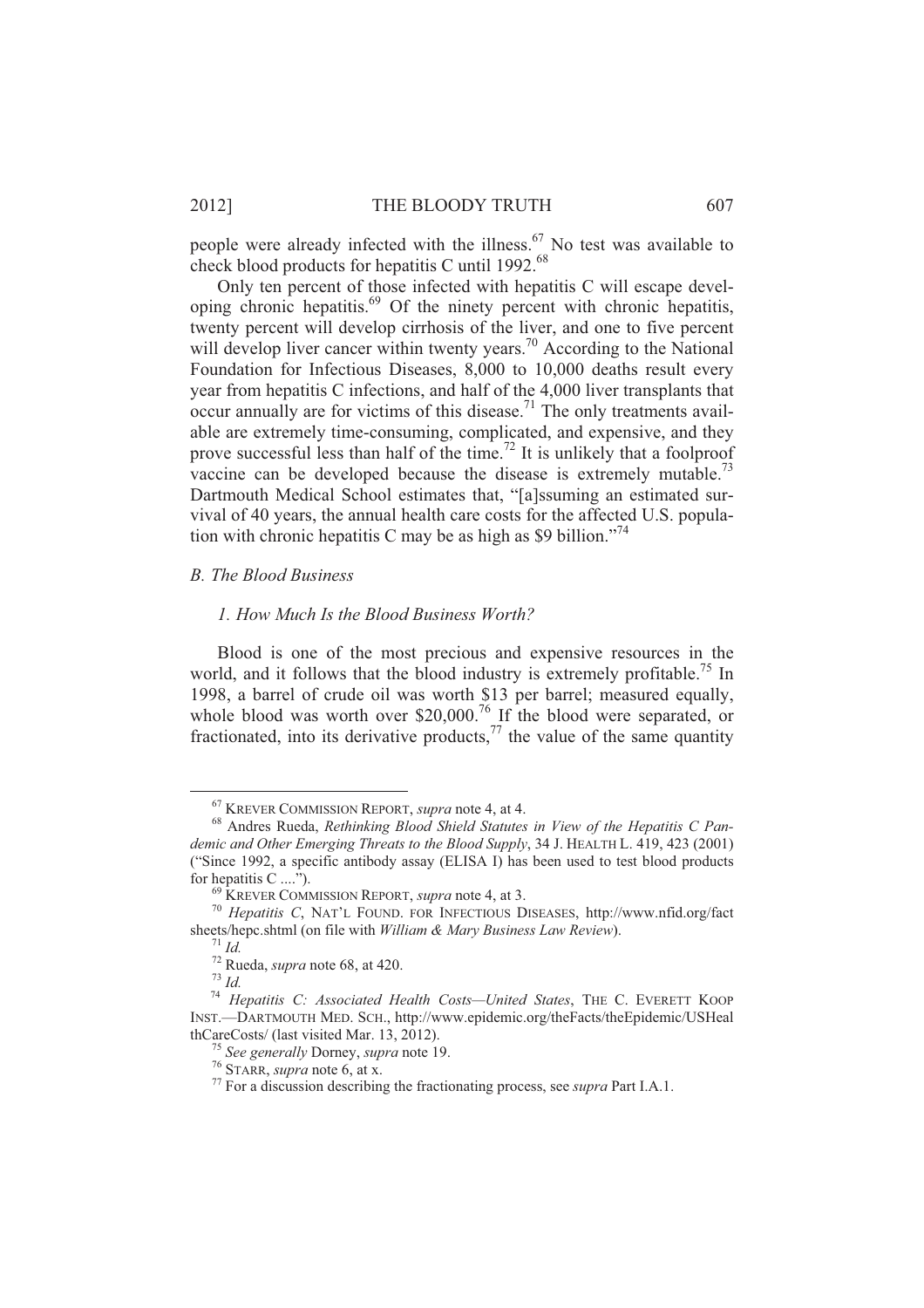people were already infected with the illness.[67] No test was available to check blood products for hepatitis C until 1992.[68]

Only ten percent of those infected with hepatitis C will escape developing chronic hepatitis.[69] Of the ninety percent with chronic hepatitis, twenty percent will develop cirrhosis of the liver, and one to five percent will develop liver cancer within twenty years.[70] According to the National Foundation for Infectious Diseases, 8,000 to 10,000 deaths result every year from hepatitis C infections, and half of the 4,000 liver transplants that occur annually are for victims of this disease.[71] The only treatments available are extremely time-consuming, complicated, and expensive, and they prove successful less than half of the time.[72] It is unlikely that a foolproof vaccine can be developed because the disease is extremely mutable.[73] Dartmouth Medical School estimates that, "[a]ssuming an estimated survival of 40 years, the annual health care costs for the affected U.S. population with chronic hepatitis C may be as high as $9 billion."[74]

### *B. The Blood Business*

#### *1. How Much Is the Blood Business Worth?*

Blood is one of the most precious and expensive resources in the world, and it follows that the blood industry is extremely profitable.[75] In 1998, a barrel of crude oil was worth $13 per barrel; measured equally, whole blood was worth over $20,000.[76] If the blood were separated, or fractionated, into its derivative products,[77] the value of the same quantity

---

[67] KREVER COMMISSION REPORT, *supra* note 4, at 4.

[68] Andres Rueda, *Rethinking Blood Shield Statutes in View of the Hepatitis C Pandemic and Other Emerging Threats to the Blood Supply*, 34 J. HEALTH L. 419, 423 (2001) ("Since 1992, a specific antibody assay (ELISA I) has been used to test blood products for hepatitis C ....").

[69] KREVER COMMISSION REPORT, *supra* note 4, at 3.

[70] *Hepatitis C*, NAT'L FOUND. FOR INFECTIOUS DISEASES, http://www.nfid.org/factsheets/hepc.shtml (on file with *William & Mary Business Law Review*).

[71] *Id.*

[72] Rueda, *supra* note 68, at 420.

[73] *Id.*

[74] *Hepatitis C: Associated Health Costs—United States*, THE C. EVERETT KOOP INST.—DARTMOUTH MED. SCH., http://www.epidemic.org/theFacts/theEpidemic/USHealthCareCosts/ (last visited Mar. 13, 2012).

[75] *See generally* Dorney, *supra* note 19.

[76] STARR, *supra* note 6, at x.

[77] For a discussion describing the fractionating process, see *supra* Part I.A.1.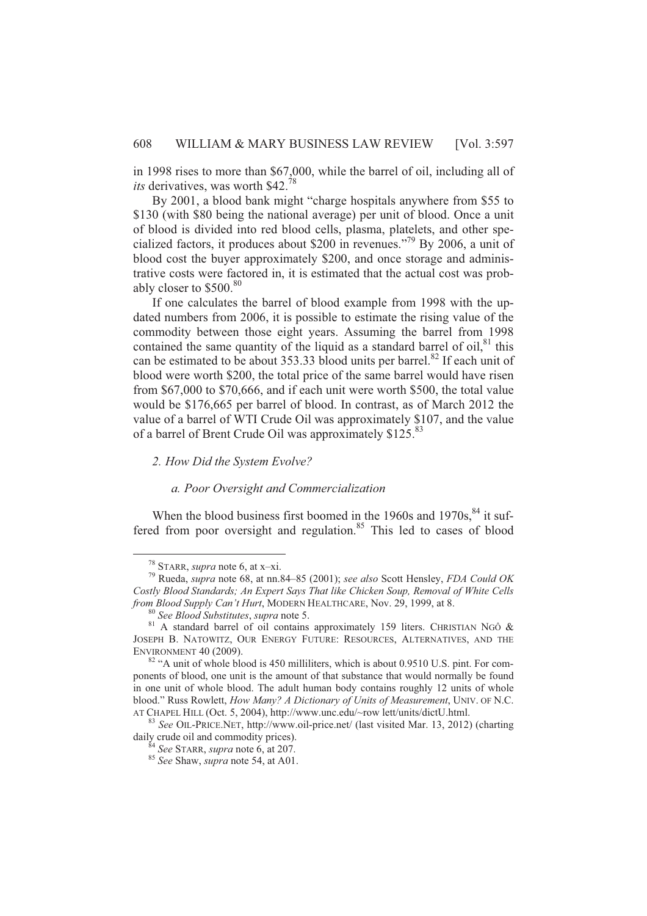in 1998 rises to more than $67,000, while the barrel of oil, including all of *its* derivatives, was worth $42.[78]

By 2001, a blood bank might "charge hospitals anywhere from $55 to $130 (with $80 being the national average) per unit of blood. Once a unit of blood is divided into red blood cells, plasma, platelets, and other specialized factors, it produces about $200 in revenues."[79] By 2006, a unit of blood cost the buyer approximately $200, and once storage and administrative costs were factored in, it is estimated that the actual cost was probably closer to $500.[80]

If one calculates the barrel of blood example from 1998 with the updated numbers from 2006, it is possible to estimate the rising value of the commodity between those eight years. Assuming the barrel from 1998 contained the same quantity of the liquid as a standard barrel of oil,[81] this can be estimated to be about 353.33 blood units per barrel.[82] If each unit of blood were worth $200, the total price of the same barrel would have risen from $67,000 to $70,666, and if each unit were worth $500, the total value would be $176,665 per barrel of blood. In contrast, as of March 2012 the value of a barrel of WTI Crude Oil was approximately $107, and the value of a barrel of Brent Crude Oil was approximately $125.[83]

### *2. How Did the System Evolve?*

#### *a. Poor Oversight and Commercialization*

When the blood business first boomed in the 1960s and 1970s,[84] it suffered from poor oversight and regulation.[85] This led to cases of blood

---

[78] STARR, *supra* note 6, at x–xi.

[79] Rueda, *supra* note 68, at nn.84–85 (2001); *see also* Scott Hensley, *FDA Could OK Costly Blood Standards; An Expert Says That like Chicken Soup, Removal of White Cells from Blood Supply Can't Hurt*, MODERN HEALTHCARE, Nov. 29, 1999, at 8.

[80] *See Blood Substitutes*, *supra* note 5.

[81] A standard barrel of oil contains approximately 159 liters. CHRISTIAN NGÔ & JOSEPH B. NATOWITZ, OUR ENERGY FUTURE: RESOURCES, ALTERNATIVES, AND THE ENVIRONMENT 40 (2009).

[82] "A unit of whole blood is 450 milliliters, which is about 0.9510 U.S. pint. For components of blood, one unit is the amount of that substance that would normally be found in one unit of whole blood. The adult human body contains roughly 12 units of whole blood." Russ Rowlett, *How Many? A Dictionary of Units of Measurement*, UNIV. OF N.C. AT CHAPEL HILL (Oct. 5, 2004), http://www.unc.edu/~row lett/units/dictU.html.

[83] *See* OIL-PRICE.NET, http://www.oil-price.net/ (last visited Mar. 13, 2012) (charting daily crude oil and commodity prices).

[84] *See* STARR, *supra* note 6, at 207.

[85] *See* Shaw, *supra* note 54, at A01.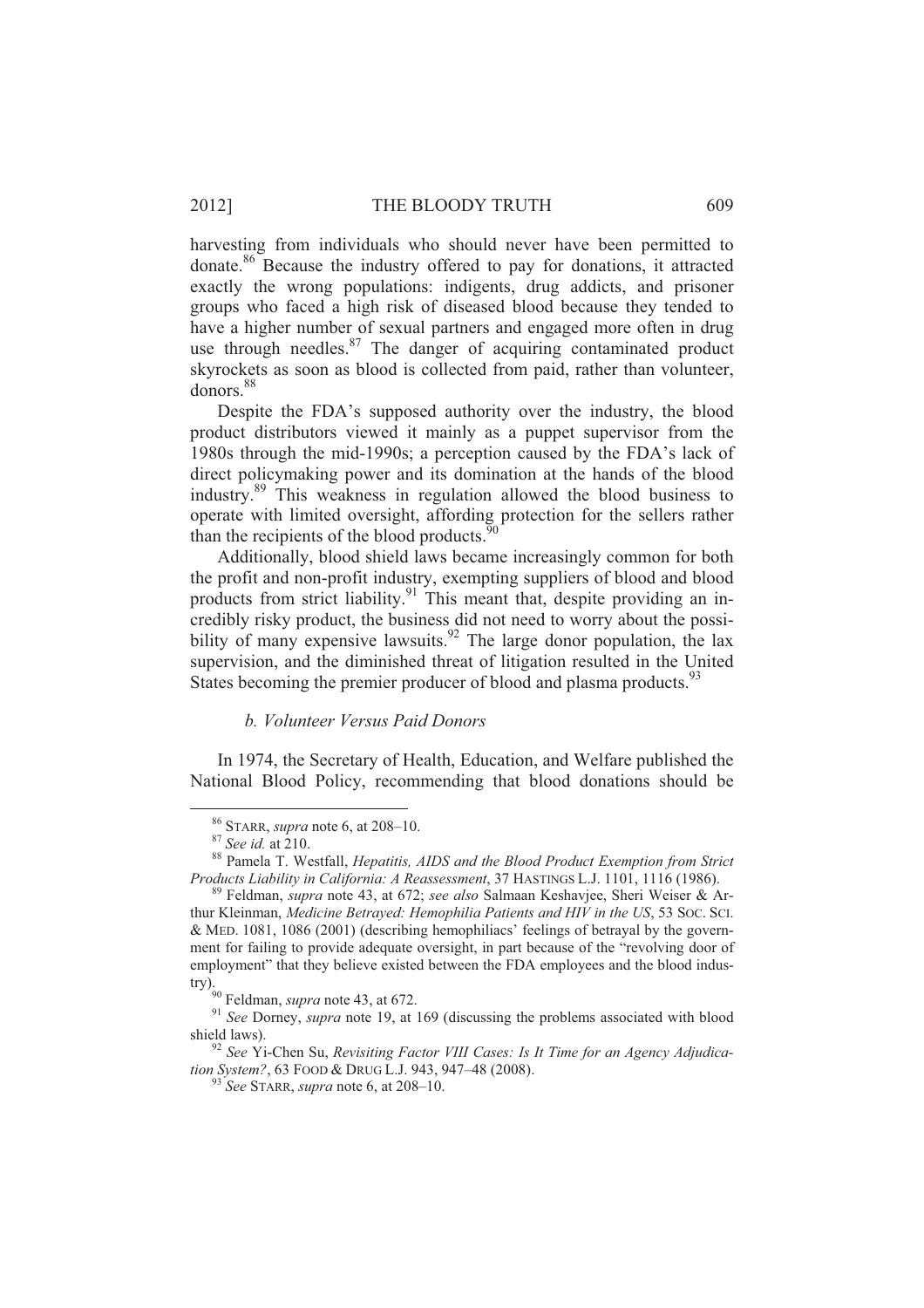harvesting from individuals who should never have been permitted to donate.[86] Because the industry offered to pay for donations, it attracted exactly the wrong populations: indigents, drug addicts, and prisoner groups who faced a high risk of diseased blood because they tended to have a higher number of sexual partners and engaged more often in drug use through needles.[87] The danger of acquiring contaminated product skyrockets as soon as blood is collected from paid, rather than volunteer, donors.[88]

Despite the FDA's supposed authority over the industry, the blood product distributors viewed it mainly as a puppet supervisor from the 1980s through the mid-1990s; a perception caused by the FDA's lack of direct policymaking power and its domination at the hands of the blood industry.[89] This weakness in regulation allowed the blood business to operate with limited oversight, affording protection for the sellers rather than the recipients of the blood products.[90]

Additionally, blood shield laws became increasingly common for both the profit and non-profit industry, exempting suppliers of blood and blood products from strict liability.[91] This meant that, despite providing an incredibly risky product, the business did not need to worry about the possibility of many expensive lawsuits.[92] The large donor population, the lax supervision, and the diminished threat of litigation resulted in the United States becoming the premier producer of blood and plasma products.[93]

### *b. Volunteer Versus Paid Donors*

In 1974, the Secretary of Health, Education, and Welfare published the National Blood Policy, recommending that blood donations should be

---

[86] STARR, *supra* note 6, at 208–10.

[87] *See id.* at 210.

[88] Pamela T. Westfall, *Hepatitis, AIDS and the Blood Product Exemption from Strict Products Liability in California: A Reassessment*, 37 HASTINGS L.J. 1101, 1116 (1986).

[89] Feldman, *supra* note 43, at 672; *see also* Salmaan Keshavjee, Sheri Weiser & Arthur Kleinman, *Medicine Betrayed: Hemophilia Patients and HIV in the US*, 53 SOC. SCI. & MED. 1081, 1086 (2001) (describing hemophiliacs' feelings of betrayal by the government for failing to provide adequate oversight, in part because of the "revolving door of employment" that they believe existed between the FDA employees and the blood industry).

[90] Feldman, *supra* note 43, at 672.

[91] *See* Dorney, *supra* note 19, at 169 (discussing the problems associated with blood shield laws).

[92] *See* Yi-Chen Su, *Revisiting Factor VIII Cases: Is It Time for an Agency Adjudication System?*, 63 FOOD & DRUG L.J. 943, 947–48 (2008).

[93] *See* STARR, *supra* note 6, at 208–10.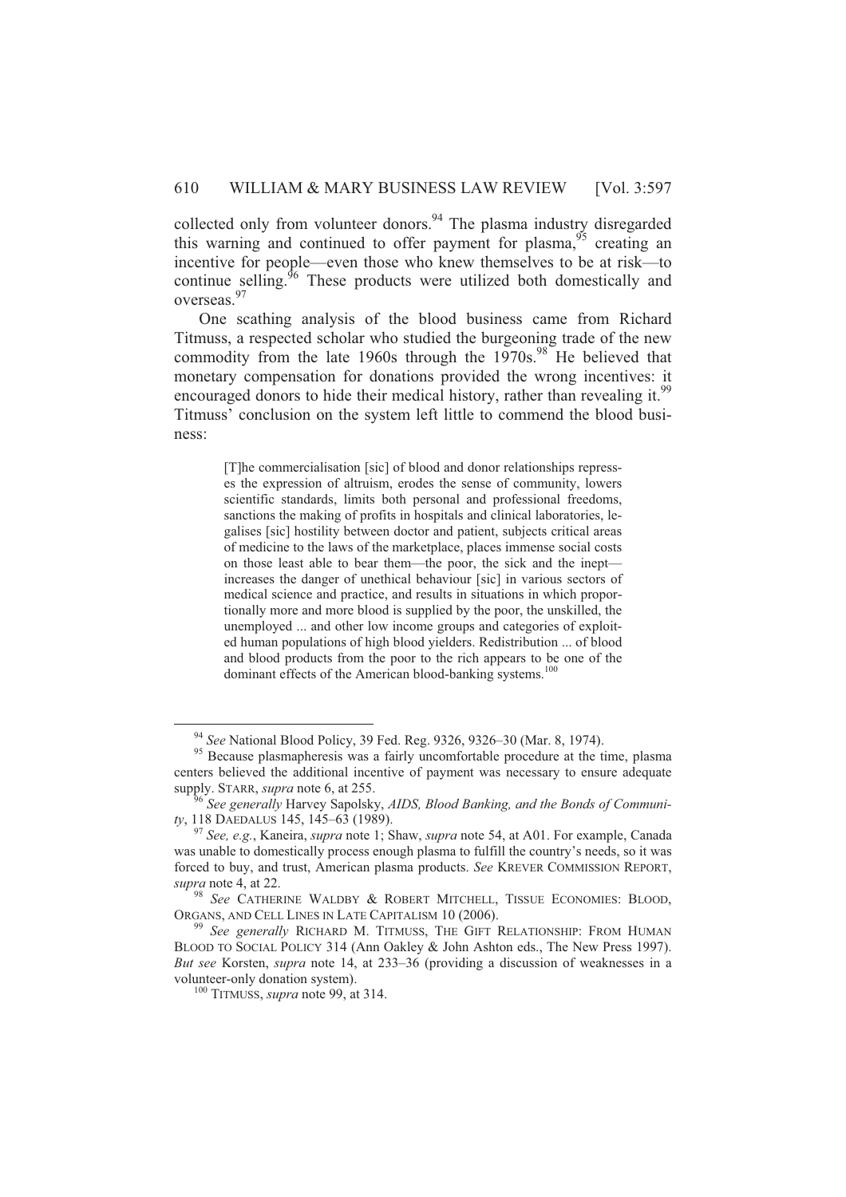collected only from volunteer donors.[94] The plasma industry disregarded this warning and continued to offer payment for plasma,[95] creating an incentive for people—even those who knew themselves to be at risk—to continue selling.[96] These products were utilized both domestically and overseas.[97]

One scathing analysis of the blood business came from Richard Titmuss, a respected scholar who studied the burgeoning trade of the new commodity from the late 1960s through the 1970s.[98] He believed that monetary compensation for donations provided the wrong incentives: it encouraged donors to hide their medical history, rather than revealing it.[99] Titmuss' conclusion on the system left little to commend the blood business:

> [T]he commercialisation [sic] of blood and donor relationships represses the expression of altruism, erodes the sense of community, lowers scientific standards, limits both personal and professional freedoms, sanctions the making of profits in hospitals and clinical laboratories, legalises [sic] hostility between doctor and patient, subjects critical areas of medicine to the laws of the marketplace, places immense social costs on those least able to bear them—the poor, the sick and the inept—increases the danger of unethical behaviour [sic] in various sectors of medical science and practice, and results in situations in which proportionally more and more blood is supplied by the poor, the unskilled, the unemployed ... and other low income groups and categories of exploited human populations of high blood yielders. Redistribution ... of blood and blood products from the poor to the rich appears to be one of the dominant effects of the American blood-banking systems.[100]

---

[94] *See* National Blood Policy, 39 Fed. Reg. 9326, 9326–30 (Mar. 8, 1974).

[95] Because plasmapheresis was a fairly uncomfortable procedure at the time, plasma centers believed the additional incentive of payment was necessary to ensure adequate supply. STARR, *supra* note 6, at 255.

[96] *See generally* Harvey Sapolsky, *AIDS, Blood Banking, and the Bonds of Community*, 118 DAEDALUS 145, 145–63 (1989).

[97] *See, e.g.*, Kaneira, *supra* note 1; Shaw, *supra* note 54, at A01. For example, Canada was unable to domestically process enough plasma to fulfill the country's needs, so it was forced to buy, and trust, American plasma products. *See* KREVER COMMISSION REPORT, *supra* note 4, at 22.

[98] *See* CATHERINE WALDBY & ROBERT MITCHELL, TISSUE ECONOMIES: BLOOD, ORGANS, AND CELL LINES IN LATE CAPITALISM 10 (2006).

[99] *See generally* RICHARD M. TITMUSS, THE GIFT RELATIONSHIP: FROM HUMAN BLOOD TO SOCIAL POLICY 314 (Ann Oakley & John Ashton eds., The New Press 1997). *But see* Korsten, *supra* note 14, at 233–36 (providing a discussion of weaknesses in a volunteer-only donation system).

[100] TITMUSS, *supra* note 99, at 314.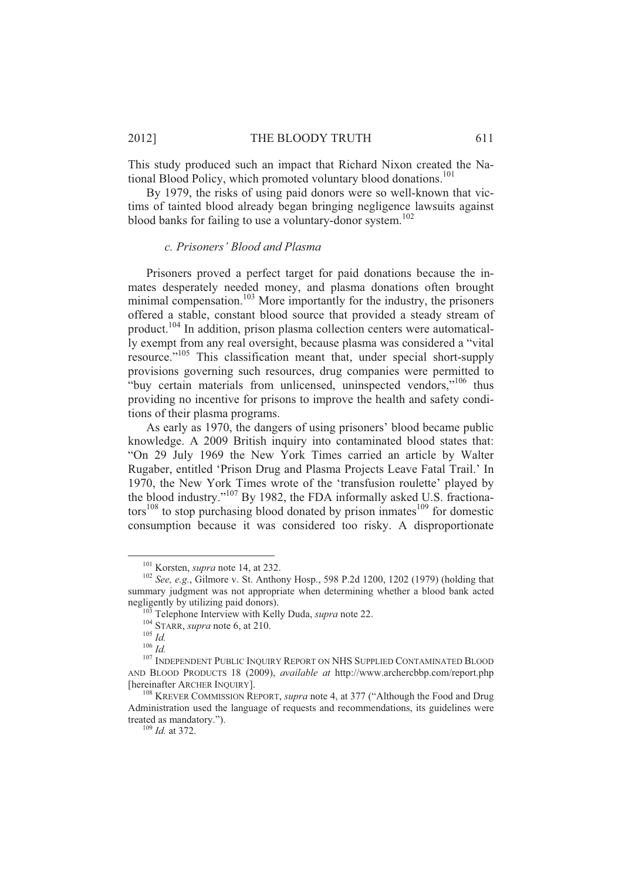This study produced such an impact that Richard Nixon created the National Blood Policy, which promoted voluntary blood donations.[101]

By 1979, the risks of using paid donors were so well-known that victims of tainted blood already began bringing negligence lawsuits against blood banks for failing to use a voluntary-donor system.[102]

### *c. Prisoners' Blood and Plasma*

Prisoners proved a perfect target for paid donations because the inmates desperately needed money, and plasma donations often brought minimal compensation.[103] More importantly for the industry, the prisoners offered a stable, constant blood source that provided a steady stream of product.[104] In addition, prison plasma collection centers were automatically exempt from any real oversight, because plasma was considered a "vital resource."[105] This classification meant that, under special short-supply provisions governing such resources, drug companies were permitted to "buy certain materials from unlicensed, uninspected vendors,"[106] thus providing no incentive for prisons to improve the health and safety conditions of their plasma programs.

As early as 1970, the dangers of using prisoners' blood became public knowledge. A 2009 British inquiry into contaminated blood states that: "On 29 July 1969 the New York Times carried an article by Walter Rugaber, entitled 'Prison Drug and Plasma Projects Leave Fatal Trail.' In 1970, the New York Times wrote of the 'transfusion roulette' played by the blood industry."[107] By 1982, the FDA informally asked U.S. fractionators[108] to stop purchasing blood donated by prison inmates[109] for domestic consumption because it was considered too risky. A disproportionate

---

[101] Korsten, *supra* note 14, at 232.

[102] *See, e.g.*, Gilmore v. St. Anthony Hosp., 598 P.2d 1200, 1202 (1979) (holding that summary judgment was not appropriate when determining whether a blood bank acted negligently by utilizing paid donors).

[103] Telephone Interview with Kelly Duda, *supra* note 22.

[104] STARR, *supra* note 6, at 210.

[105] *Id.*

[106] *Id.*

[107] INDEPENDENT PUBLIC INQUIRY REPORT ON NHS SUPPLIED CONTAMINATED BLOOD AND BLOOD PRODUCTS 18 (2009), *available at* http://www.archercbbp.com/report.php [hereinafter ARCHER INQUIRY].

[108] KREVER COMMISSION REPORT, *supra* note 4, at 377 ("Although the Food and Drug Administration used the language of requests and recommendations, its guidelines were treated as mandatory.").

[109] *Id.* at 372.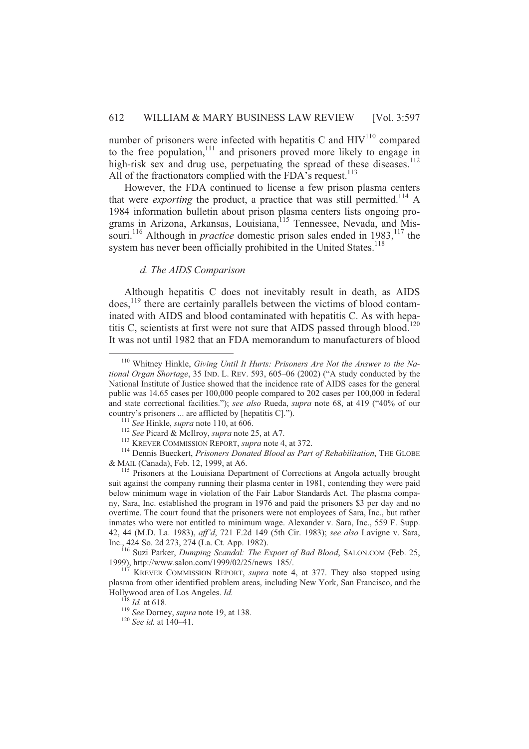number of prisoners were infected with hepatitis C and HIV[110] compared to the free population,[111] and prisoners proved more likely to engage in high-risk sex and drug use, perpetuating the spread of these diseases.[112] All of the fractionators complied with the FDA's request.[113]

However, the FDA continued to license a few prison plasma centers that were *exporting* the product, a practice that was still permitted.[114] A 1984 information bulletin about prison plasma centers lists ongoing programs in Arizona, Arkansas, Louisiana,[115] Tennessee, Nevada, and Missouri.[116] Although in *practice* domestic prison sales ended in 1983,[117] the system has never been officially prohibited in the United States.[118]

### *d. The AIDS Comparison*

Although hepatitis C does not inevitably result in death, as AIDS does,[119] there are certainly parallels between the victims of blood contaminated with AIDS and blood contaminated with hepatitis C. As with hepatitis C, scientists at first were not sure that AIDS passed through blood.[120] It was not until 1982 that an FDA memorandum to manufacturers of blood

---

[110] Whitney Hinkle, *Giving Until It Hurts: Prisoners Are Not the Answer to the National Organ Shortage*, 35 IND. L. REV. 593, 605–06 (2002) ("A study conducted by the National Institute of Justice showed that the incidence rate of AIDS cases for the general public was 14.65 cases per 100,000 people compared to 202 cases per 100,000 in federal and state correctional facilities."); *see also* Rueda, *supra* note 68, at 419 ("40% of our country's prisoners ... are afflicted by [hepatitis C].").

[111] *See* Hinkle, *supra* note 110, at 606.

[112] *See* Picard & McIlroy, *supra* note 25, at A7.

[113] KREVER COMMISSION REPORT, *supra* note 4, at 372.

[114] Dennis Bueckert, *Prisoners Donated Blood as Part of Rehabilitation*, THE GLOBE & MAIL (Canada), Feb. 12, 1999, at A6.

[115] Prisoners at the Louisiana Department of Corrections at Angola actually brought suit against the company running their plasma center in 1981, contending they were paid below minimum wage in violation of the Fair Labor Standards Act. The plasma company, Sara, Inc. established the program in 1976 and paid the prisoners $3 per day and no overtime. The court found that the prisoners were not employees of Sara, Inc., but rather inmates who were not entitled to minimum wage. Alexander v. Sara, Inc., 559 F. Supp. 42, 44 (M.D. La. 1983), *aff'd*, 721 F.2d 149 (5th Cir. 1983); *see also* Lavigne v. Sara, Inc., 424 So. 2d 273, 274 (La. Ct. App. 1982).

[116] Suzi Parker, *Dumping Scandal: The Export of Bad Blood*, SALON.COM (Feb. 25, 1999), http://www.salon.com/1999/02/25/news_185/.

[117] KREVER COMMISSION REPORT, *supra* note 4, at 377. They also stopped using plasma from other identified problem areas, including New York, San Francisco, and the Hollywood area of Los Angeles. *Id.*

[118] *Id.* at 618.

[119] *See* Dorney, *supra* note 19, at 138.

[120] *See id.* at 140–41.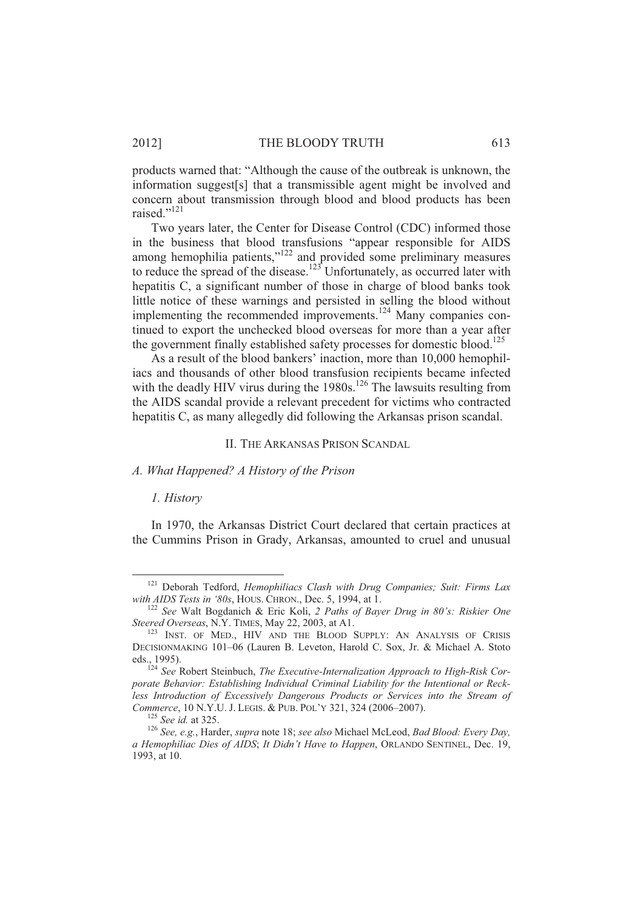products warned that: "Although the cause of the outbreak is unknown, the information suggest[s] that a transmissible agent might be involved and concern about transmission through blood and blood products has been raised."[121]

Two years later, the Center for Disease Control (CDC) informed those in the business that blood transfusions "appear responsible for AIDS among hemophilia patients,"[122] and provided some preliminary measures to reduce the spread of the disease.[123] Unfortunately, as occurred later with hepatitis C, a significant number of those in charge of blood banks took little notice of these warnings and persisted in selling the blood without implementing the recommended improvements.[124] Many companies continued to export the unchecked blood overseas for more than a year after the government finally established safety processes for domestic blood.[125]

As a result of the blood bankers' inaction, more than 10,000 hemophiliacs and thousands of other blood transfusion recipients became infected with the deadly HIV virus during the 1980s.[126] The lawsuits resulting from the AIDS scandal provide a relevant precedent for victims who contracted hepatitis C, as many allegedly did following the Arkansas prison scandal.

## II. The Arkansas Prison Scandal

### *A. What Happened? A History of the Prison*

#### *1. History*

In 1970, the Arkansas District Court declared that certain practices at the Cummins Prison in Grady, Arkansas, amounted to cruel and unusual

---

[121] Deborah Tedford, *Hemophiliacs Clash with Drug Companies; Suit: Firms Lax with AIDS Tests in '80s*, HOUS. CHRON., Dec. 5, 1994, at 1.

[122] *See* Walt Bogdanich & Eric Koli, *2 Paths of Bayer Drug in 80's: Riskier One Steered Overseas*, N.Y. TIMES, May 22, 2003, at A1.

[123] INST. OF MED., HIV AND THE BLOOD SUPPLY: AN ANALYSIS OF CRISIS DECISIONMAKING 101–06 (Lauren B. Leveton, Harold C. Sox, Jr. & Michael A. Stoto eds., 1995).

[124] *See* Robert Steinbuch, *The Executive-Internalization Approach to High-Risk Corporate Behavior: Establishing Individual Criminal Liability for the Intentional or Reckless Introduction of Excessively Dangerous Products or Services into the Stream of Commerce*, 10 N.Y.U. J. LEGIS. & PUB. POL'Y 321, 324 (2006–2007).

[125] *See id.* at 325.

[126] *See, e.g.*, Harder, *supra* note 18; *see also* Michael McLeod, *Bad Blood: Every Day, a Hemophiliac Dies of AIDS*; *It Didn't Have to Happen*, ORLANDO SENTINEL, Dec. 19, 1993, at 10.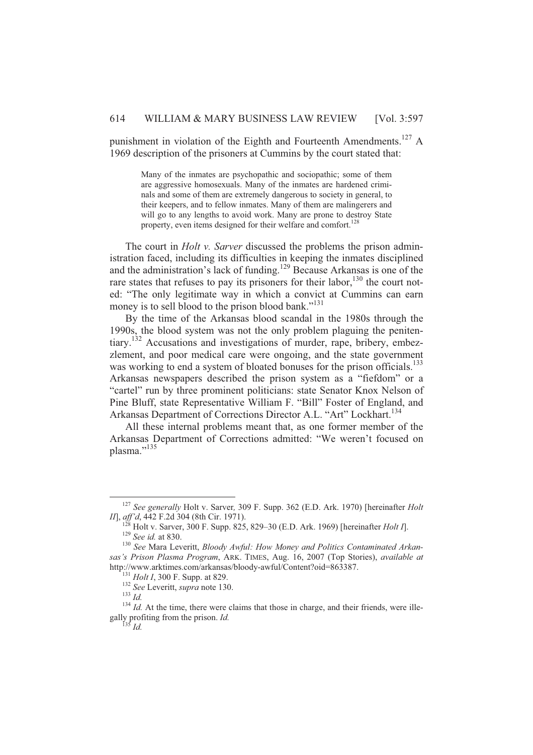punishment in violation of the Eighth and Fourteenth Amendments.[127] A 1969 description of the prisoners at Cummins by the court stated that:

> Many of the inmates are psychopathic and sociopathic; some of them are aggressive homosexuals. Many of the inmates are hardened criminals and some of them are extremely dangerous to society in general, to their keepers, and to fellow inmates. Many of them are malingerers and will go to any lengths to avoid work. Many are prone to destroy State property, even items designed for their welfare and comfort.[128]

The court in *Holt v. Sarver* discussed the problems the prison administration faced, including its difficulties in keeping the inmates disciplined and the administration's lack of funding.[129] Because Arkansas is one of the rare states that refuses to pay its prisoners for their labor,[130] the court noted: "The only legitimate way in which a convict at Cummins can earn money is to sell blood to the prison blood bank."[131]

By the time of the Arkansas blood scandal in the 1980s through the 1990s, the blood system was not the only problem plaguing the penitentiary.[132] Accusations and investigations of murder, rape, bribery, embezzlement, and poor medical care were ongoing, and the state government was working to end a system of bloated bonuses for the prison officials.[133] Arkansas newspapers described the prison system as a "fiefdom" or a "cartel" run by three prominent politicians: state Senator Knox Nelson of Pine Bluff, state Representative William F. "Bill" Foster of England, and Arkansas Department of Corrections Director A.L. "Art" Lockhart.[134]

All these internal problems meant that, as one former member of the Arkansas Department of Corrections admitted: "We weren't focused on plasma."[135]

---

[127] *See generally* Holt v. Sarver*,* 309 F. Supp. 362 (E.D. Ark. 1970) [hereinafter *Holt II*], *aff'd*, 442 F.2d 304 (8th Cir. 1971).

[128] Holt v. Sarver, 300 F. Supp. 825, 829–30 (E.D. Ark. 1969) [hereinafter *Holt I*].

[129] *See id.* at 830.

[130] *See* Mara Leveritt, *Bloody Awful: How Money and Politics Contaminated Arkansas's Prison Plasma Program*, ARK. TIMES, Aug. 16, 2007 (Top Stories), *available at* http://www.arktimes.com/arkansas/bloody-awful/Content?oid=863387.

[131] *Holt I*, 300 F. Supp. at 829.

[132] *See* Leveritt, *supra* note 130.

[133] *Id.*

[134] *Id.* At the time, there were claims that those in charge, and their friends, were illegally profiting from the prison. *Id.*

[135] *Id.*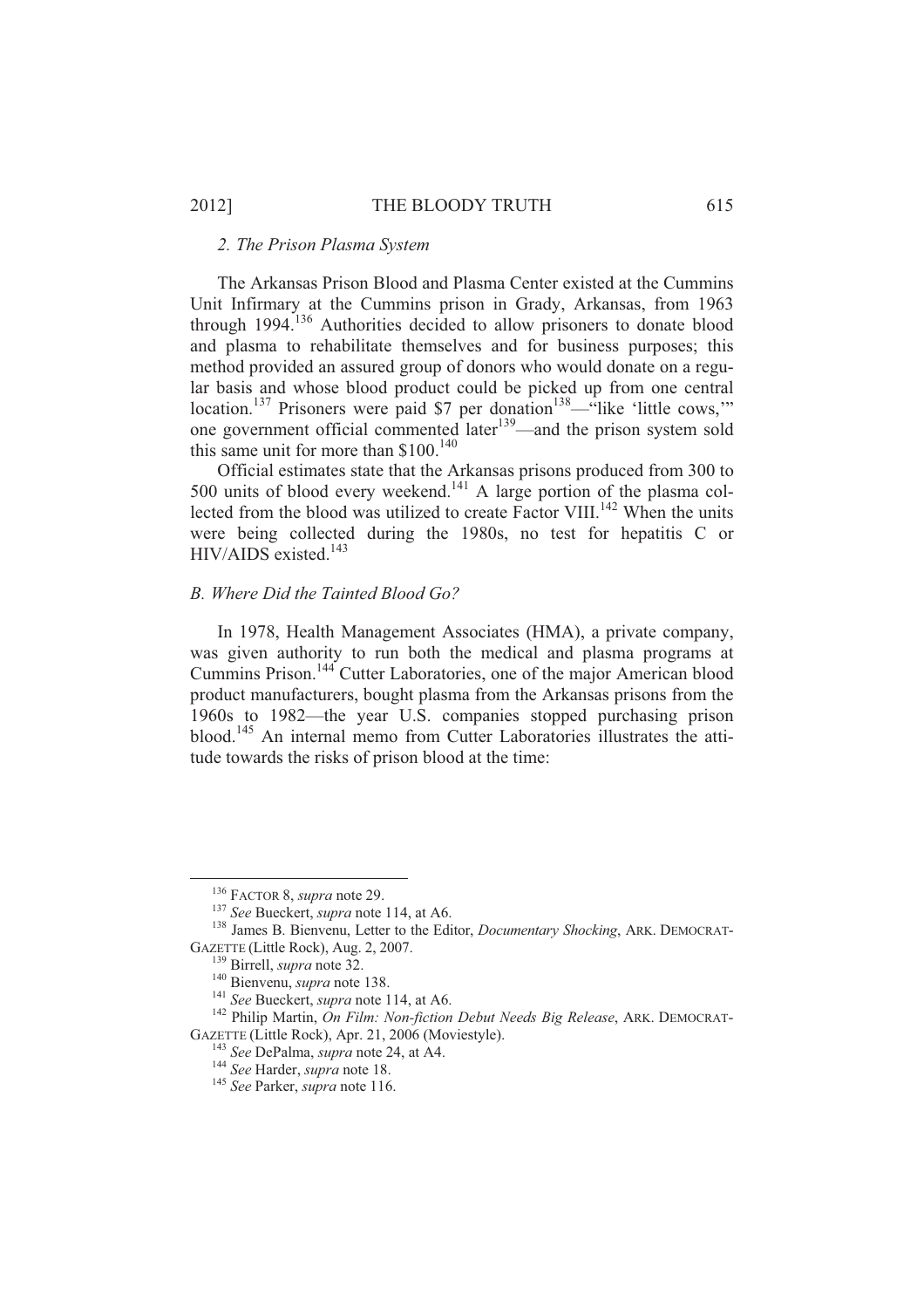### *2. The Prison Plasma System*

The Arkansas Prison Blood and Plasma Center existed at the Cummins Unit Infirmary at the Cummins prison in Grady, Arkansas, from 1963 through 1994.[136] Authorities decided to allow prisoners to donate blood and plasma to rehabilitate themselves and for business purposes; this method provided an assured group of donors who would donate on a regular basis and whose blood product could be picked up from one central location.[137] Prisoners were paid $7 per donation[138]—"like 'little cows,'" one government official commented later[139]—and the prison system sold this same unit for more than $100.[140]

Official estimates state that the Arkansas prisons produced from 300 to 500 units of blood every weekend.[141] A large portion of the plasma collected from the blood was utilized to create Factor VIII.[142] When the units were being collected during the 1980s, no test for hepatitis C or HIV/AIDS existed.[143]

## *B. Where Did the Tainted Blood Go?*

In 1978, Health Management Associates (HMA), a private company, was given authority to run both the medical and plasma programs at Cummins Prison.[144] Cutter Laboratories, one of the major American blood product manufacturers, bought plasma from the Arkansas prisons from the 1960s to 1982—the year U.S. companies stopped purchasing prison blood.[145] An internal memo from Cutter Laboratories illustrates the attitude towards the risks of prison blood at the time:

---

[136] FACTOR 8, *supra* note 29.

[137] *See* Bueckert, *supra* note 114, at A6.

[138] James B. Bienvenu, Letter to the Editor, *Documentary Shocking*, ARK. DEMOCRAT-GAZETTE (Little Rock), Aug. 2, 2007.

[139] Birrell, *supra* note 32.

[140] Bienvenu, *supra* note 138.

[141] *See* Bueckert, *supra* note 114, at A6.

[142] Philip Martin, *On Film: Non-fiction Debut Needs Big Release*, ARK. DEMOCRAT-GAZETTE (Little Rock), Apr. 21, 2006 (Moviestyle).

[143] *See* DePalma, *supra* note 24, at A4.

[144] *See* Harder, *supra* note 18.

[145] *See* Parker, *supra* note 116.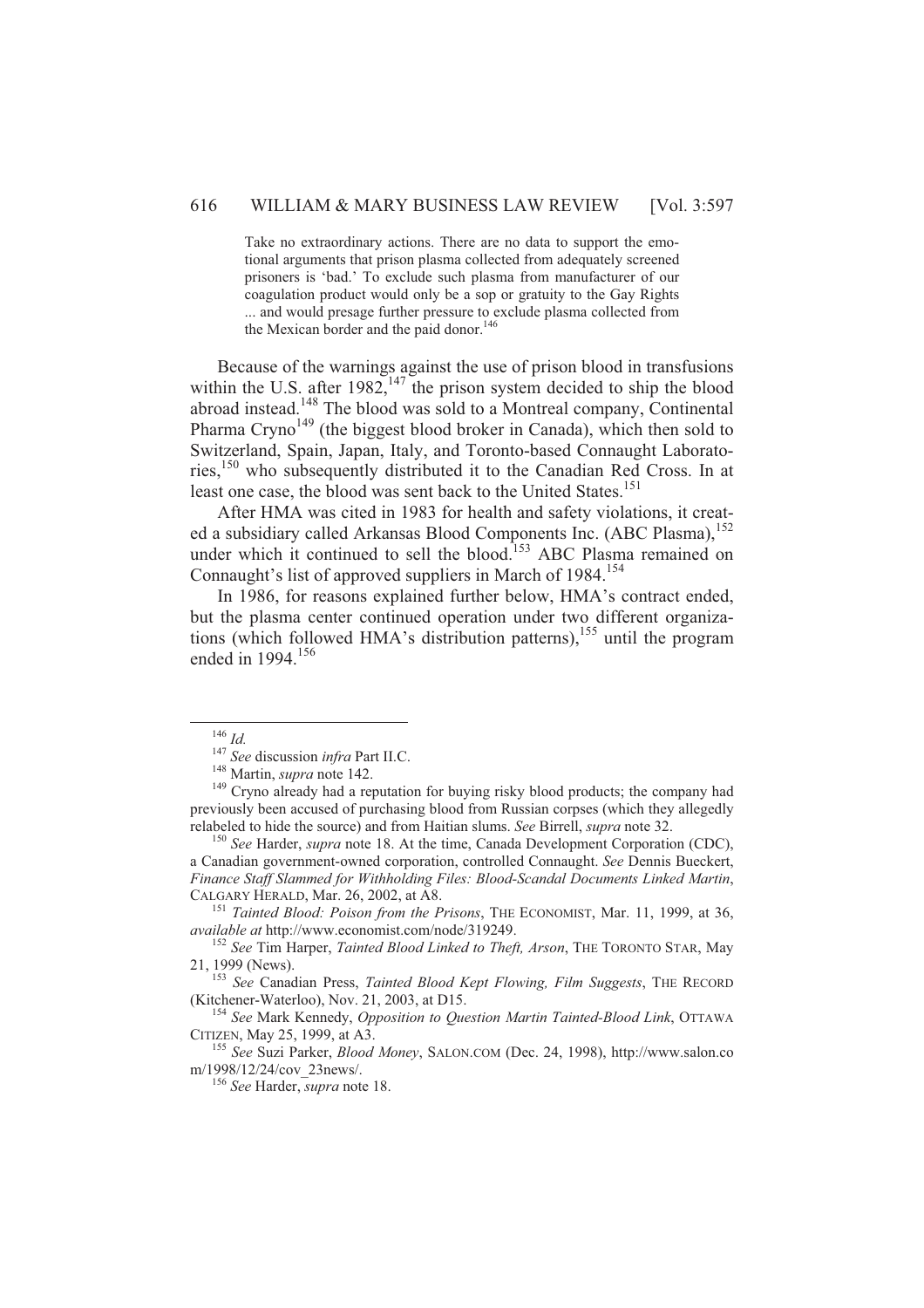> Take no extraordinary actions. There are no data to support the emotional arguments that prison plasma collected from adequately screened prisoners is 'bad.' To exclude such plasma from manufacturer of our coagulation product would only be a sop or gratuity to the Gay Rights ... and would presage further pressure to exclude plasma collected from the Mexican border and the paid donor.[146]

Because of the warnings against the use of prison blood in transfusions within the U.S. after 1982,[147] the prison system decided to ship the blood abroad instead.[148] The blood was sold to a Montreal company, Continental Pharma Cryno[149] (the biggest blood broker in Canada), which then sold to Switzerland, Spain, Japan, Italy, and Toronto-based Connaught Laboratories,[150] who subsequently distributed it to the Canadian Red Cross. In at least one case, the blood was sent back to the United States.[151]

After HMA was cited in 1983 for health and safety violations, it created a subsidiary called Arkansas Blood Components Inc. (ABC Plasma),[152] under which it continued to sell the blood.[153] ABC Plasma remained on Connaught's list of approved suppliers in March of 1984.[154]

In 1986, for reasons explained further below, HMA's contract ended, but the plasma center continued operation under two different organizations (which followed HMA's distribution patterns),[155] until the program ended in 1994.[156]

---

[146] *Id.*

[147] *See* discussion *infra* Part II.C.

[148] Martin, *supra* note 142.

[149] Cryno already had a reputation for buying risky blood products; the company had previously been accused of purchasing blood from Russian corpses (which they allegedly relabeled to hide the source) and from Haitian slums. *See* Birrell, *supra* note 32.

[150] *See* Harder, *supra* note 18. At the time, Canada Development Corporation (CDC), a Canadian government-owned corporation, controlled Connaught. *See* Dennis Bueckert, *Finance Staff Slammed for Withholding Files: Blood-Scandal Documents Linked Martin*, CALGARY HERALD, Mar. 26, 2002, at A8.

[151] *Tainted Blood: Poison from the Prisons*, THE ECONOMIST, Mar. 11, 1999, at 36, *available at* http://www.economist.com/node/319249.

[152] *See* Tim Harper, *Tainted Blood Linked to Theft, Arson*, THE TORONTO STAR, May 21, 1999 (News).

[153] *See* Canadian Press, *Tainted Blood Kept Flowing, Film Suggests*, THE RECORD (Kitchener-Waterloo), Nov. 21, 2003, at D15.

[154] *See* Mark Kennedy, *Opposition to Question Martin Tainted-Blood Link*, OTTAWA CITIZEN, May 25, 1999, at A3.

[155] *See* Suzi Parker, *Blood Money*, SALON.COM (Dec. 24, 1998), http://www.salon.com/1998/12/24/cov_23news/.

[156] *See* Harder, *supra* note 18.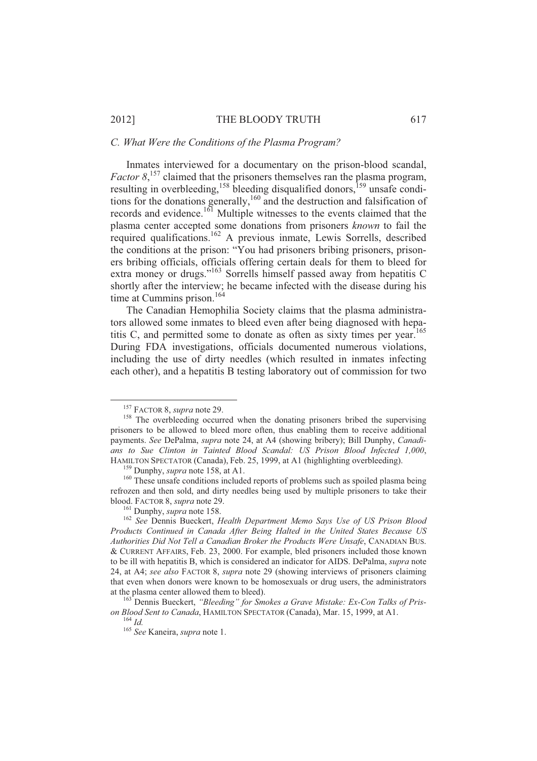### C. What Were the Conditions of the Plasma Program?

Inmates interviewed for a documentary on the prison-blood scandal, *Factor 8*,[157] claimed that the prisoners themselves ran the plasma program, resulting in overbleeding,[158] bleeding disqualified donors,[159] unsafe conditions for the donations generally,[160] and the destruction and falsification of records and evidence.[161] Multiple witnesses to the events claimed that the plasma center accepted some donations from prisoners *known* to fail the required qualifications.[162] A previous inmate, Lewis Sorrells, described the conditions at the prison: "You had prisoners bribing prisoners, prisoners bribing officials, officials offering certain deals for them to bleed for extra money or drugs."[163] Sorrells himself passed away from hepatitis C shortly after the interview; he became infected with the disease during his time at Cummins prison.[164]

The Canadian Hemophilia Society claims that the plasma administrators allowed some inmates to bleed even after being diagnosed with hepatitis C, and permitted some to donate as often as sixty times per year.[165] During FDA investigations, officials documented numerous violations, including the use of dirty needles (which resulted in inmates infecting each other), and a hepatitis B testing laboratory out of commission for two

---

[157] FACTOR 8, *supra* note 29.

[158] The overbleeding occurred when the donating prisoners bribed the supervising prisoners to be allowed to bleed more often, thus enabling them to receive additional payments. *See* DePalma, *supra* note 24, at A4 (showing bribery); Bill Dunphy, *Canadians to Sue Clinton in Tainted Blood Scandal: US Prison Blood Infected 1,000*, HAMILTON SPECTATOR (Canada), Feb. 25, 1999, at A1 (highlighting overbleeding).

[159] Dunphy, *supra* note 158, at A1.

[160] These unsafe conditions included reports of problems such as spoiled plasma being refrozen and then sold, and dirty needles being used by multiple prisoners to take their blood. FACTOR 8, *supra* note 29.

[161] Dunphy, *supra* note 158.

[162] *See* Dennis Bueckert, *Health Department Memo Says Use of US Prison Blood Products Continued in Canada After Being Halted in the United States Because US Authorities Did Not Tell a Canadian Broker the Products Were Unsafe*, CANADIAN BUS. & CURRENT AFFAIRS, Feb. 23, 2000. For example, bled prisoners included those known to be ill with hepatitis B, which is considered an indicator for AIDS. DePalma, *supra* note 24, at A4; *see also* FACTOR 8, *supra* note 29 (showing interviews of prisoners claiming that even when donors were known to be homosexuals or drug users, the administrators at the plasma center allowed them to bleed).

[163] Dennis Bueckert, *"Bleeding" for Smokes a Grave Mistake: Ex-Con Talks of Prison Blood Sent to Canada*, HAMILTON SPECTATOR (Canada), Mar. 15, 1999, at A1.

[164] *Id.*

[165] *See* Kaneira, *supra* note 1.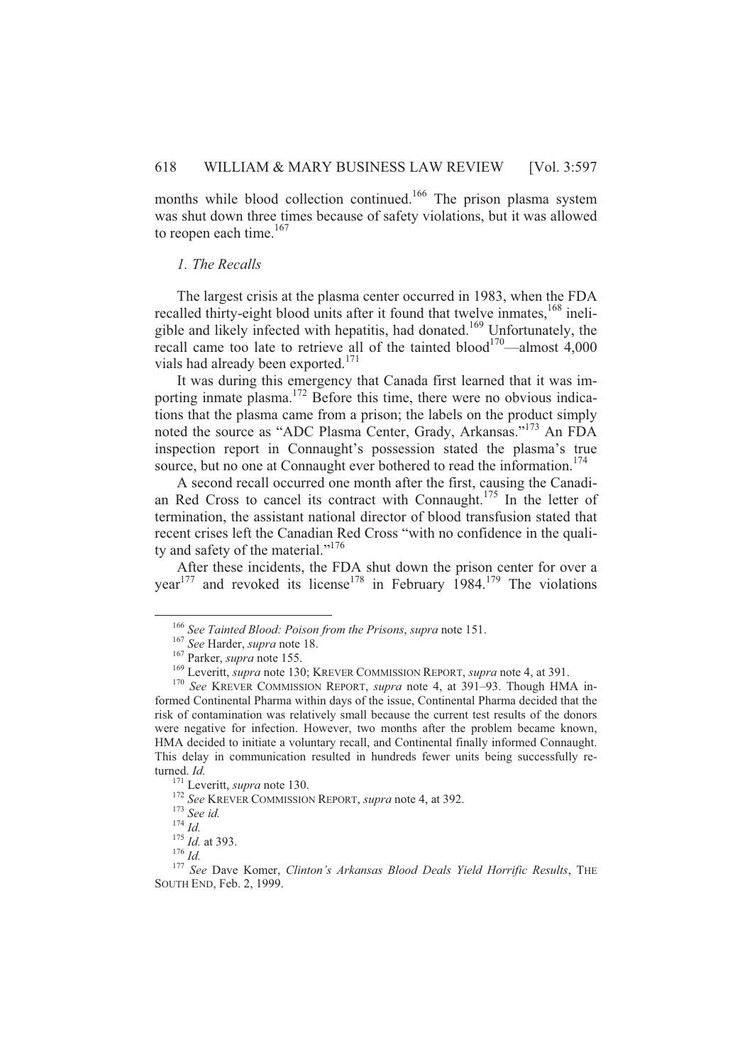months while blood collection continued.[166] The prison plasma system was shut down three times because of safety violations, but it was allowed to reopen each time.[167]

### *1. The Recalls*

The largest crisis at the plasma center occurred in 1983, when the FDA recalled thirty-eight blood units after it found that twelve inmates,[168] ineligible and likely infected with hepatitis, had donated.[169] Unfortunately, the recall came too late to retrieve all of the tainted blood[170]—almost 4,000 vials had already been exported.[171]

It was during this emergency that Canada first learned that it was importing inmate plasma.[172] Before this time, there were no obvious indications that the plasma came from a prison; the labels on the product simply noted the source as "ADC Plasma Center, Grady, Arkansas."[173] An FDA inspection report in Connaught's possession stated the plasma's true source, but no one at Connaught ever bothered to read the information.[174]

A second recall occurred one month after the first, causing the Canadian Red Cross to cancel its contract with Connaught.[175] In the letter of termination, the assistant national director of blood transfusion stated that recent crises left the Canadian Red Cross "with no confidence in the quality and safety of the material."[176]

After these incidents, the FDA shut down the prison center for over a year[177] and revoked its license[178] in February 1984.[179] The violations

---

[166] *See Tainted Blood: Poison from the Prisons*, *supra* note 151.

[167] *See* Harder, *supra* note 18.

[167] Parker, *supra* note 155.

[169] Leveritt, *supra* note 130; KREVER COMMISSION REPORT, *supra* note 4, at 391.

[170] *See* KREVER COMMISSION REPORT, *supra* note 4, at 391–93. Though HMA informed Continental Pharma within days of the issue, Continental Pharma decided that the risk of contamination was relatively small because the current test results of the donors were negative for infection. However, two months after the problem became known, HMA decided to initiate a voluntary recall, and Continental finally informed Connaught. This delay in communication resulted in hundreds fewer units being successfully returned. *Id.*

[171] Leveritt, *supra* note 130.

[172] *See* KREVER COMMISSION REPORT, *supra* note 4, at 392.

[173] *See id.*

[174] *Id.*

[175] *Id.* at 393.

[176] *Id.*

[177] *See* Dave Komer, *Clinton's Arkansas Blood Deals Yield Horrific Results*, THE SOUTH END, Feb. 2, 1999.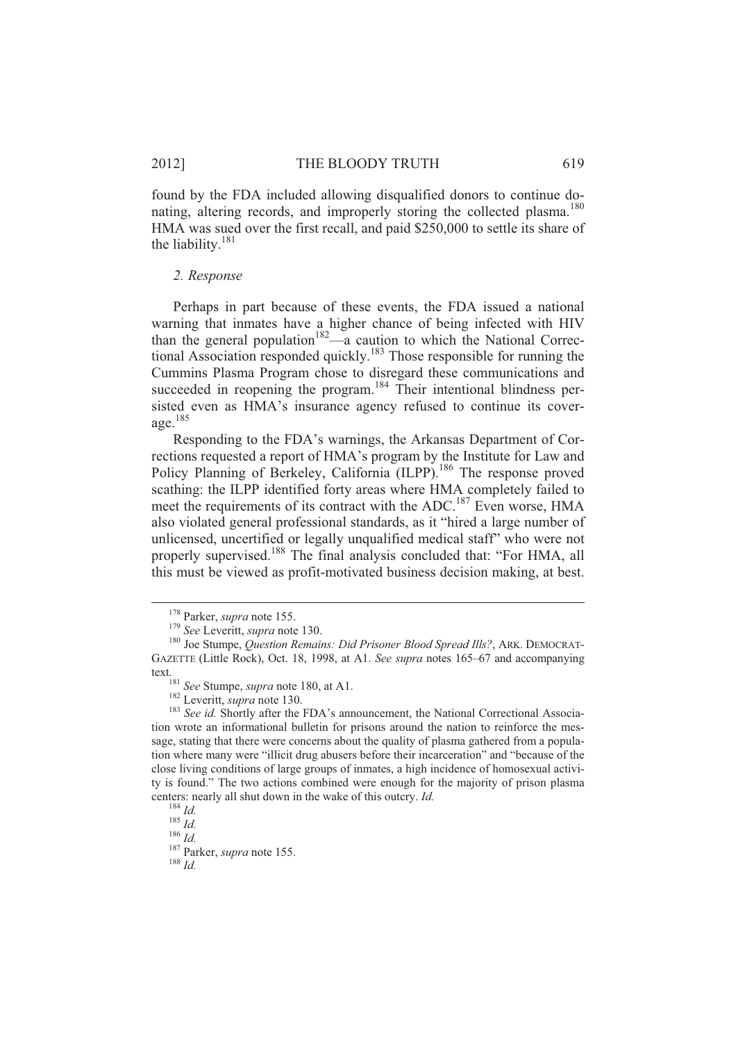found by the FDA included allowing disqualified donors to continue donating, altering records, and improperly storing the collected plasma.[180] HMA was sued over the first recall, and paid $250,000 to settle its share of the liability.[181]

### *2. Response*

Perhaps in part because of these events, the FDA issued a national warning that inmates have a higher chance of being infected with HIV than the general population[182]—a caution to which the National Correctional Association responded quickly.[183] Those responsible for running the Cummins Plasma Program chose to disregard these communications and succeeded in reopening the program.[184] Their intentional blindness persisted even as HMA's insurance agency refused to continue its coverage.[185]

Responding to the FDA's warnings, the Arkansas Department of Corrections requested a report of HMA's program by the Institute for Law and Policy Planning of Berkeley, California (ILPP).[186] The response proved scathing: the ILPP identified forty areas where HMA completely failed to meet the requirements of its contract with the ADC.[187] Even worse, HMA also violated general professional standards, as it "hired a large number of unlicensed, uncertified or legally unqualified medical staff" who were not properly supervised.[188] The final analysis concluded that: "For HMA, all this must be viewed as profit-motivated business decision making, at best.

---

[178] Parker, *supra* note 155.

[179] *See* Leveritt, *supra* note 130.

[180] Joe Stumpe, *Question Remains: Did Prisoner Blood Spread Ills?*, ARK. DEMOCRAT-GAZETTE (Little Rock), Oct. 18, 1998, at A1. *See supra* notes 165–67 and accompanying text.

[181] *See* Stumpe, *supra* note 180, at A1.

[182] Leveritt, *supra* note 130.

[183] *See id.* Shortly after the FDA's announcement, the National Correctional Association wrote an informational bulletin for prisons around the nation to reinforce the message, stating that there were concerns about the quality of plasma gathered from a population where many were "illicit drug abusers before their incarceration" and "because of the close living conditions of large groups of inmates, a high incidence of homosexual activity is found." The two actions combined were enough for the majority of prison plasma centers: nearly all shut down in the wake of this outcry. *Id.*

[184] *Id.*

[185] *Id.*

[186] *Id.*

[187] Parker, *supra* note 155.

[188] *Id.*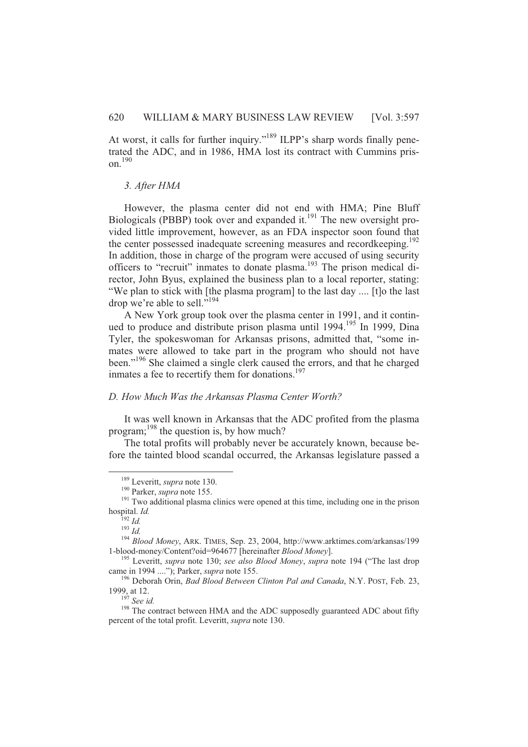At worst, it calls for further inquiry."[189] ILPP's sharp words finally penetrated the ADC, and in 1986, HMA lost its contract with Cummins prison.[190]

### *3. After HMA*

However, the plasma center did not end with HMA; Pine Bluff Biologicals (PBBP) took over and expanded it.[191] The new oversight provided little improvement, however, as an FDA inspector soon found that the center possessed inadequate screening measures and recordkeeping.[192] In addition, those in charge of the program were accused of using security officers to "recruit" inmates to donate plasma.[193] The prison medical director, John Byus, explained the business plan to a local reporter, stating: "We plan to stick with [the plasma program] to the last day .... [t]o the last drop we're able to sell."[194]

A New York group took over the plasma center in 1991, and it continued to produce and distribute prison plasma until 1994.[195] In 1999, Dina Tyler, the spokeswoman for Arkansas prisons, admitted that, "some inmates were allowed to take part in the program who should not have been."[196] She claimed a single clerk caused the errors, and that he charged inmates a fee to recertify them for donations.[197]

## *D. How Much Was the Arkansas Plasma Center Worth?*

It was well known in Arkansas that the ADC profited from the plasma program;[198] the question is, by how much?

The total profits will probably never be accurately known, because before the tainted blood scandal occurred, the Arkansas legislature passed a

---

[189] Leveritt, *supra* note 130.

[190] Parker, *supra* note 155.

[191] Two additional plasma clinics were opened at this time, including one in the prison hospital. *Id.*

[192] *Id.*

[193] *Id.*

[194] *Blood Money*, ARK. TIMES, Sep. 23, 2004, http://www.arktimes.com/arkansas/1991-blood-money/Content?oid=964677 [hereinafter *Blood Money*].

[195] Leveritt, *supra* note 130; *see also Blood Money*, *supra* note 194 ("The last drop came in 1994 ...."); Parker, *supra* note 155.

[196] Deborah Orin, *Bad Blood Between Clinton Pal and Canada*, N.Y. POST, Feb. 23, 1999, at 12.

[197] *See id.*

[198] The contract between HMA and the ADC supposedly guaranteed ADC about fifty percent of the total profit. Leveritt, *supra* note 130.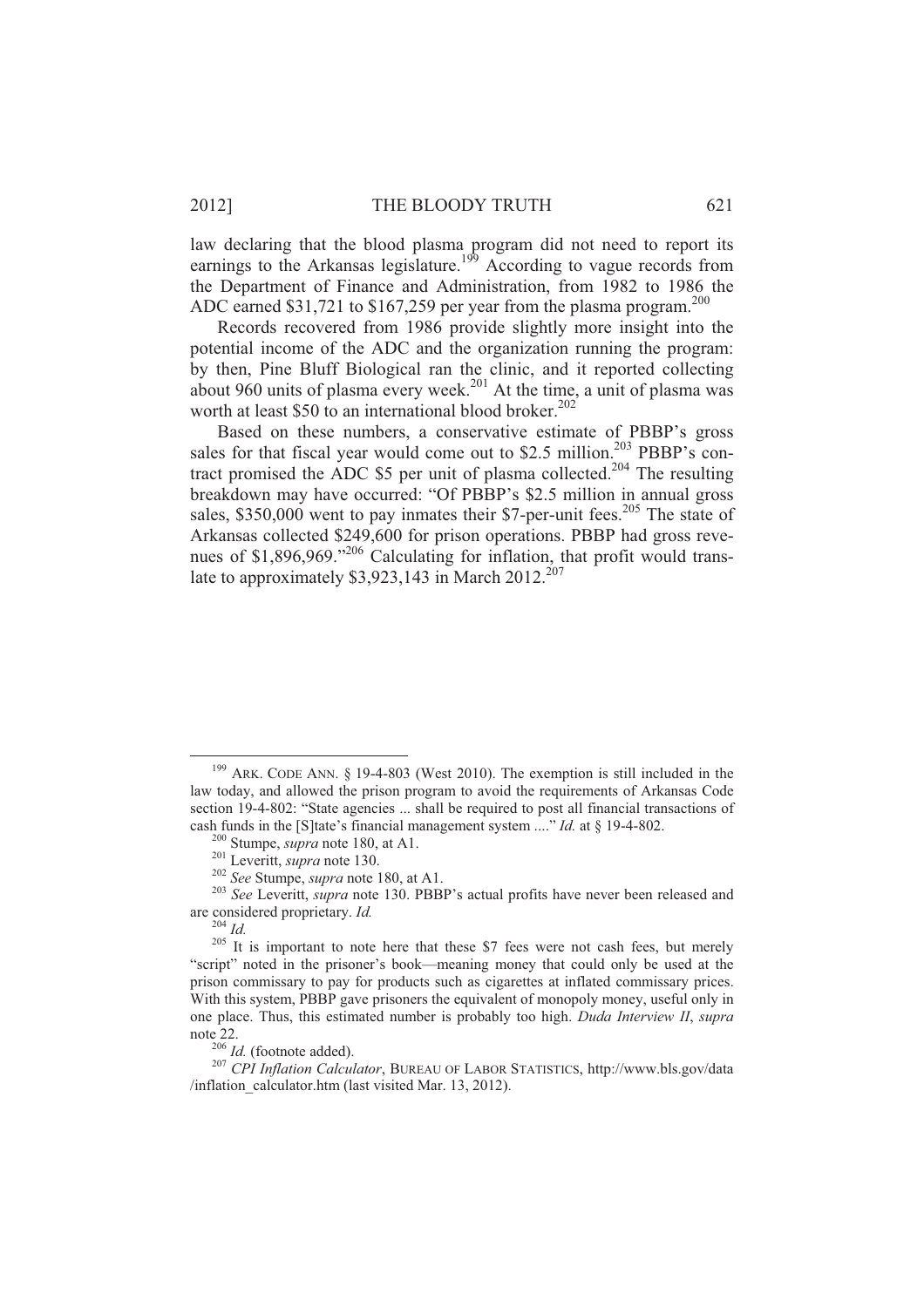law declaring that the blood plasma program did not need to report its earnings to the Arkansas legislature.[199] According to vague records from the Department of Finance and Administration, from 1982 to 1986 the ADC earned $31,721 to $167,259 per year from the plasma program.[200]

Records recovered from 1986 provide slightly more insight into the potential income of the ADC and the organization running the program: by then, Pine Bluff Biological ran the clinic, and it reported collecting about 960 units of plasma every week.[201] At the time, a unit of plasma was worth at least $50 to an international blood broker.[202]

Based on these numbers, a conservative estimate of PBBP's gross sales for that fiscal year would come out to $2.5 million.[203] PBBP's contract promised the ADC $5 per unit of plasma collected.[204] The resulting breakdown may have occurred: "Of PBBP's $2.5 million in annual gross sales, $350,000 went to pay inmates their $7-per-unit fees.[205] The state of Arkansas collected $249,600 for prison operations. PBBP had gross revenues of $1,896,969."[206] Calculating for inflation, that profit would translate to approximately $3,923,143 in March 2012.[207]

---

[199] ARK. CODE ANN. § 19-4-803 (West 2010). The exemption is still included in the law today, and allowed the prison program to avoid the requirements of Arkansas Code section 19-4-802: "State agencies ... shall be required to post all financial transactions of cash funds in the [S]tate's financial management system ...." *Id.* at § 19-4-802.

[200] Stumpe, *supra* note 180, at A1.

[201] Leveritt, *supra* note 130.

[202] *See* Stumpe, *supra* note 180, at A1.

[203] *See* Leveritt, *supra* note 130. PBBP's actual profits have never been released and are considered proprietary. *Id.*

[204] *Id.*

[205] It is important to note here that these $7 fees were not cash fees, but merely "script" noted in the prisoner's book—meaning money that could only be used at the prison commissary to pay for products such as cigarettes at inflated commissary prices. With this system, PBBP gave prisoners the equivalent of monopoly money, useful only in one place. Thus, this estimated number is probably too high. *Duda Interview II*, *supra* note 22.

[206] *Id.* (footnote added).

[207] *CPI Inflation Calculator*, BUREAU OF LABOR STATISTICS, http://www.bls.gov/data/inflation_calculator.htm (last visited Mar. 13, 2012).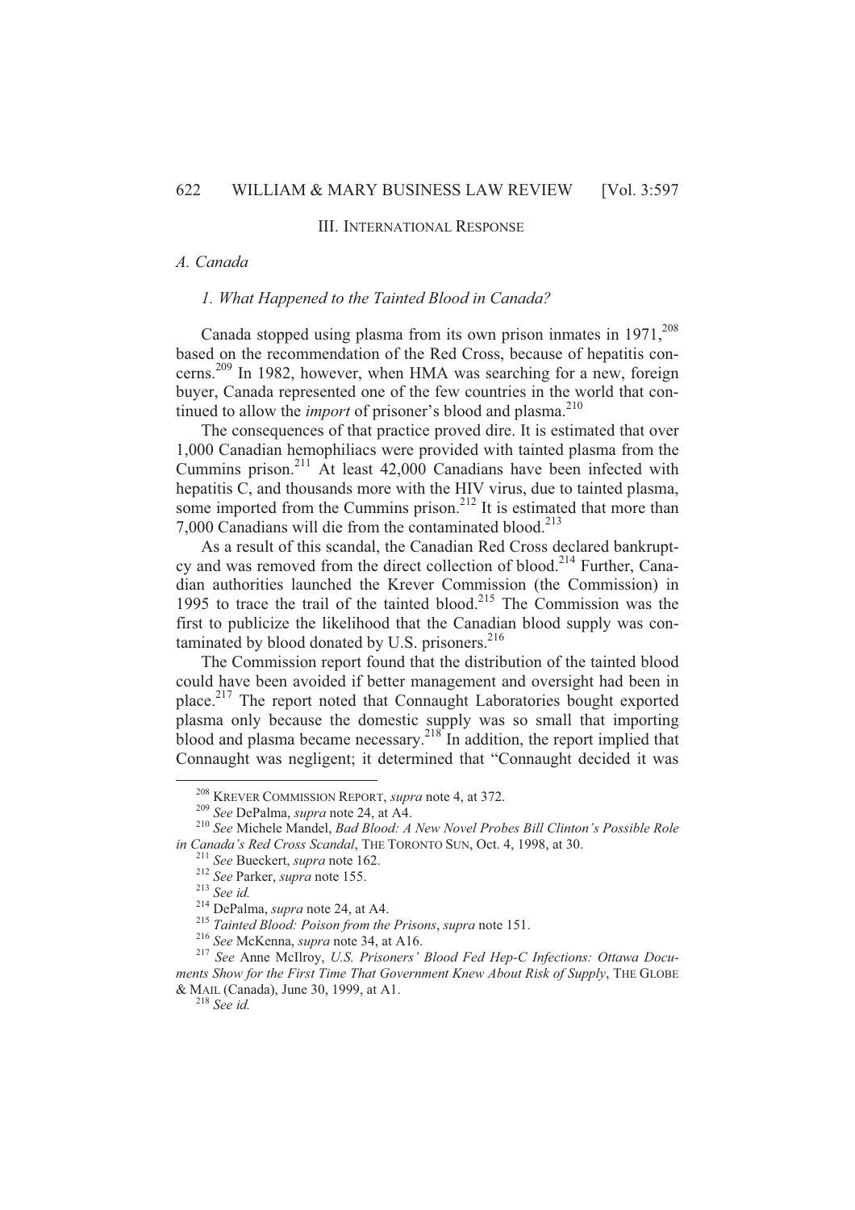## III. INTERNATIONAL RESPONSE

### *A. Canada*

#### *1. What Happened to the Tainted Blood in Canada?*

Canada stopped using plasma from its own prison inmates in 1971,[208] based on the recommendation of the Red Cross, because of hepatitis concerns.[209] In 1982, however, when HMA was searching for a new, foreign buyer, Canada represented one of the few countries in the world that continued to allow the *import* of prisoner's blood and plasma.[210]

The consequences of that practice proved dire. It is estimated that over 1,000 Canadian hemophiliacs were provided with tainted plasma from the Cummins prison.[211] At least 42,000 Canadians have been infected with hepatitis C, and thousands more with the HIV virus, due to tainted plasma, some imported from the Cummins prison.[212] It is estimated that more than 7,000 Canadians will die from the contaminated blood.[213]

As a result of this scandal, the Canadian Red Cross declared bankruptcy and was removed from the direct collection of blood.[214] Further, Canadian authorities launched the Krever Commission (the Commission) in 1995 to trace the trail of the tainted blood.[215] The Commission was the first to publicize the likelihood that the Canadian blood supply was contaminated by blood donated by U.S. prisoners.[216]

The Commission report found that the distribution of the tainted blood could have been avoided if better management and oversight had been in place.[217] The report noted that Connaught Laboratories bought exported plasma only because the domestic supply was so small that importing blood and plasma became necessary.[218] In addition, the report implied that Connaught was negligent; it determined that "Connaught decided it was

---

[208] KREVER COMMISSION REPORT, *supra* note 4, at 372.

[209] *See* DePalma, *supra* note 24, at A4.

[210] *See* Michele Mandel, *Bad Blood: A New Novel Probes Bill Clinton's Possible Role in Canada's Red Cross Scandal*, THE TORONTO SUN, Oct. 4, 1998, at 30.

[211] *See* Bueckert, *supra* note 162.

[212] *See* Parker, *supra* note 155.

[213] *See id.*

[214] DePalma, *supra* note 24, at A4.

[215] *Tainted Blood: Poison from the Prisons*, *supra* note 151.

[216] *See* McKenna, *supra* note 34, at A16.

[217] *See* Anne McIlroy, *U.S. Prisoners' Blood Fed Hep-C Infections: Ottawa Documents Show for the First Time That Government Knew About Risk of Supply*, THE GLOBE & MAIL (Canada), June 30, 1999, at A1.

[218] *See id.*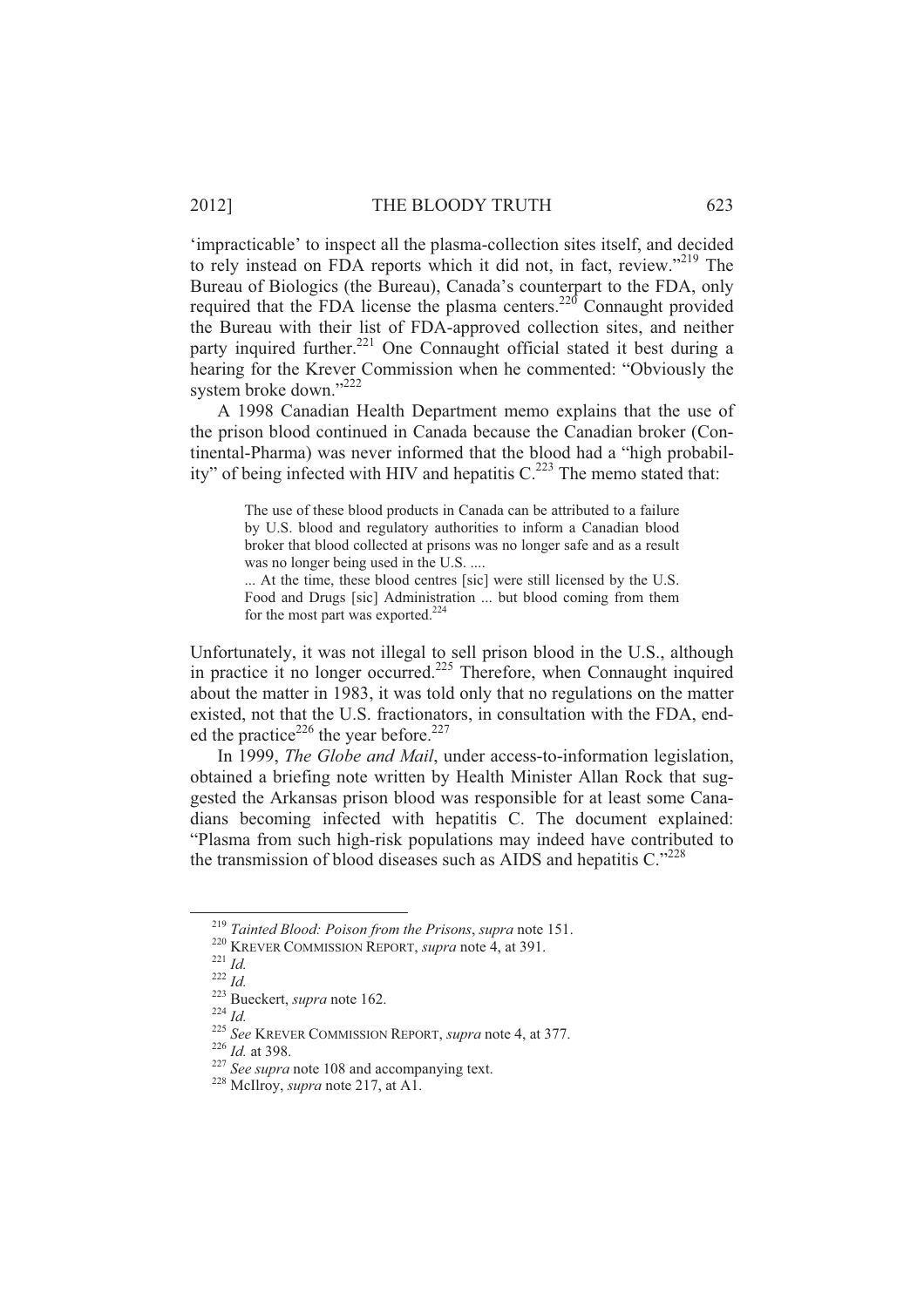'impracticable' to inspect all the plasma-collection sites itself, and decided to rely instead on FDA reports which it did not, in fact, review."[219] The Bureau of Biologics (the Bureau), Canada's counterpart to the FDA, only required that the FDA license the plasma centers.[220] Connaught provided the Bureau with their list of FDA-approved collection sites, and neither party inquired further.[221] One Connaught official stated it best during a hearing for the Krever Commission when he commented: "Obviously the system broke down."[222]

A 1998 Canadian Health Department memo explains that the use of the prison blood continued in Canada because the Canadian broker (Continental-Pharma) was never informed that the blood had a "high probability" of being infected with HIV and hepatitis C.[223] The memo stated that:

> The use of these blood products in Canada can be attributed to a failure by U.S. blood and regulatory authorities to inform a Canadian blood broker that blood collected at prisons was no longer safe and as a result was no longer being used in the U.S. ....
>
> ... At the time, these blood centres [sic] were still licensed by the U.S. Food and Drugs [sic] Administration ... but blood coming from them for the most part was exported.[224]

Unfortunately, it was not illegal to sell prison blood in the U.S., although in practice it no longer occurred.[225] Therefore, when Connaught inquired about the matter in 1983, it was told only that no regulations on the matter existed, not that the U.S. fractionators, in consultation with the FDA, ended the practice[226] the year before.[227]

In 1999, *The Globe and Mail*, under access-to-information legislation, obtained a briefing note written by Health Minister Allan Rock that suggested the Arkansas prison blood was responsible for at least some Canadians becoming infected with hepatitis C. The document explained: "Plasma from such high-risk populations may indeed have contributed to the transmission of blood diseases such as AIDS and hepatitis C."[228]

---

[219] *Tainted Blood: Poison from the Prisons*, *supra* note 151.

[220] KREVER COMMISSION REPORT, *supra* note 4, at 391.

[221] *Id.*

[222] *Id.*

[223] Bueckert, *supra* note 162.

[224] *Id.*

[225] *See* KREVER COMMISSION REPORT, *supra* note 4, at 377.

[226] *Id.* at 398.

[227] *See supra* note 108 and accompanying text.

[228] McIlroy, *supra* note 217, at A1.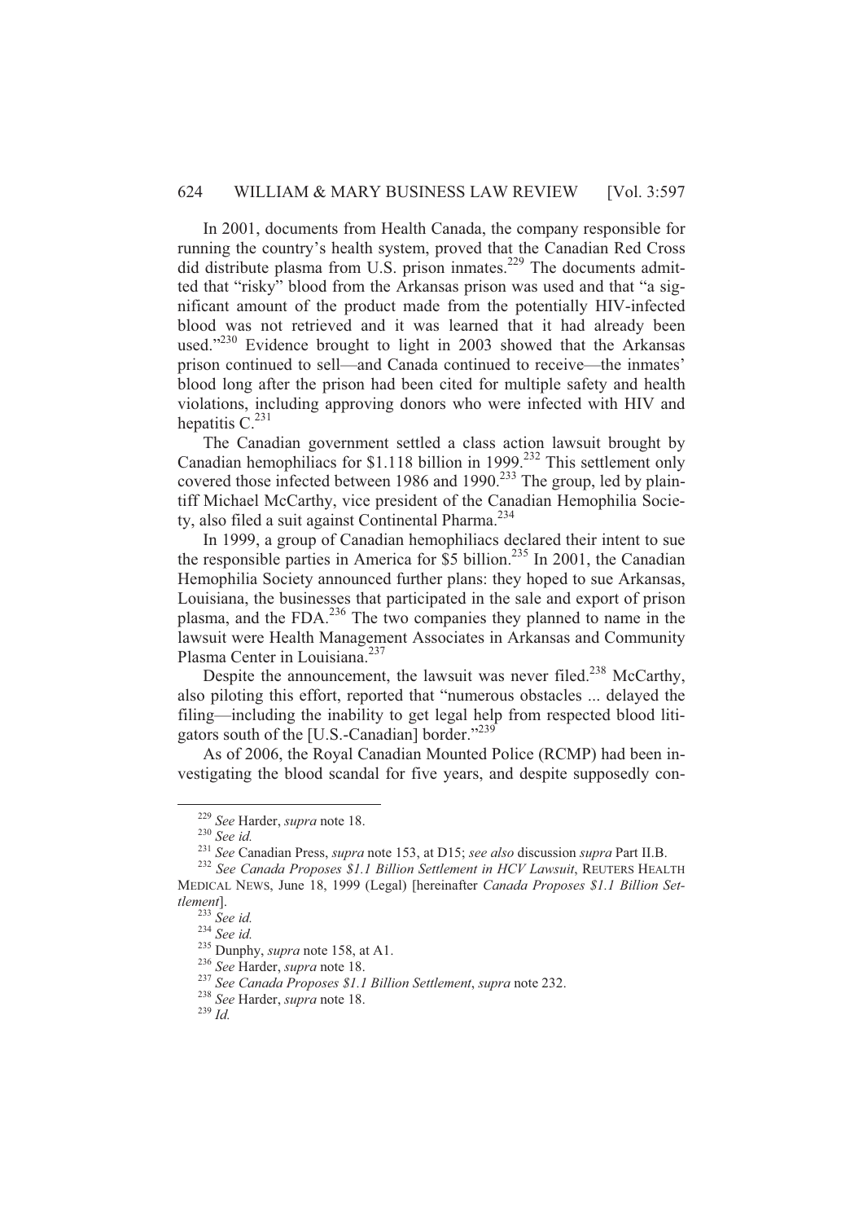In 2001, documents from Health Canada, the company responsible for running the country's health system, proved that the Canadian Red Cross did distribute plasma from U.S. prison inmates.[229] The documents admitted that "risky" blood from the Arkansas prison was used and that "a significant amount of the product made from the potentially HIV-infected blood was not retrieved and it was learned that it had already been used."[230] Evidence brought to light in 2003 showed that the Arkansas prison continued to sell—and Canada continued to receive—the inmates' blood long after the prison had been cited for multiple safety and health violations, including approving donors who were infected with HIV and hepatitis C.[231]

The Canadian government settled a class action lawsuit brought by Canadian hemophiliacs for $1.118 billion in 1999.[232] This settlement only covered those infected between 1986 and 1990.[233] The group, led by plaintiff Michael McCarthy, vice president of the Canadian Hemophilia Society, also filed a suit against Continental Pharma.[234]

In 1999, a group of Canadian hemophiliacs declared their intent to sue the responsible parties in America for $5 billion.[235] In 2001, the Canadian Hemophilia Society announced further plans: they hoped to sue Arkansas, Louisiana, the businesses that participated in the sale and export of prison plasma, and the FDA.[236] The two companies they planned to name in the lawsuit were Health Management Associates in Arkansas and Community Plasma Center in Louisiana.[237]

Despite the announcement, the lawsuit was never filed.[238] McCarthy, also piloting this effort, reported that "numerous obstacles ... delayed the filing—including the inability to get legal help from respected blood litigators south of the [U.S.-Canadian] border."[239]

As of 2006, the Royal Canadian Mounted Police (RCMP) had been investigating the blood scandal for five years, and despite supposedly con-

---

[229] *See* Harder, *supra* note 18.

[230] *See id.*

[231] *See* Canadian Press, *supra* note 153, at D15; *see also* discussion *supra* Part II.B.

[232] *See Canada Proposes $1.1 Billion Settlement in HCV Lawsuit*, REUTERS HEALTH MEDICAL NEWS, June 18, 1999 (Legal) [hereinafter *Canada Proposes $1.1 Billion Settlement*].

[233] *See id.*

[234] *See id.*

[235] Dunphy, *supra* note 158, at A1.

[236] *See* Harder, *supra* note 18.

[237] *See Canada Proposes $1.1 Billion Settlement*, *supra* note 232.

[238] *See* Harder, *supra* note 18.

[239] *Id.*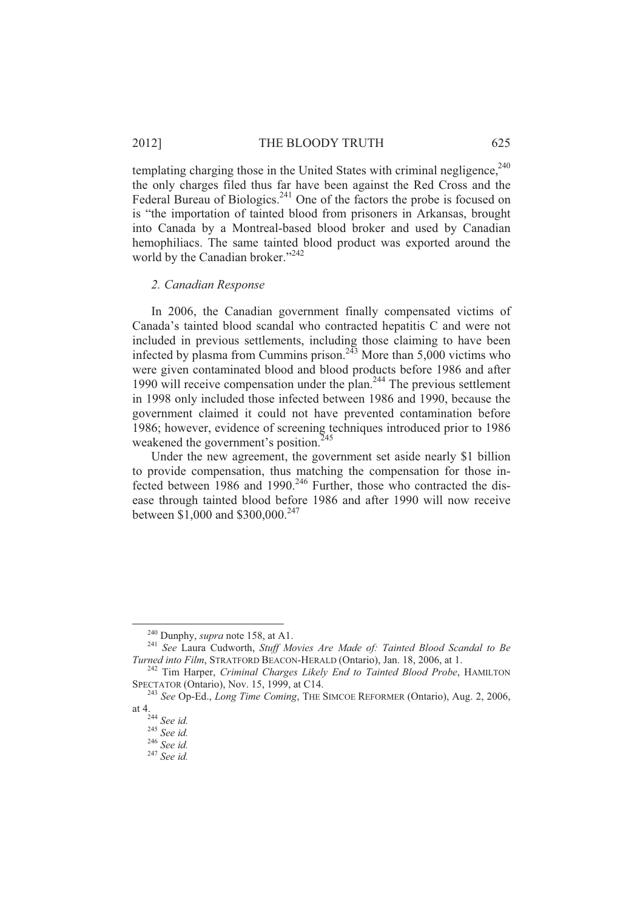templating charging those in the United States with criminal negligence,[240] the only charges filed thus far have been against the Red Cross and the Federal Bureau of Biologics.[241] One of the factors the probe is focused on is "the importation of tainted blood from prisoners in Arkansas, brought into Canada by a Montreal-based blood broker and used by Canadian hemophiliacs. The same tainted blood product was exported around the world by the Canadian broker."[242]

### *2. Canadian Response*

In 2006, the Canadian government finally compensated victims of Canada's tainted blood scandal who contracted hepatitis C and were not included in previous settlements, including those claiming to have been infected by plasma from Cummins prison.[243] More than 5,000 victims who were given contaminated blood and blood products before 1986 and after 1990 will receive compensation under the plan.[244] The previous settlement in 1998 only included those infected between 1986 and 1990, because the government claimed it could not have prevented contamination before 1986; however, evidence of screening techniques introduced prior to 1986 weakened the government's position.[245]

Under the new agreement, the government set aside nearly $1 billion to provide compensation, thus matching the compensation for those infected between 1986 and 1990.[246] Further, those who contracted the disease through tainted blood before 1986 and after 1990 will now receive between $1,000 and $300,000.[247]

---

[240] Dunphy, *supra* note 158, at A1.

[241] *See* Laura Cudworth, *Stuff Movies Are Made of: Tainted Blood Scandal to Be Turned into Film*, STRATFORD BEACON-HERALD (Ontario), Jan. 18, 2006, at 1.

[242] Tim Harper, *Criminal Charges Likely End to Tainted Blood Probe*, HAMILTON SPECTATOR (Ontario), Nov. 15, 1999, at C14.

[243] *See* Op-Ed., *Long Time Coming*, THE SIMCOE REFORMER (Ontario), Aug. 2, 2006, at 4.

[244] *See id.*

[245] *See id.*

[246] *See id.*

[247] *See id.*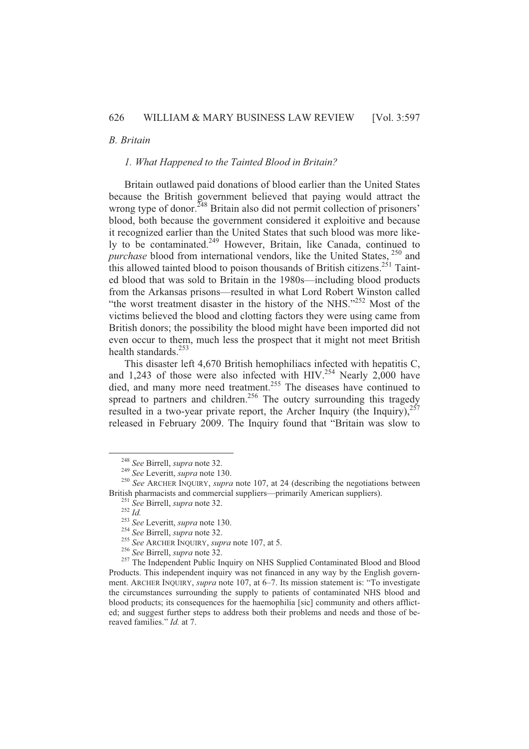## B. Britain

### 1. What Happened to the Tainted Blood in Britain?

Britain outlawed paid donations of blood earlier than the United States because the British government believed that paying would attract the wrong type of donor.[248] Britain also did not permit collection of prisoners' blood, both because the government considered it exploitive and because it recognized earlier than the United States that such blood was more likely to be contaminated.[249] However, Britain, like Canada, continued to *purchase* blood from international vendors, like the United States, [250] and this allowed tainted blood to poison thousands of British citizens.[251] Tainted blood that was sold to Britain in the 1980s—including blood products from the Arkansas prisons—resulted in what Lord Robert Winston called "the worst treatment disaster in the history of the NHS."[252] Most of the victims believed the blood and clotting factors they were using came from British donors; the possibility the blood might have been imported did not even occur to them, much less the prospect that it might not meet British health standards.[253]

This disaster left 4,670 British hemophiliacs infected with hepatitis C, and 1,243 of those were also infected with HIV.[254] Nearly 2,000 have died, and many more need treatment.[255] The diseases have continued to spread to partners and children.[256] The outcry surrounding this tragedy resulted in a two-year private report, the Archer Inquiry (the Inquiry),[257] released in February 2009. The Inquiry found that "Britain was slow to

---

[248] *See* Birrell, *supra* note 32.

[249] *See* Leveritt, *supra* note 130.

[250] *See* ARCHER INQUIRY, *supra* note 107, at 24 (describing the negotiations between British pharmacists and commercial suppliers—primarily American suppliers).

[251] *See* Birrell, *supra* note 32.

[252] *Id.*

[253] *See* Leveritt, *supra* note 130.

[254] *See* Birrell, *supra* note 32.

[255] *See* ARCHER INQUIRY, *supra* note 107, at 5.

[256] *See* Birrell, *supra* note 32.

[257] The Independent Public Inquiry on NHS Supplied Contaminated Blood and Blood Products. This independent inquiry was not financed in any way by the English government. ARCHER INQUIRY, *supra* note 107, at 6–7. Its mission statement is: "To investigate the circumstances surrounding the supply to patients of contaminated NHS blood and blood products; its consequences for the haemophilia [sic] community and others afflicted; and suggest further steps to address both their problems and needs and those of bereaved families." *Id.* at 7.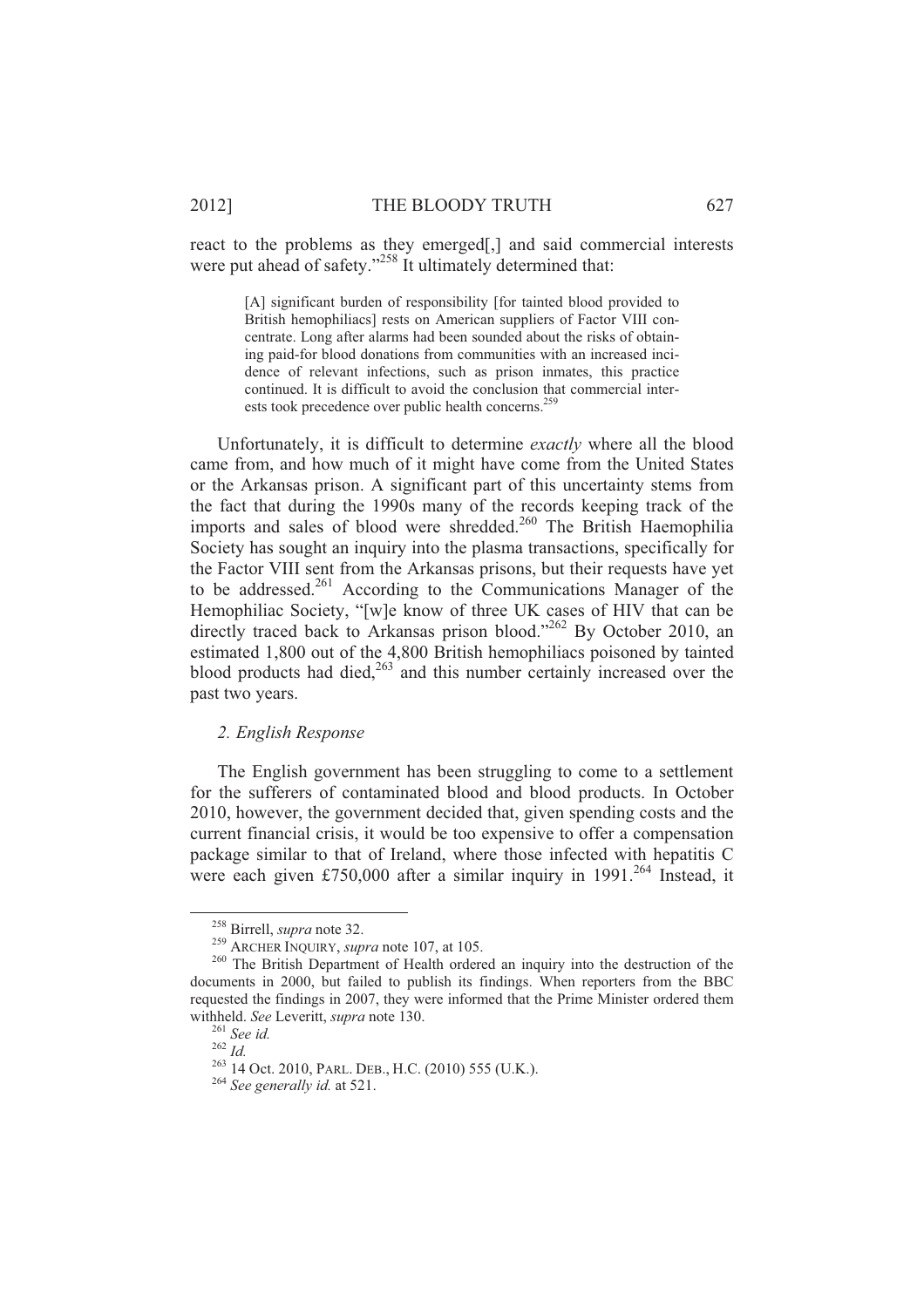react to the problems as they emerged[,] and said commercial interests were put ahead of safety."[258] It ultimately determined that:

> [A] significant burden of responsibility [for tainted blood provided to British hemophiliacs] rests on American suppliers of Factor VIII concentrate. Long after alarms had been sounded about the risks of obtaining paid-for blood donations from communities with an increased incidence of relevant infections, such as prison inmates, this practice continued. It is difficult to avoid the conclusion that commercial interests took precedence over public health concerns.[259]

Unfortunately, it is difficult to determine *exactly* where all the blood came from, and how much of it might have come from the United States or the Arkansas prison. A significant part of this uncertainty stems from the fact that during the 1990s many of the records keeping track of the imports and sales of blood were shredded.[260] The British Haemophilia Society has sought an inquiry into the plasma transactions, specifically for the Factor VIII sent from the Arkansas prisons, but their requests have yet to be addressed.[261] According to the Communications Manager of the Hemophiliac Society, "[w]e know of three UK cases of HIV that can be directly traced back to Arkansas prison blood."[262] By October 2010, an estimated 1,800 out of the 4,800 British hemophiliacs poisoned by tainted blood products had died,[263] and this number certainly increased over the past two years.

### *2. English Response*

The English government has been struggling to come to a settlement for the sufferers of contaminated blood and blood products. In October 2010, however, the government decided that, given spending costs and the current financial crisis, it would be too expensive to offer a compensation package similar to that of Ireland, where those infected with hepatitis C were each given £750,000 after a similar inquiry in 1991.[264] Instead, it

---

[258] Birrell, *supra* note 32.

[259] ARCHER INQUIRY, *supra* note 107, at 105.

[260] The British Department of Health ordered an inquiry into the destruction of the documents in 2000, but failed to publish its findings. When reporters from the BBC requested the findings in 2007, they were informed that the Prime Minister ordered them withheld. *See* Leveritt, *supra* note 130.

[261] *See id.*

[262] *Id.*

[263] 14 Oct. 2010, PARL. DEB., H.C. (2010) 555 (U.K.).

[264] *See generally id.* at 521.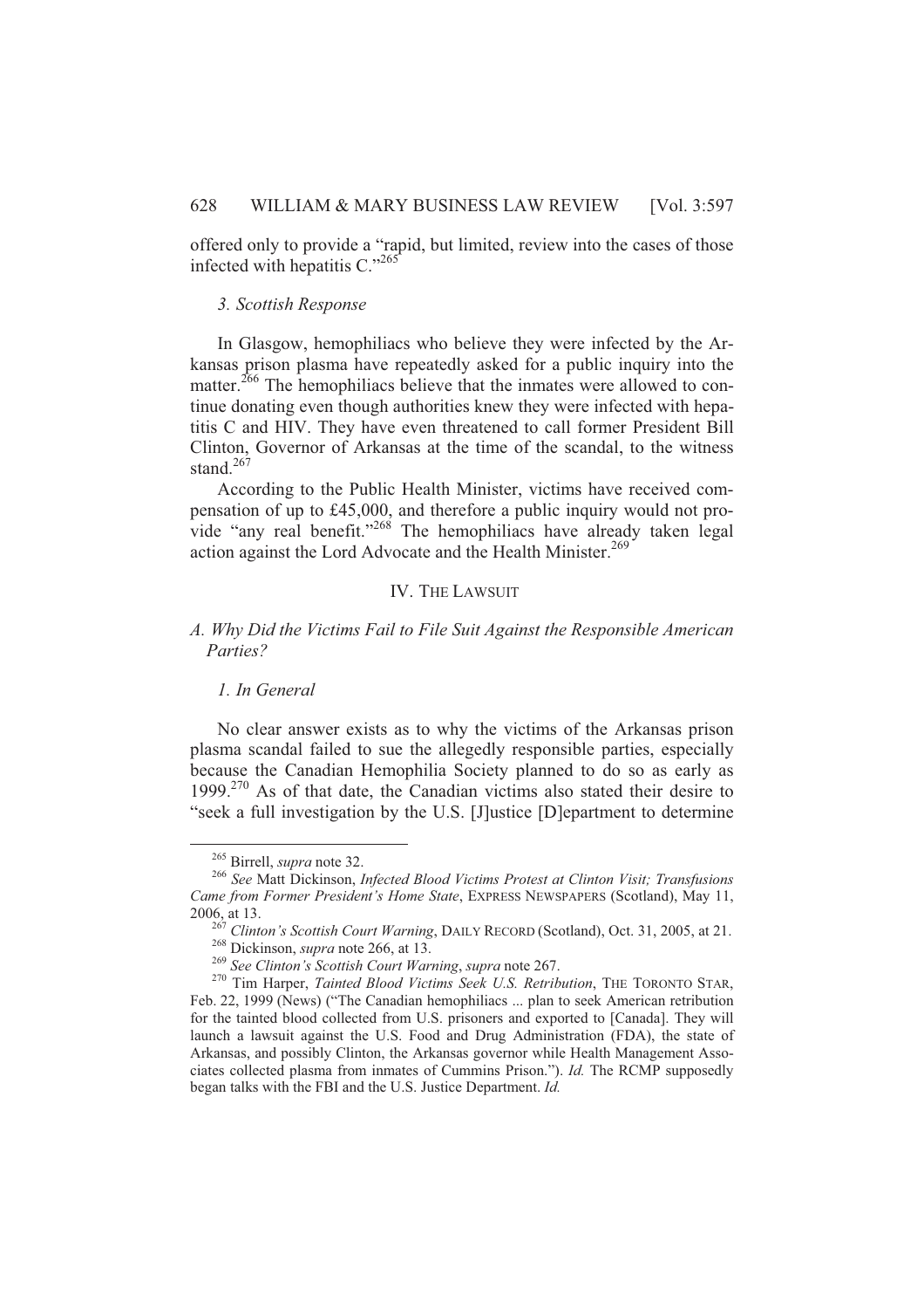offered only to provide a "rapid, but limited, review into the cases of those infected with hepatitis C."[265]

### *3. Scottish Response*

In Glasgow, hemophiliacs who believe they were infected by the Arkansas prison plasma have repeatedly asked for a public inquiry into the matter.[266] The hemophiliacs believe that the inmates were allowed to continue donating even though authorities knew they were infected with hepatitis C and HIV. They have even threatened to call former President Bill Clinton, Governor of Arkansas at the time of the scandal, to the witness stand.[267]

According to the Public Health Minister, victims have received compensation of up to £45,000, and therefore a public inquiry would not provide "any real benefit."[268] The hemophiliacs have already taken legal action against the Lord Advocate and the Health Minister.[269]

## IV. THE LAWSUIT

### *A. Why Did the Victims Fail to File Suit Against the Responsible American Parties?*

#### *1. In General*

No clear answer exists as to why the victims of the Arkansas prison plasma scandal failed to sue the allegedly responsible parties, especially because the Canadian Hemophilia Society planned to do so as early as 1999.[270] As of that date, the Canadian victims also stated their desire to "seek a full investigation by the U.S. [J]ustice [D]epartment to determine

---

[265] Birrell, *supra* note 32.

[266] *See* Matt Dickinson, *Infected Blood Victims Protest at Clinton Visit; Transfusions Came from Former President's Home State*, EXPRESS NEWSPAPERS (Scotland), May 11, 2006, at 13.

[267] *Clinton's Scottish Court Warning*, DAILY RECORD (Scotland), Oct. 31, 2005, at 21.

[268] Dickinson, *supra* note 266, at 13.

[269] *See Clinton's Scottish Court Warning*, *supra* note 267.

[270] Tim Harper, *Tainted Blood Victims Seek U.S. Retribution*, THE TORONTO STAR, Feb. 22, 1999 (News) ("The Canadian hemophiliacs ... plan to seek American retribution for the tainted blood collected from U.S. prisoners and exported to [Canada]. They will launch a lawsuit against the U.S. Food and Drug Administration (FDA), the state of Arkansas, and possibly Clinton, the Arkansas governor while Health Management Associates collected plasma from inmates of Cummins Prison."). *Id.* The RCMP supposedly began talks with the FBI and the U.S. Justice Department. *Id.*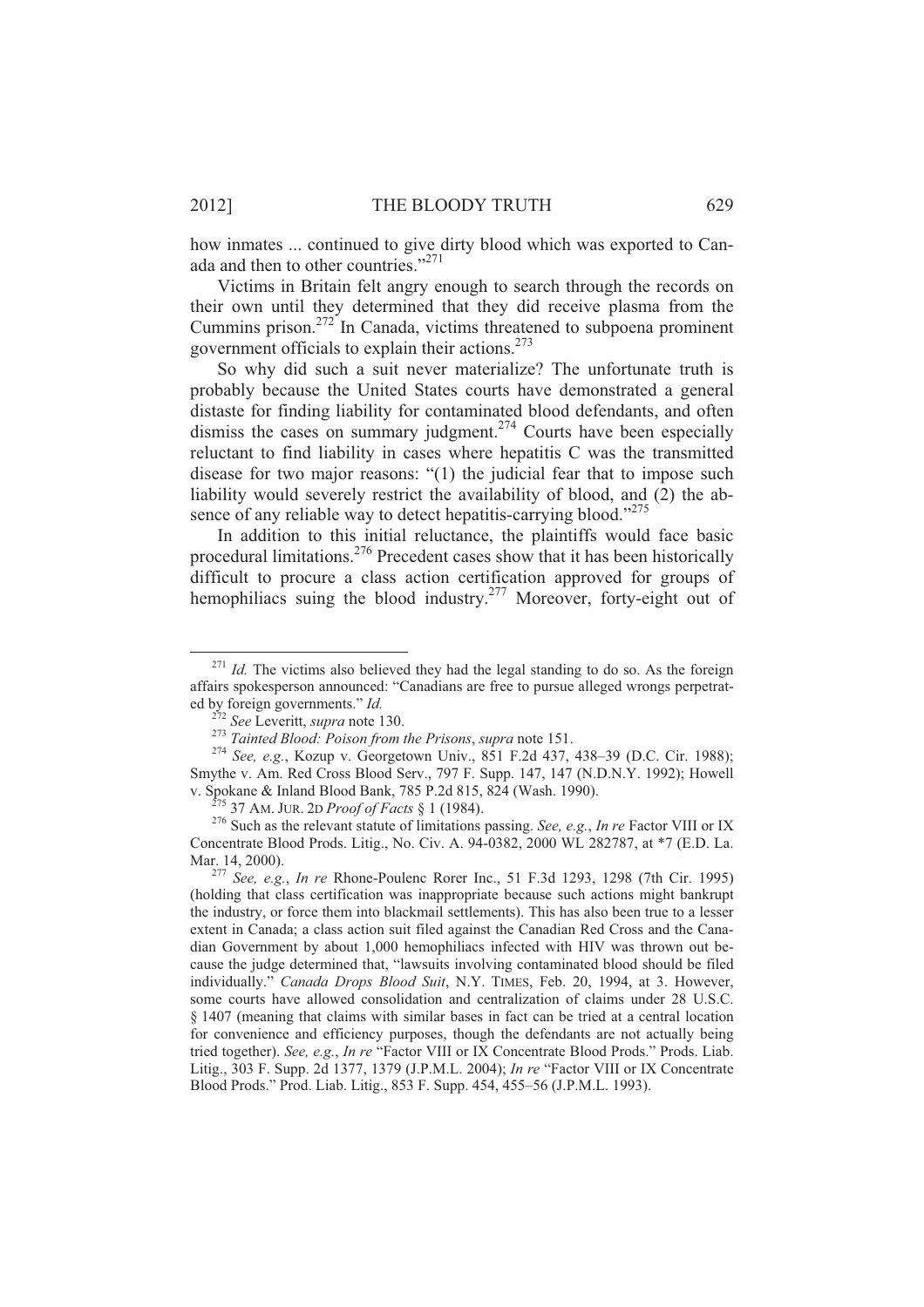how inmates ... continued to give dirty blood which was exported to Canada and then to other countries."[271]

Victims in Britain felt angry enough to search through the records on their own until they determined that they did receive plasma from the Cummins prison.[272] In Canada, victims threatened to subpoena prominent government officials to explain their actions.[273]

So why did such a suit never materialize? The unfortunate truth is probably because the United States courts have demonstrated a general distaste for finding liability for contaminated blood defendants, and often dismiss the cases on summary judgment.[274] Courts have been especially reluctant to find liability in cases where hepatitis C was the transmitted disease for two major reasons: "(1) the judicial fear that to impose such liability would severely restrict the availability of blood, and (2) the absence of any reliable way to detect hepatitis-carrying blood."[275]

In addition to this initial reluctance, the plaintiffs would face basic procedural limitations.[276] Precedent cases show that it has been historically difficult to procure a class action certification approved for groups of hemophiliacs suing the blood industry.[277] Moreover, forty-eight out of

---

[271] *Id.* The victims also believed they had the legal standing to do so. As the foreign affairs spokesperson announced: "Canadians are free to pursue alleged wrongs perpetrated by foreign governments." *Id.*

[272] *See* Leveritt, *supra* note 130.

[273] *Tainted Blood: Poison from the Prisons*, *supra* note 151.

[274] *See, e.g.*, Kozup v. Georgetown Univ., 851 F.2d 437, 438–39 (D.C. Cir. 1988); Smythe v. Am. Red Cross Blood Serv., 797 F. Supp. 147, 147 (N.D.N.Y. 1992); Howell v. Spokane & Inland Blood Bank, 785 P.2d 815, 824 (Wash. 1990).

[275] 37 AM. JUR. 2D *Proof of Facts* § 1 (1984).

[276] Such as the relevant statute of limitations passing. *See, e.g.*, *In re* Factor VIII or IX Concentrate Blood Prods. Litig., No. Civ. A. 94-0382, 2000 WL 282787, at *7 (E.D. La. Mar. 14, 2000).

[277] *See, e.g.*, *In re* Rhone-Poulenc Rorer Inc., 51 F.3d 1293, 1298 (7th Cir. 1995) (holding that class certification was inappropriate because such actions might bankrupt the industry, or force them into blackmail settlements). This has also been true to a lesser extent in Canada; a class action suit filed against the Canadian Red Cross and the Canadian Government by about 1,000 hemophiliacs infected with HIV was thrown out because the judge determined that, "lawsuits involving contaminated blood should be filed individually." *Canada Drops Blood Suit*, N.Y. TIMES, Feb. 20, 1994, at 3. However, some courts have allowed consolidation and centralization of claims under 28 U.S.C. § 1407 (meaning that claims with similar bases in fact can be tried at a central location for convenience and efficiency purposes, though the defendants are not actually being tried together). *See, e.g.*, *In re* "Factor VIII or IX Concentrate Blood Prods." Prods. Liab. Litig., 303 F. Supp. 2d 1377, 1379 (J.P.M.L. 2004); *In re* "Factor VIII or IX Concentrate Blood Prods." Prod. Liab. Litig., 853 F. Supp. 454, 455–56 (J.P.M.L. 1993).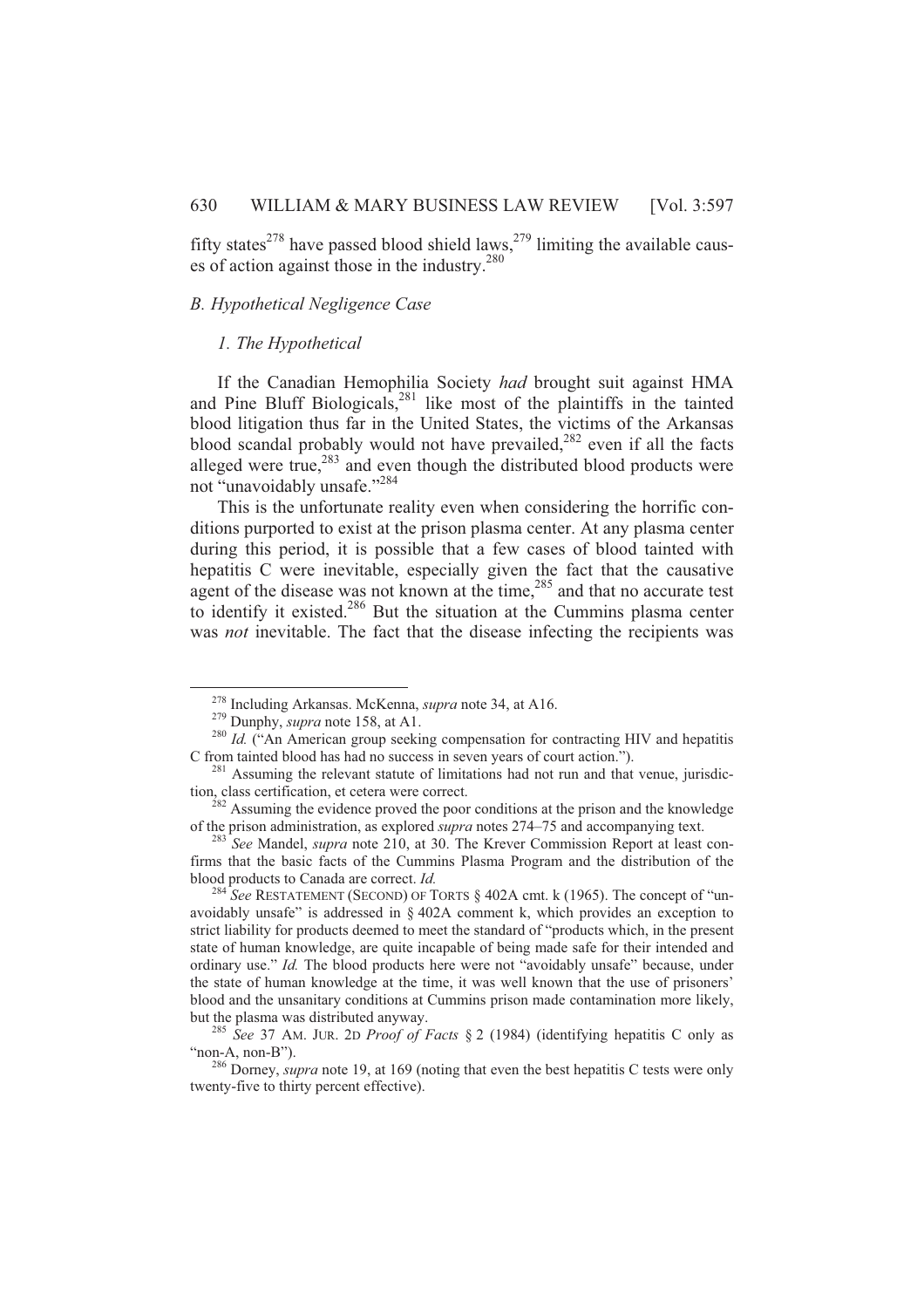fifty states[278] have passed blood shield laws,[279] limiting the available causes of action against those in the industry.[280]

### *B. Hypothetical Negligence Case*

#### *1. The Hypothetical*

If the Canadian Hemophilia Society *had* brought suit against HMA and Pine Bluff Biologicals,[281] like most of the plaintiffs in the tainted blood litigation thus far in the United States, the victims of the Arkansas blood scandal probably would not have prevailed,[282] even if all the facts alleged were true,[283] and even though the distributed blood products were not "unavoidably unsafe."[284]

This is the unfortunate reality even when considering the horrific conditions purported to exist at the prison plasma center. At any plasma center during this period, it is possible that a few cases of blood tainted with hepatitis C were inevitable, especially given the fact that the causative agent of the disease was not known at the time,[285] and that no accurate test to identify it existed.[286] But the situation at the Cummins plasma center was *not* inevitable. The fact that the disease infecting the recipients was

---

[278] Including Arkansas. McKenna, *supra* note 34, at A16.

[279] Dunphy, *supra* note 158, at A1.

[280] *Id.* ("An American group seeking compensation for contracting HIV and hepatitis C from tainted blood has had no success in seven years of court action.").

[281] Assuming the relevant statute of limitations had not run and that venue, jurisdiction, class certification, et cetera were correct.

[282] Assuming the evidence proved the poor conditions at the prison and the knowledge of the prison administration, as explored *supra* notes 274–75 and accompanying text.

[283] *See* Mandel, *supra* note 210, at 30. The Krever Commission Report at least confirms that the basic facts of the Cummins Plasma Program and the distribution of the blood products to Canada are correct. *Id.*

[284] *See* RESTATEMENT (SECOND) OF TORTS § 402A cmt. k (1965). The concept of "unavoidably unsafe" is addressed in § 402A comment k, which provides an exception to strict liability for products deemed to meet the standard of "products which, in the present state of human knowledge, are quite incapable of being made safe for their intended and ordinary use." *Id.* The blood products here were not "avoidably unsafe" because, under the state of human knowledge at the time, it was well known that the use of prisoners' blood and the unsanitary conditions at Cummins prison made contamination more likely, but the plasma was distributed anyway.

[285] *See* 37 AM. JUR. 2D *Proof of Facts* § 2 (1984) (identifying hepatitis C only as "non-A, non-B").

[286] Dorney, *supra* note 19, at 169 (noting that even the best hepatitis C tests were only twenty-five to thirty percent effective).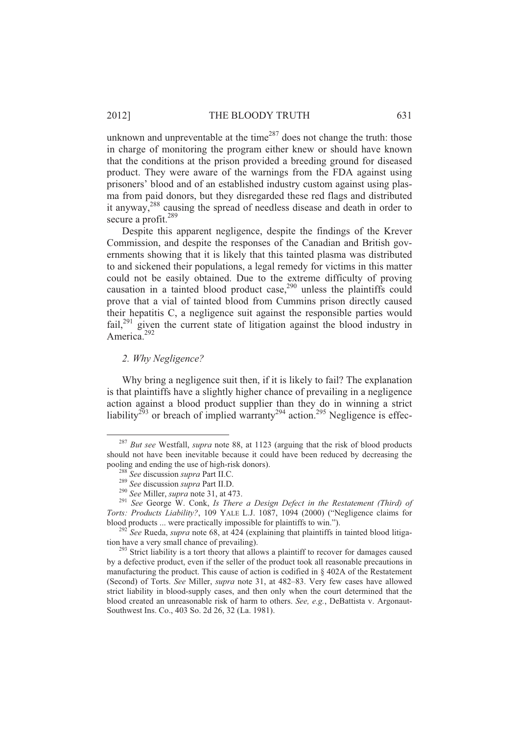unknown and unpreventable at the time[287] does not change the truth: those in charge of monitoring the program either knew or should have known that the conditions at the prison provided a breeding ground for diseased product. They were aware of the warnings from the FDA against using prisoners' blood and of an established industry custom against using plasma from paid donors, but they disregarded these red flags and distributed it anyway,[288] causing the spread of needless disease and death in order to secure a profit.[289]

Despite this apparent negligence, despite the findings of the Krever Commission, and despite the responses of the Canadian and British governments showing that it is likely that this tainted plasma was distributed to and sickened their populations, a legal remedy for victims in this matter could not be easily obtained. Due to the extreme difficulty of proving causation in a tainted blood product case,[290] unless the plaintiffs could prove that a vial of tainted blood from Cummins prison directly caused their hepatitis C, a negligence suit against the responsible parties would fail,[291] given the current state of litigation against the blood industry in America.[292]

### *2. Why Negligence?*

Why bring a negligence suit then, if it is likely to fail? The explanation is that plaintiffs have a slightly higher chance of prevailing in a negligence action against a blood product supplier than they do in winning a strict liability[293] or breach of implied warranty[294] action.[295] Negligence is effec-

---

[287] *But see* Westfall, *supra* note 88, at 1123 (arguing that the risk of blood products should not have been inevitable because it could have been reduced by decreasing the pooling and ending the use of high-risk donors).

[288] *See* discussion *supra* Part II.C.

[289] *See* discussion *supra* Part II.D.

[290] *See* Miller, *supra* note 31, at 473.

[291] *See* George W. Conk, *Is There a Design Defect in the Restatement (Third) of Torts: Products Liability?*, 109 YALE L.J. 1087, 1094 (2000) ("Negligence claims for blood products ... were practically impossible for plaintiffs to win.").

[292] *See* Rueda, *supra* note 68, at 424 (explaining that plaintiffs in tainted blood litigation have a very small chance of prevailing).

[293] Strict liability is a tort theory that allows a plaintiff to recover for damages caused by a defective product, even if the seller of the product took all reasonable precautions in manufacturing the product. This cause of action is codified in § 402A of the Restatement (Second) of Torts. *See* Miller, *supra* note 31, at 482–83. Very few cases have allowed strict liability in blood-supply cases, and then only when the court determined that the blood created an unreasonable risk of harm to others. *See, e.g.*, DeBattista v. Argonaut-Southwest Ins. Co., 403 So. 2d 26, 32 (La. 1981).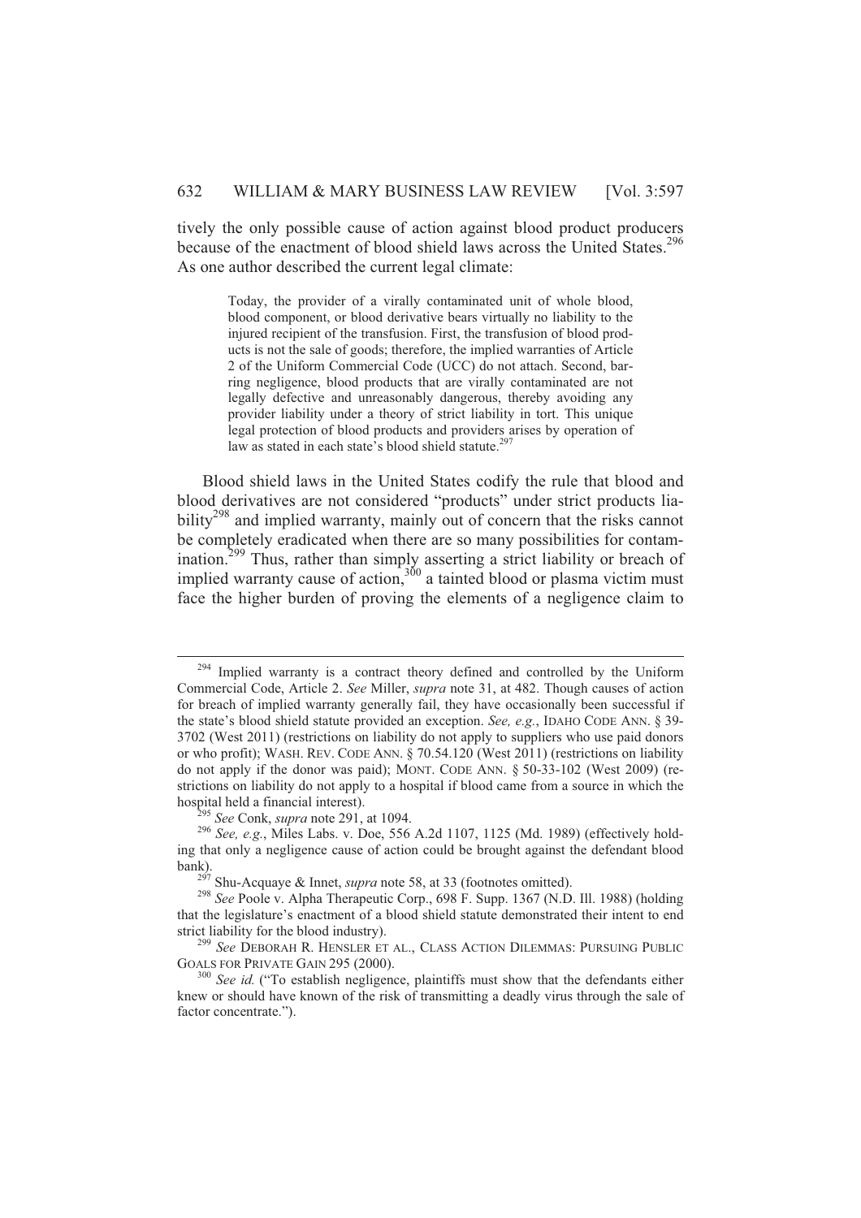tively the only possible cause of action against blood product producers because of the enactment of blood shield laws across the United States.[296] As one author described the current legal climate:

> Today, the provider of a virally contaminated unit of whole blood, blood component, or blood derivative bears virtually no liability to the injured recipient of the transfusion. First, the transfusion of blood products is not the sale of goods; therefore, the implied warranties of Article 2 of the Uniform Commercial Code (UCC) do not attach. Second, barring negligence, blood products that are virally contaminated are not legally defective and unreasonably dangerous, thereby avoiding any provider liability under a theory of strict liability in tort. This unique legal protection of blood products and providers arises by operation of law as stated in each state's blood shield statute.[297]

Blood shield laws in the United States codify the rule that blood and blood derivatives are not considered "products" under strict products liability[298] and implied warranty, mainly out of concern that the risks cannot be completely eradicated when there are so many possibilities for contamination.[299] Thus, rather than simply asserting a strict liability or breach of implied warranty cause of action,[300] a tainted blood or plasma victim must face the higher burden of proving the elements of a negligence claim to

---

[294] Implied warranty is a contract theory defined and controlled by the Uniform Commercial Code, Article 2. *See* Miller, *supra* note 31, at 482. Though causes of action for breach of implied warranty generally fail, they have occasionally been successful if the state's blood shield statute provided an exception. *See, e.g.*, IDAHO CODE ANN. § 39-3702 (West 2011) (restrictions on liability do not apply to suppliers who use paid donors or who profit); WASH. REV. CODE ANN. § 70.54.120 (West 2011) (restrictions on liability do not apply if the donor was paid); MONT. CODE ANN. § 50-33-102 (West 2009) (restrictions on liability do not apply to a hospital if blood came from a source in which the hospital held a financial interest).

[295] *See* Conk, *supra* note 291, at 1094.

[296] *See, e.g.*, Miles Labs. v. Doe, 556 A.2d 1107, 1125 (Md. 1989) (effectively holding that only a negligence cause of action could be brought against the defendant blood bank).

[297] Shu-Acquaye & Innet, *supra* note 58, at 33 (footnotes omitted).

[298] *See* Poole v. Alpha Therapeutic Corp., 698 F. Supp. 1367 (N.D. Ill. 1988) (holding that the legislature's enactment of a blood shield statute demonstrated their intent to end strict liability for the blood industry).

[299] *See* DEBORAH R. HENSLER ET AL., CLASS ACTION DILEMMAS: PURSUING PUBLIC GOALS FOR PRIVATE GAIN 295 (2000).

[300] *See id.* ("To establish negligence, plaintiffs must show that the defendants either knew or should have known of the risk of transmitting a deadly virus through the sale of factor concentrate.").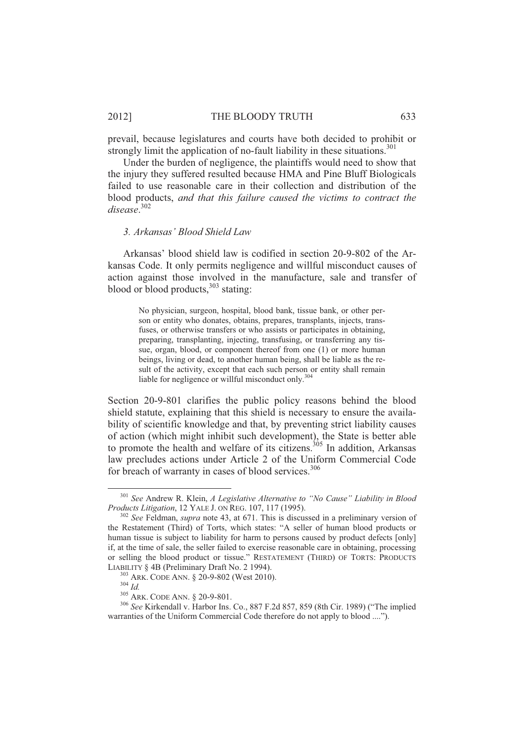prevail, because legislatures and courts have both decided to prohibit or strongly limit the application of no-fault liability in these situations.[301]

Under the burden of negligence, the plaintiffs would need to show that the injury they suffered resulted because HMA and Pine Bluff Biologicals failed to use reasonable care in their collection and distribution of the blood products, *and that this failure caused the victims to contract the disease*.[302]

### *3. Arkansas' Blood Shield Law*

Arkansas' blood shield law is codified in section 20-9-802 of the Arkansas Code. It only permits negligence and willful misconduct causes of action against those involved in the manufacture, sale and transfer of blood or blood products,[303] stating:

> No physician, surgeon, hospital, blood bank, tissue bank, or other person or entity who donates, obtains, prepares, transplants, injects, transfuses, or otherwise transfers or who assists or participates in obtaining, preparing, transplanting, injecting, transfusing, or transferring any tissue, organ, blood, or component thereof from one (1) or more human beings, living or dead, to another human being, shall be liable as the result of the activity, except that each such person or entity shall remain liable for negligence or willful misconduct only.[304]

Section 20-9-801 clarifies the public policy reasons behind the blood shield statute, explaining that this shield is necessary to ensure the availability of scientific knowledge and that, by preventing strict liability causes of action (which might inhibit such development), the State is better able to promote the health and welfare of its citizens.[305] In addition, Arkansas law precludes actions under Article 2 of the Uniform Commercial Code for breach of warranty in cases of blood services.[306]

---

[301] *See* Andrew R. Klein, *A Legislative Alternative to "No Cause" Liability in Blood Products Litigation*, 12 YALE J. ON REG. 107, 117 (1995).

[302] *See* Feldman, *supra* note 43, at 671. This is discussed in a preliminary version of the Restatement (Third) of Torts, which states: "A seller of human blood products or human tissue is subject to liability for harm to persons caused by product defects [only] if, at the time of sale, the seller failed to exercise reasonable care in obtaining, processing or selling the blood product or tissue." RESTATEMENT (THIRD) OF TORTS: PRODUCTS LIABILITY § 4B (Preliminary Draft No. 2 1994).

[303] ARK. CODE ANN. § 20-9-802 (West 2010).

[304] *Id.*

[305] ARK. CODE ANN. § 20-9-801.

[306] *See* Kirkendall v. Harbor Ins. Co., 887 F.2d 857, 859 (8th Cir. 1989) ("The implied warranties of the Uniform Commercial Code therefore do not apply to blood ....").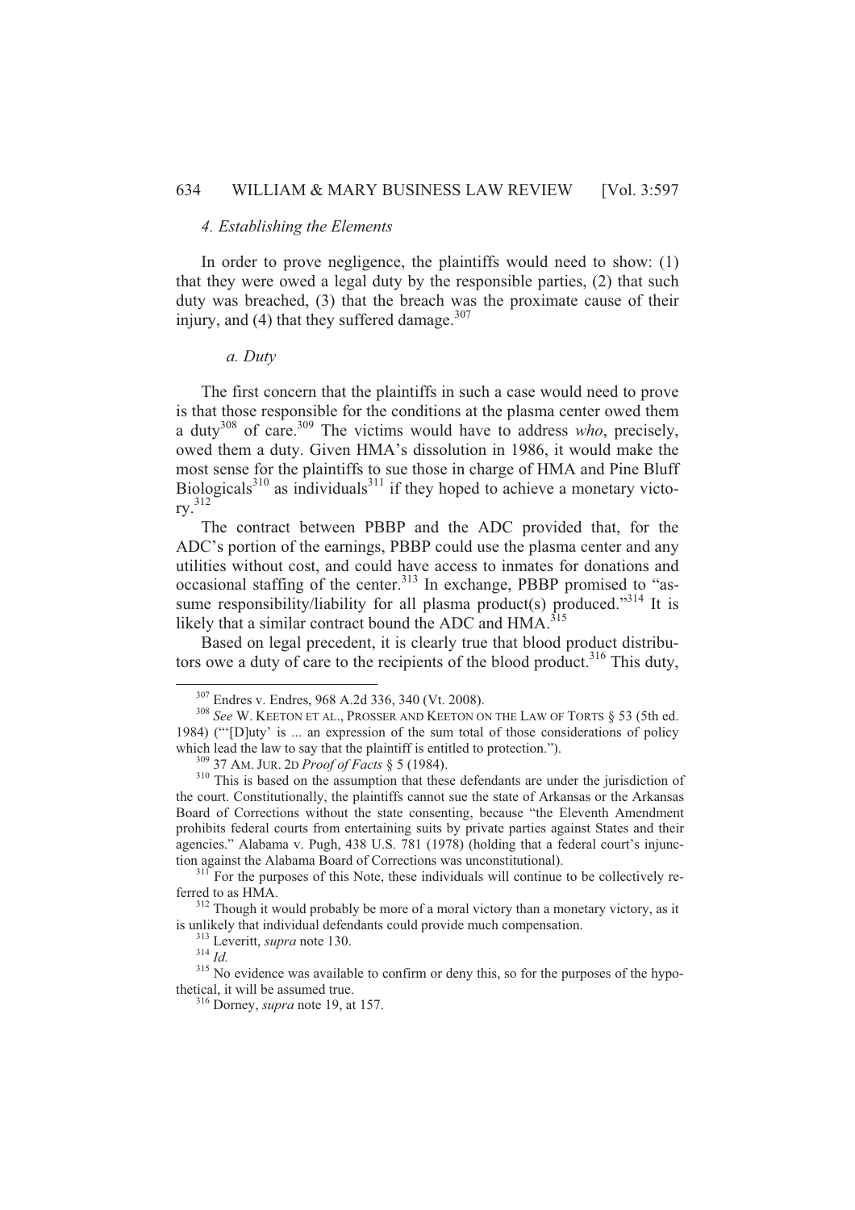#### *4. Establishing the Elements*

In order to prove negligence, the plaintiffs would need to show: (1) that they were owed a legal duty by the responsible parties, (2) that such duty was breached, (3) that the breach was the proximate cause of their injury, and (4) that they suffered damage.[307]

##### *a. Duty*

The first concern that the plaintiffs in such a case would need to prove is that those responsible for the conditions at the plasma center owed them a duty[308] of care.[309] The victims would have to address *who*, precisely, owed them a duty. Given HMA's dissolution in 1986, it would make the most sense for the plaintiffs to sue those in charge of HMA and Pine Bluff Biologicals[310] as individuals[311] if they hoped to achieve a monetary victory.[312]

The contract between PBBP and the ADC provided that, for the ADC's portion of the earnings, PBBP could use the plasma center and any utilities without cost, and could have access to inmates for donations and occasional staffing of the center.[313] In exchange, PBBP promised to "assume responsibility/liability for all plasma product(s) produced."[314] It is likely that a similar contract bound the ADC and HMA.[315]

Based on legal precedent, it is clearly true that blood product distributors owe a duty of care to the recipients of the blood product.[316] This duty,

---

[307] Endres v. Endres, 968 A.2d 336, 340 (Vt. 2008).

[308] *See* W. KEETON ET AL., PROSSER AND KEETON ON THE LAW OF TORTS § 53 (5th ed. 1984) ("'[D]uty' is ... an expression of the sum total of those considerations of policy which lead the law to say that the plaintiff is entitled to protection.").

[309] 37 AM. JUR. 2D *Proof of Facts* § 5 (1984).

[310] This is based on the assumption that these defendants are under the jurisdiction of the court. Constitutionally, the plaintiffs cannot sue the state of Arkansas or the Arkansas Board of Corrections without the state consenting, because "the Eleventh Amendment prohibits federal courts from entertaining suits by private parties against States and their agencies." Alabama v. Pugh, 438 U.S. 781 (1978) (holding that a federal court's injunction against the Alabama Board of Corrections was unconstitutional).

[311] For the purposes of this Note, these individuals will continue to be collectively referred to as HMA.

[312] Though it would probably be more of a moral victory than a monetary victory, as it is unlikely that individual defendants could provide much compensation.

[313] Leveritt, *supra* note 130.

[314] *Id.*

[315] No evidence was available to confirm or deny this, so for the purposes of the hypothetical, it will be assumed true.

[316] Dorney, *supra* note 19, at 157.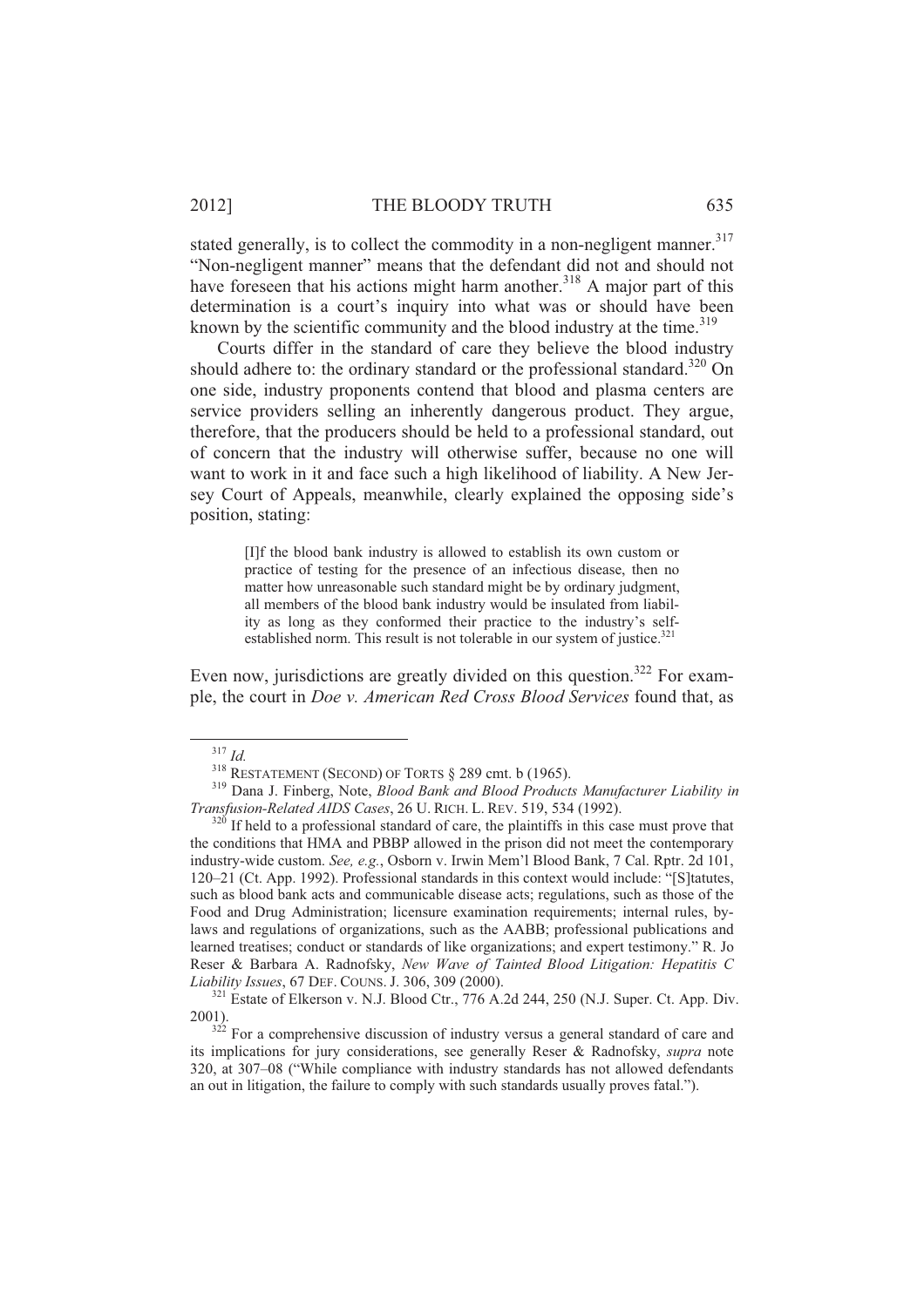stated generally, is to collect the commodity in a non-negligent manner.[317] "Non-negligent manner" means that the defendant did not and should not have foreseen that his actions might harm another.[318] A major part of this determination is a court's inquiry into what was or should have been known by the scientific community and the blood industry at the time.[319]

Courts differ in the standard of care they believe the blood industry should adhere to: the ordinary standard or the professional standard.[320] On one side, industry proponents contend that blood and plasma centers are service providers selling an inherently dangerous product. They argue, therefore, that the producers should be held to a professional standard, out of concern that the industry will otherwise suffer, because no one will want to work in it and face such a high likelihood of liability. A New Jersey Court of Appeals, meanwhile, clearly explained the opposing side's position, stating:

> [I]f the blood bank industry is allowed to establish its own custom or practice of testing for the presence of an infectious disease, then no matter how unreasonable such standard might be by ordinary judgment, all members of the blood bank industry would be insulated from liability as long as they conformed their practice to the industry's self-established norm. This result is not tolerable in our system of justice.[321]

Even now, jurisdictions are greatly divided on this question.[322] For example, the court in *Doe v. American Red Cross Blood Services* found that, as

---

[317] *Id.*

[318] RESTATEMENT (SECOND) OF TORTS § 289 cmt. b (1965).

[319] Dana J. Finberg, Note, *Blood Bank and Blood Products Manufacturer Liability in Transfusion-Related AIDS Cases*, 26 U. RICH. L. REV. 519, 534 (1992).

[320] If held to a professional standard of care, the plaintiffs in this case must prove that the conditions that HMA and PBBP allowed in the prison did not meet the contemporary industry-wide custom. *See, e.g.*, Osborn v. Irwin Mem'l Blood Bank, 7 Cal. Rptr. 2d 101, 120–21 (Ct. App. 1992). Professional standards in this context would include: "[S]tatutes, such as blood bank acts and communicable disease acts; regulations, such as those of the Food and Drug Administration; licensure examination requirements; internal rules, bylaws and regulations of organizations, such as the AABB; professional publications and learned treatises; conduct or standards of like organizations; and expert testimony." R. Jo Reser & Barbara A. Radnofsky, *New Wave of Tainted Blood Litigation: Hepatitis C Liability Issues*, 67 DEF. COUNS. J. 306, 309 (2000).

[321] Estate of Elkerson v. N.J. Blood Ctr., 776 A.2d 244, 250 (N.J. Super. Ct. App. Div. 2001).

[322] For a comprehensive discussion of industry versus a general standard of care and its implications for jury considerations, see generally Reser & Radnofsky, *supra* note 320, at 307–08 ("While compliance with industry standards has not allowed defendants an out in litigation, the failure to comply with such standards usually proves fatal.").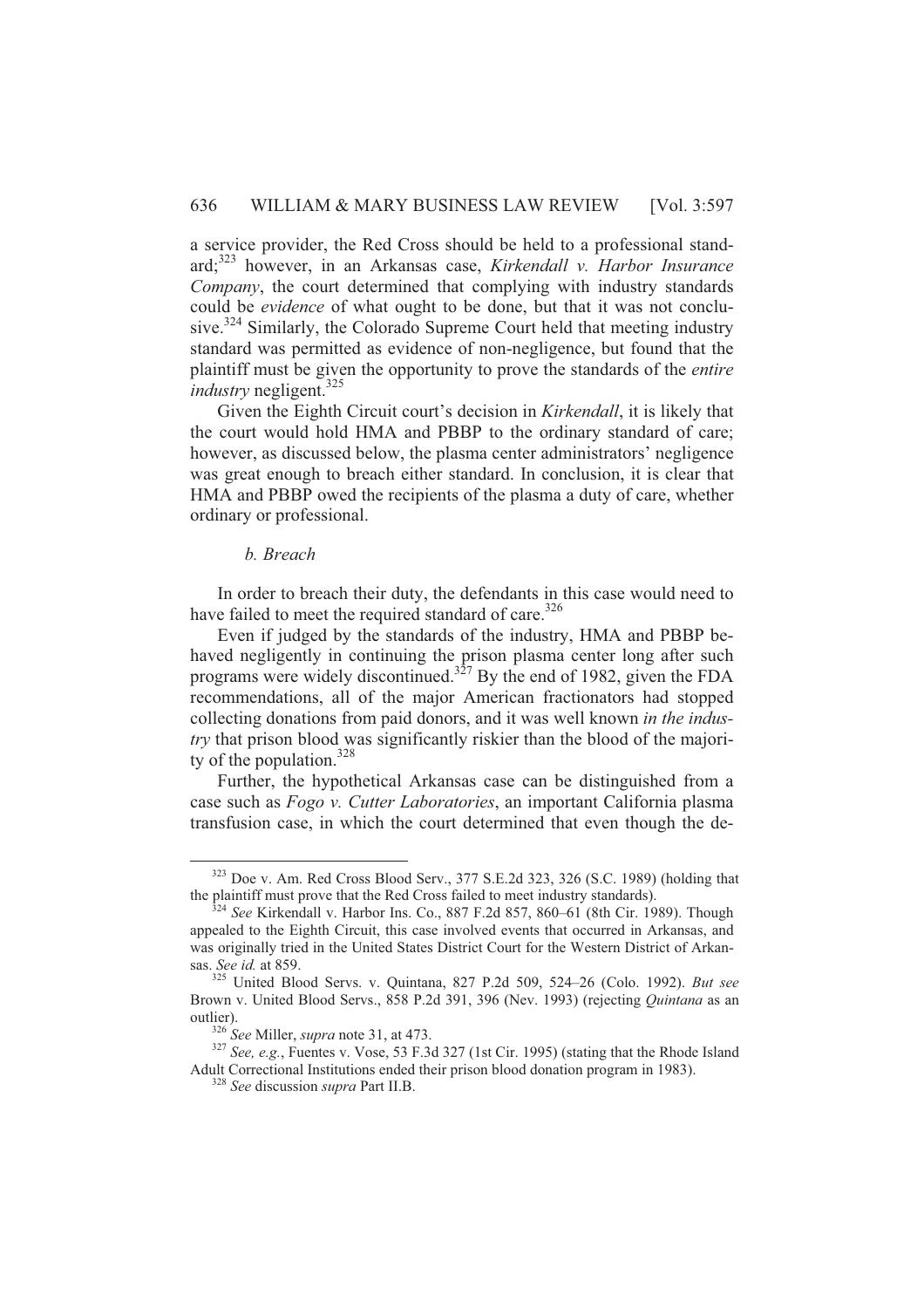a service provider, the Red Cross should be held to a professional standard;[323] however, in an Arkansas case, *Kirkendall v. Harbor Insurance Company*, the court determined that complying with industry standards could be *evidence* of what ought to be done, but that it was not conclusive.[324] Similarly, the Colorado Supreme Court held that meeting industry standard was permitted as evidence of non-negligence, but found that the plaintiff must be given the opportunity to prove the standards of the *entire industry* negligent.[325]

Given the Eighth Circuit court's decision in *Kirkendall*, it is likely that the court would hold HMA and PBBP to the ordinary standard of care; however, as discussed below, the plasma center administrators' negligence was great enough to breach either standard. In conclusion, it is clear that HMA and PBBP owed the recipients of the plasma a duty of care, whether ordinary or professional.

*b. Breach*

In order to breach their duty, the defendants in this case would need to have failed to meet the required standard of care.[326]

Even if judged by the standards of the industry, HMA and PBBP behaved negligently in continuing the prison plasma center long after such programs were widely discontinued.[327] By the end of 1982, given the FDA recommendations, all of the major American fractionators had stopped collecting donations from paid donors, and it was well known *in the industry* that prison blood was significantly riskier than the blood of the majority of the population.[328]

Further, the hypothetical Arkansas case can be distinguished from a case such as *Fogo v. Cutter Laboratories*, an important California plasma transfusion case, in which the court determined that even though the de-

---

[323] Doe v. Am. Red Cross Blood Serv., 377 S.E.2d 323, 326 (S.C. 1989) (holding that the plaintiff must prove that the Red Cross failed to meet industry standards).

[324] *See* Kirkendall v. Harbor Ins. Co., 887 F.2d 857, 860–61 (8th Cir. 1989). Though appealed to the Eighth Circuit, this case involved events that occurred in Arkansas, and was originally tried in the United States District Court for the Western District of Arkansas. *See id.* at 859.

[325] United Blood Servs. v. Quintana, 827 P.2d 509, 524–26 (Colo. 1992). *But see* Brown v. United Blood Servs., 858 P.2d 391, 396 (Nev. 1993) (rejecting *Quintana* as an outlier).

[326] *See* Miller, *supra* note 31, at 473.

[327] *See, e.g.*, Fuentes v. Vose, 53 F.3d 327 (1st Cir. 1995) (stating that the Rhode Island Adult Correctional Institutions ended their prison blood donation program in 1983).

[328] *See* discussion *supra* Part II.B.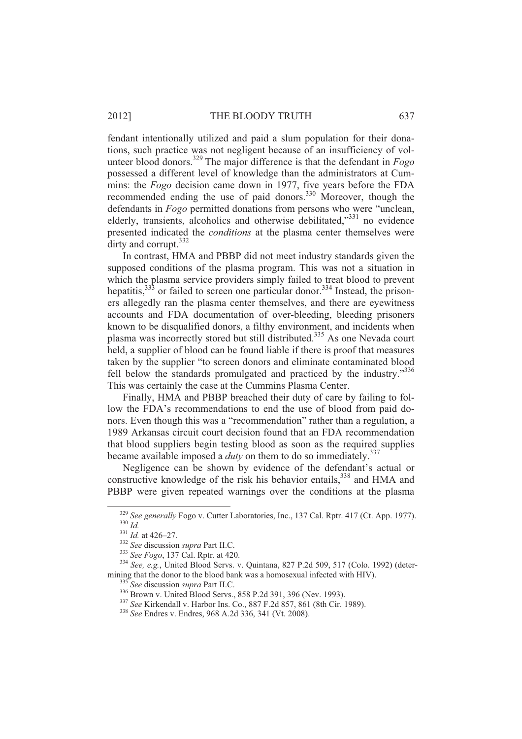fendant intentionally utilized and paid a slum population for their donations, such practice was not negligent because of an insufficiency of volunteer blood donors.[329] The major difference is that the defendant in *Fogo* possessed a different level of knowledge than the administrators at Cummins: the *Fogo* decision came down in 1977, five years before the FDA recommended ending the use of paid donors.[330] Moreover, though the defendants in *Fogo* permitted donations from persons who were "unclean, elderly, transients, alcoholics and otherwise debilitated,"[331] no evidence presented indicated the *conditions* at the plasma center themselves were dirty and corrupt.[332]

In contrast, HMA and PBBP did not meet industry standards given the supposed conditions of the plasma program. This was not a situation in which the plasma service providers simply failed to treat blood to prevent hepatitis,[333] or failed to screen one particular donor.[334] Instead, the prisoners allegedly ran the plasma center themselves, and there are eyewitness accounts and FDA documentation of over-bleeding, bleeding prisoners known to be disqualified donors, a filthy environment, and incidents when plasma was incorrectly stored but still distributed.[335] As one Nevada court held, a supplier of blood can be found liable if there is proof that measures taken by the supplier "to screen donors and eliminate contaminated blood fell below the standards promulgated and practiced by the industry."[336] This was certainly the case at the Cummins Plasma Center.

Finally, HMA and PBBP breached their duty of care by failing to follow the FDA's recommendations to end the use of blood from paid donors. Even though this was a "recommendation" rather than a regulation, a 1989 Arkansas circuit court decision found that an FDA recommendation that blood suppliers begin testing blood as soon as the required supplies became available imposed a *duty* on them to do so immediately.[337]

Negligence can be shown by evidence of the defendant's actual or constructive knowledge of the risk his behavior entails,[338] and HMA and PBBP were given repeated warnings over the conditions at the plasma

---

[329] *See generally* Fogo v. Cutter Laboratories, Inc., 137 Cal. Rptr. 417 (Ct. App. 1977).

[330] *Id.*

[331] *Id.* at 426–27.

[332] *See* discussion *supra* Part II.C.

[333] *See Fogo*, 137 Cal. Rptr. at 420.

[334] *See, e.g.*, United Blood Servs. v. Quintana, 827 P.2d 509, 517 (Colo. 1992) (determining that the donor to the blood bank was a homosexual infected with HIV).

[335] *See* discussion *supra* Part II.C.

[336] Brown v. United Blood Servs., 858 P.2d 391, 396 (Nev. 1993).

[337] *See* Kirkendall v. Harbor Ins. Co., 887 F.2d 857, 861 (8th Cir. 1989).

[338] *See* Endres v. Endres, 968 A.2d 336, 341 (Vt. 2008).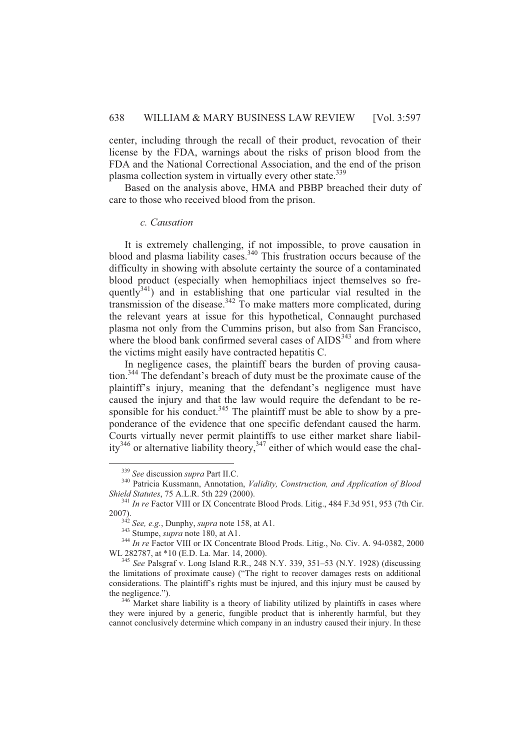center, including through the recall of their product, revocation of their license by the FDA, warnings about the risks of prison blood from the FDA and the National Correctional Association, and the end of the prison plasma collection system in virtually every other state.[339]

Based on the analysis above, HMA and PBBP breached their duty of care to those who received blood from the prison.

#### *c. Causation*

It is extremely challenging, if not impossible, to prove causation in blood and plasma liability cases.[340] This frustration occurs because of the difficulty in showing with absolute certainty the source of a contaminated blood product (especially when hemophiliacs inject themselves so frequently[341]) and in establishing that one particular vial resulted in the transmission of the disease.[342] To make matters more complicated, during the relevant years at issue for this hypothetical, Connaught purchased plasma not only from the Cummins prison, but also from San Francisco, where the blood bank confirmed several cases of AIDS[343] and from where the victims might easily have contracted hepatitis C.

In negligence cases, the plaintiff bears the burden of proving causation.[344] The defendant's breach of duty must be the proximate cause of the plaintiff's injury, meaning that the defendant's negligence must have caused the injury and that the law would require the defendant to be responsible for his conduct.[345] The plaintiff must be able to show by a preponderance of the evidence that one specific defendant caused the harm. Courts virtually never permit plaintiffs to use either market share liability[346] or alternative liability theory,[347] either of which would ease the chal-

---

[339] *See* discussion *supra* Part II.C.

[340] Patricia Kussmann, Annotation, *Validity, Construction, and Application of Blood Shield Statutes*, 75 A.L.R. 5th 229 (2000).

[341] *In re* Factor VIII or IX Concentrate Blood Prods. Litig., 484 F.3d 951, 953 (7th Cir. 2007).

[342] *See, e.g.*, Dunphy, *supra* note 158, at A1.

[343] Stumpe, *supra* note 180, at A1.

[344] *In re* Factor VIII or IX Concentrate Blood Prods. Litig., No. Civ. A. 94-0382, 2000 WL 282787, at *10 (E.D. La. Mar. 14, 2000).

[345] *See* Palsgraf v. Long Island R.R., 248 N.Y. 339, 351–53 (N.Y. 1928) (discussing the limitations of proximate cause) ("The right to recover damages rests on additional considerations. The plaintiff's rights must be injured, and this injury must be caused by the negligence.").

[346] Market share liability is a theory of liability utilized by plaintiffs in cases where they were injured by a generic, fungible product that is inherently harmful, but they cannot conclusively determine which company in an industry caused their injury. In these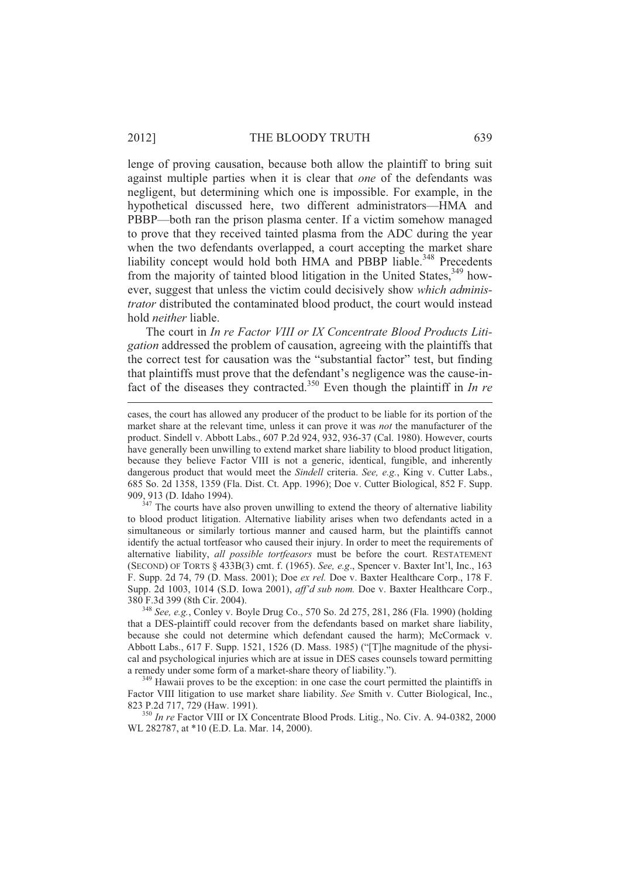lenge of proving causation, because both allow the plaintiff to bring suit against multiple parties when it is clear that *one* of the defendants was negligent, but determining which one is impossible. For example, in the hypothetical discussed here, two different administrators—HMA and PBBP—both ran the prison plasma center. If a victim somehow managed to prove that they received tainted plasma from the ADC during the year when the two defendants overlapped, a court accepting the market share liability concept would hold both HMA and PBBP liable.[348] Precedents from the majority of tainted blood litigation in the United States,[349] however, suggest that unless the victim could decisively show *which administrator* distributed the contaminated blood product, the court would instead hold *neither* liable.

The court in *In re Factor VIII or IX Concentrate Blood Products Litigation* addressed the problem of causation, agreeing with the plaintiffs that the correct test for causation was the "substantial factor" test, but finding that plaintiffs must prove that the defendant's negligence was the cause-in-fact of the diseases they contracted.[350] Even though the plaintiff in *In re*

---

cases, the court has allowed any producer of the product to be liable for its portion of the market share at the relevant time, unless it can prove it was *not* the manufacturer of the product. Sindell v. Abbott Labs., 607 P.2d 924, 932, 936-37 (Cal. 1980). However, courts have generally been unwilling to extend market share liability to blood product litigation, because they believe Factor VIII is not a generic, identical, fungible, and inherently dangerous product that would meet the *Sindell* criteria. *See, e.g.*, King v. Cutter Labs., 685 So. 2d 1358, 1359 (Fla. Dist. Ct. App. 1996); Doe v. Cutter Biological, 852 F. Supp. 909, 913 (D. Idaho 1994).

[347] The courts have also proven unwilling to extend the theory of alternative liability to blood product litigation. Alternative liability arises when two defendants acted in a simultaneous or similarly tortious manner and caused harm, but the plaintiffs cannot identify the actual tortfeasor who caused their injury. In order to meet the requirements of alternative liability, *all possible tortfeasors* must be before the court. RESTATEMENT (SECOND) OF TORTS § 433B(3) cmt. f. (1965). *See, e.g*., Spencer v. Baxter Int'l, Inc., 163 F. Supp. 2d 74, 79 (D. Mass. 2001); Doe *ex rel.* Doe v. Baxter Healthcare Corp., 178 F. Supp. 2d 1003, 1014 (S.D. Iowa 2001), *aff'd sub nom.* Doe v. Baxter Healthcare Corp., 380 F.3d 399 (8th Cir. 2004).

[348] *See, e.g.*, Conley v. Boyle Drug Co., 570 So. 2d 275, 281, 286 (Fla. 1990) (holding that a DES-plaintiff could recover from the defendants based on market share liability, because she could not determine which defendant caused the harm); McCormack v. Abbott Labs., 617 F. Supp. 1521, 1526 (D. Mass. 1985) ("[T]he magnitude of the physical and psychological injuries which are at issue in DES cases counsels toward permitting a remedy under some form of a market-share theory of liability.").

[349] Hawaii proves to be the exception: in one case the court permitted the plaintiffs in Factor VIII litigation to use market share liability. *See* Smith v. Cutter Biological, Inc., 823 P.2d 717, 729 (Haw. 1991).

[350] *In re* Factor VIII or IX Concentrate Blood Prods. Litig., No. Civ. A. 94-0382, 2000 WL 282787, at *10 (E.D. La. Mar. 14, 2000).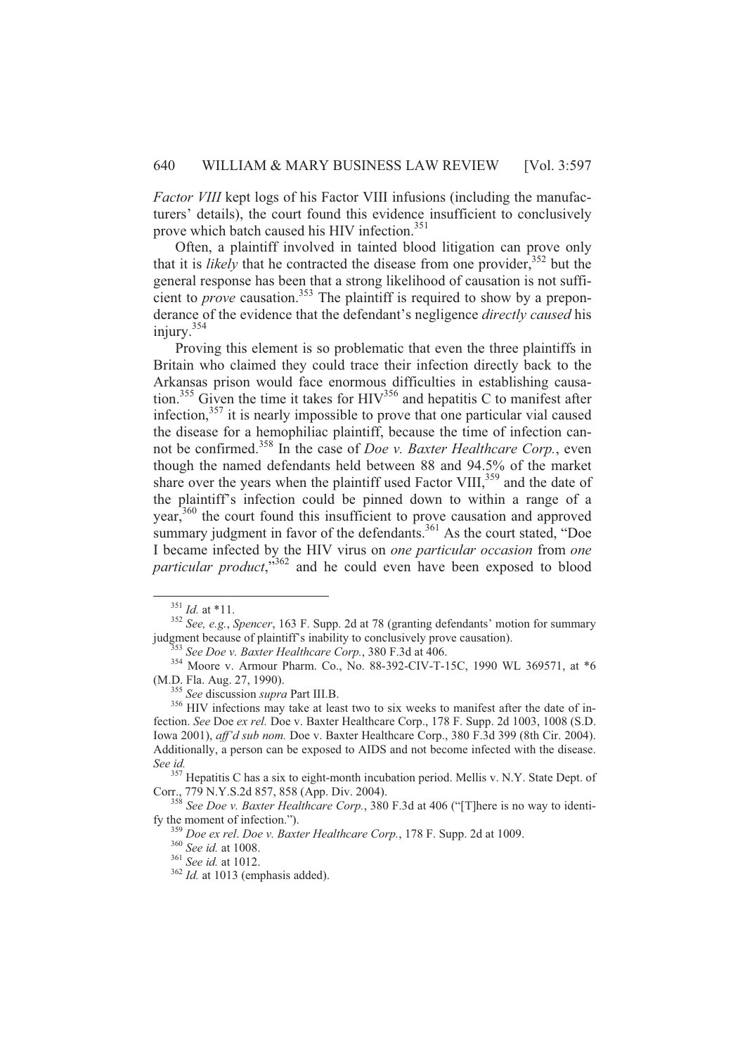*Factor VIII* kept logs of his Factor VIII infusions (including the manufacturers' details), the court found this evidence insufficient to conclusively prove which batch caused his HIV infection.[351]

Often, a plaintiff involved in tainted blood litigation can prove only that it is *likely* that he contracted the disease from one provider,[352] but the general response has been that a strong likelihood of causation is not sufficient to *prove* causation.[353] The plaintiff is required to show by a preponderance of the evidence that the defendant's negligence *directly caused* his injury.[354]

Proving this element is so problematic that even the three plaintiffs in Britain who claimed they could trace their infection directly back to the Arkansas prison would face enormous difficulties in establishing causation.[355] Given the time it takes for HIV[356] and hepatitis C to manifest after infection,[357] it is nearly impossible to prove that one particular vial caused the disease for a hemophiliac plaintiff, because the time of infection cannot be confirmed.[358] In the case of *Doe v. Baxter Healthcare Corp.*, even though the named defendants held between 88 and 94.5% of the market share over the years when the plaintiff used Factor VIII,[359] and the date of the plaintiff's infection could be pinned down to within a range of a year,[360] the court found this insufficient to prove causation and approved summary judgment in favor of the defendants.[361] As the court stated, "Doe I became infected by the HIV virus on *one particular occasion* from *one particular product*,"[362] and he could even have been exposed to blood

---

[351] *Id.* at *11.

[352] *See, e.g.*, *Spencer*, 163 F. Supp. 2d at 78 (granting defendants' motion for summary judgment because of plaintiff's inability to conclusively prove causation).

[353] *See Doe v. Baxter Healthcare Corp.*, 380 F.3d at 406.

[354] Moore v. Armour Pharm. Co., No. 88-392-CIV-T-15C, 1990 WL 369571, at *6 (M.D. Fla. Aug. 27, 1990).

[355] *See* discussion *supra* Part III.B.

[356] HIV infections may take at least two to six weeks to manifest after the date of infection. *See* Doe *ex rel.* Doe v. Baxter Healthcare Corp., 178 F. Supp. 2d 1003, 1008 (S.D. Iowa 2001), *aff'd sub nom.* Doe v. Baxter Healthcare Corp., 380 F.3d 399 (8th Cir. 2004). Additionally, a person can be exposed to AIDS and not become infected with the disease. *See id.*

[357] Hepatitis C has a six to eight-month incubation period. Mellis v. N.Y. State Dept. of Corr., 779 N.Y.S.2d 857, 858 (App. Div. 2004).

[358] *See Doe v. Baxter Healthcare Corp.*, 380 F.3d at 406 ("[T]here is no way to identify the moment of infection.").

[359] *Doe ex rel*. *Doe v. Baxter Healthcare Corp.*, 178 F. Supp. 2d at 1009.

[360] *See id.* at 1008.

[361] *See id.* at 1012.

[362] *Id.* at 1013 (emphasis added).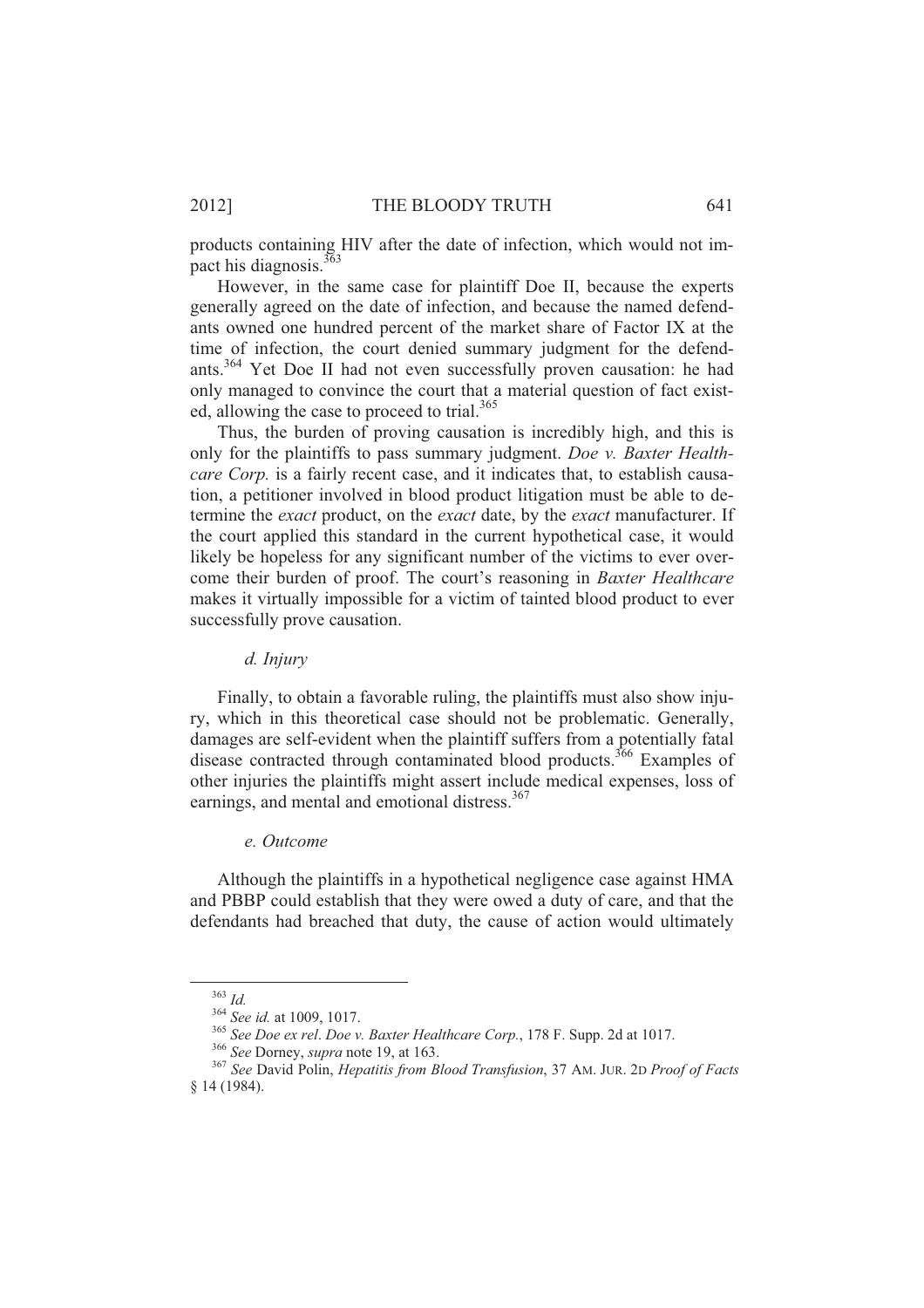products containing HIV after the date of infection, which would not impact his diagnosis.[363]

However, in the same case for plaintiff Doe II, because the experts generally agreed on the date of infection, and because the named defendants owned one hundred percent of the market share of Factor IX at the time of infection, the court denied summary judgment for the defendants.[364] Yet Doe II had not even successfully proven causation: he had only managed to convince the court that a material question of fact existed, allowing the case to proceed to trial.[365]

Thus, the burden of proving causation is incredibly high, and this is only for the plaintiffs to pass summary judgment. *Doe v. Baxter Healthcare Corp.* is a fairly recent case, and it indicates that, to establish causation, a petitioner involved in blood product litigation must be able to determine the *exact* product, on the *exact* date, by the *exact* manufacturer. If the court applied this standard in the current hypothetical case, it would likely be hopeless for any significant number of the victims to ever overcome their burden of proof. The court's reasoning in *Baxter Healthcare* makes it virtually impossible for a victim of tainted blood product to ever successfully prove causation.

#### *d. Injury*

Finally, to obtain a favorable ruling, the plaintiffs must also show injury, which in this theoretical case should not be problematic. Generally, damages are self-evident when the plaintiff suffers from a potentially fatal disease contracted through contaminated blood products.[366] Examples of other injuries the plaintiffs might assert include medical expenses, loss of earnings, and mental and emotional distress.[367]

#### *e. Outcome*

Although the plaintiffs in a hypothetical negligence case against HMA and PBBP could establish that they were owed a duty of care, and that the defendants had breached that duty, the cause of action would ultimately

---

[363] *Id.*

[364] *See id.* at 1009, 1017.

[365] *See Doe ex rel*. *Doe v. Baxter Healthcare Corp.*, 178 F. Supp. 2d at 1017.

[366] *See* Dorney, *supra* note 19, at 163.

[367] *See* David Polin, *Hepatitis from Blood Transfusion*, 37 AM. JUR. 2D *Proof of Facts* § 14 (1984).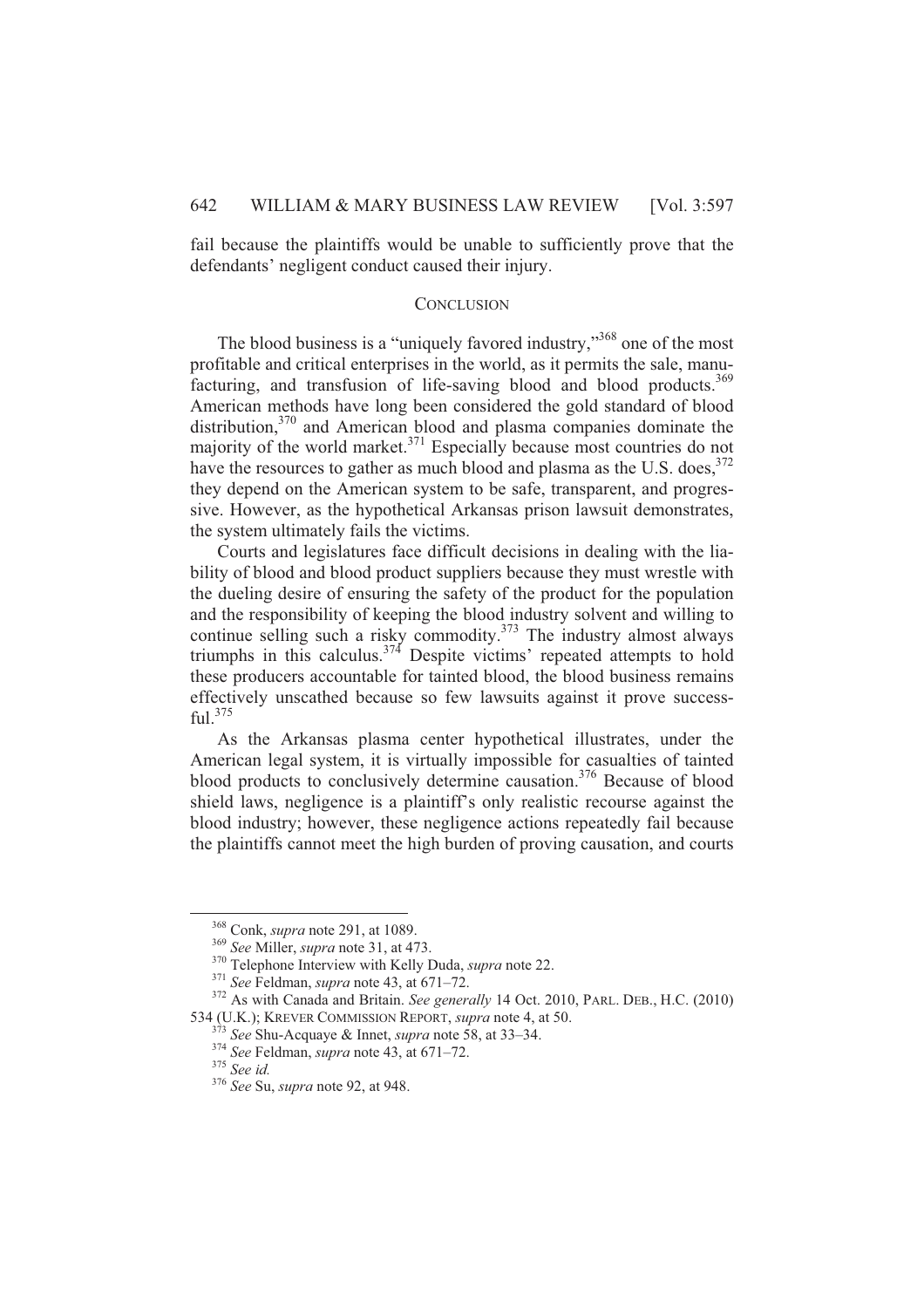fail because the plaintiffs would be unable to sufficiently prove that the defendants' negligent conduct caused their injury.

## CONCLUSION

The blood business is a "uniquely favored industry,"[368] one of the most profitable and critical enterprises in the world, as it permits the sale, manufacturing, and transfusion of life-saving blood and blood products.[369] American methods have long been considered the gold standard of blood distribution,[370] and American blood and plasma companies dominate the majority of the world market.[371] Especially because most countries do not have the resources to gather as much blood and plasma as the U.S. does,[372] they depend on the American system to be safe, transparent, and progressive. However, as the hypothetical Arkansas prison lawsuit demonstrates, the system ultimately fails the victims.

Courts and legislatures face difficult decisions in dealing with the liability of blood and blood product suppliers because they must wrestle with the dueling desire of ensuring the safety of the product for the population and the responsibility of keeping the blood industry solvent and willing to continue selling such a risky commodity.[373] The industry almost always triumphs in this calculus.[374] Despite victims' repeated attempts to hold these producers accountable for tainted blood, the blood business remains effectively unscathed because so few lawsuits against it prove successful.[375]

As the Arkansas plasma center hypothetical illustrates, under the American legal system, it is virtually impossible for casualties of tainted blood products to conclusively determine causation.[376] Because of blood shield laws, negligence is a plaintiff's only realistic recourse against the blood industry; however, these negligence actions repeatedly fail because the plaintiffs cannot meet the high burden of proving causation, and courts

---

[368] Conk, *supra* note 291, at 1089.

[369] *See* Miller, *supra* note 31, at 473.

[370] Telephone Interview with Kelly Duda, *supra* note 22.

[371] *See* Feldman, *supra* note 43, at 671–72.

[372] As with Canada and Britain. *See generally* 14 Oct. 2010, PARL. DEB., H.C. (2010) 534 (U.K.); KREVER COMMISSION REPORT, *supra* note 4, at 50.

[373] *See* Shu-Acquaye & Innet, *supra* note 58, at 33–34.

[374] *See* Feldman, *supra* note 43, at 671–72.

[375] *See id.*

[376] *See* Su, *supra* note 92, at 948.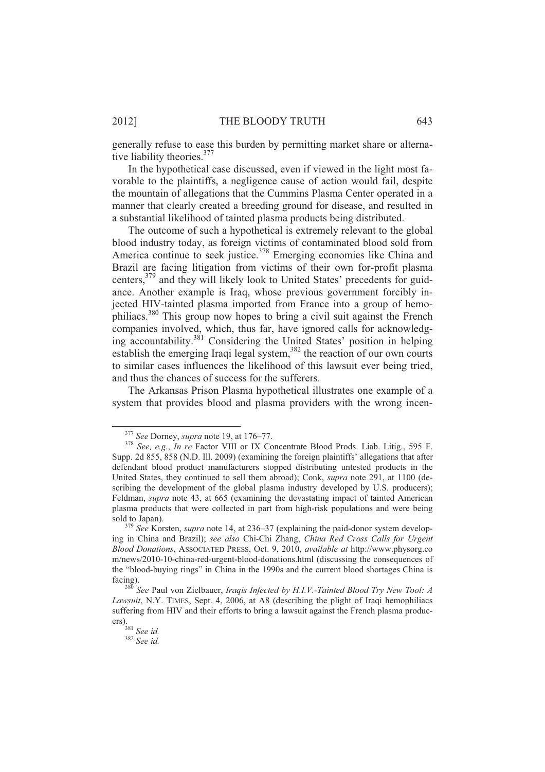generally refuse to ease this burden by permitting market share or alternative liability theories.[377]

In the hypothetical case discussed, even if viewed in the light most favorable to the plaintiffs, a negligence cause of action would fail, despite the mountain of allegations that the Cummins Plasma Center operated in a manner that clearly created a breeding ground for disease, and resulted in a substantial likelihood of tainted plasma products being distributed.

The outcome of such a hypothetical is extremely relevant to the global blood industry today, as foreign victims of contaminated blood sold from America continue to seek justice.[378] Emerging economies like China and Brazil are facing litigation from victims of their own for-profit plasma centers,[379] and they will likely look to United States' precedents for guidance. Another example is Iraq, whose previous government forcibly injected HIV-tainted plasma imported from France into a group of hemophiliacs.[380] This group now hopes to bring a civil suit against the French companies involved, which, thus far, have ignored calls for acknowledging accountability.[381] Considering the United States' position in helping establish the emerging Iraqi legal system,[382] the reaction of our own courts to similar cases influences the likelihood of this lawsuit ever being tried, and thus the chances of success for the sufferers.

The Arkansas Prison Plasma hypothetical illustrates one example of a system that provides blood and plasma providers with the wrong incen-

---

[377] *See* Dorney, *supra* note 19, at 176–77.

[378] *See, e.g.*, *In re* Factor VIII or IX Concentrate Blood Prods. Liab. Litig., 595 F. Supp. 2d 855, 858 (N.D. Ill. 2009) (examining the foreign plaintiffs' allegations that after defendant blood product manufacturers stopped distributing untested products in the United States, they continued to sell them abroad); Conk, *supra* note 291, at 1100 (describing the development of the global plasma industry developed by U.S. producers); Feldman, *supra* note 43, at 665 (examining the devastating impact of tainted American plasma products that were collected in part from high-risk populations and were being sold to Japan).

[379] *See* Korsten, *supra* note 14, at 236–37 (explaining the paid-donor system developing in China and Brazil); *see also* Chi-Chi Zhang, *China Red Cross Calls for Urgent Blood Donations*, ASSOCIATED PRESS, Oct. 9, 2010, *available at* http://www.physorg.com/news/2010-10-china-red-urgent-blood-donations.html (discussing the consequences of the "blood-buying rings" in China in the 1990s and the current blood shortages China is facing).

[380] *See* Paul von Zielbauer, *Iraqis Infected by H.I.V.-Tainted Blood Try New Tool: A Lawsuit*, N.Y. TIMES, Sept. 4, 2006, at A8 (describing the plight of Iraqi hemophiliacs suffering from HIV and their efforts to bring a lawsuit against the French plasma producers).

[381] *See id.*

[382] *See id.*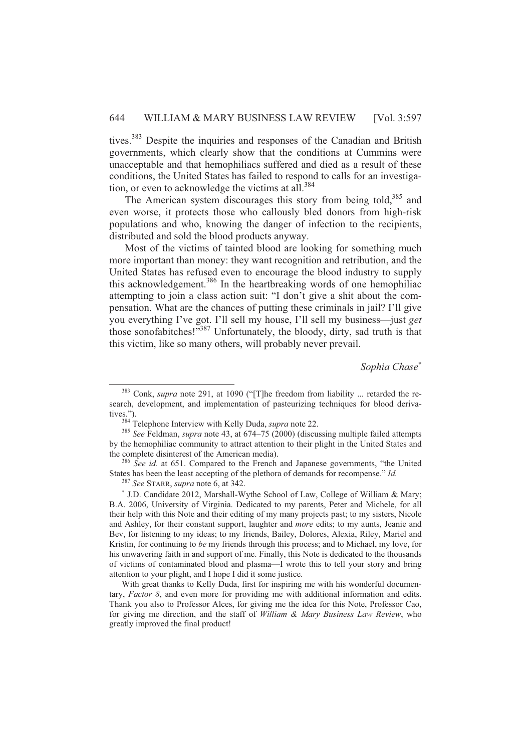tives.[383] Despite the inquiries and responses of the Canadian and British governments, which clearly show that the conditions at Cummins were unacceptable and that hemophiliacs suffered and died as a result of these conditions, the United States has failed to respond to calls for an investigation, or even to acknowledge the victims at all.[384]

The American system discourages this story from being told,[385] and even worse, it protects those who callously bled donors from high-risk populations and who, knowing the danger of infection to the recipients, distributed and sold the blood products anyway.

Most of the victims of tainted blood are looking for something much more important than money: they want recognition and retribution, and the United States has refused even to encourage the blood industry to supply this acknowledgement.[386] In the heartbreaking words of one hemophiliac attempting to join a class action suit: "I don't give a shit about the compensation. What are the chances of putting these criminals in jail? I'll give you everything I've got. I'll sell my house, I'll sell my business—just *get* those sonofabitches!"[387] Unfortunately, the bloody, dirty, sad truth is that this victim, like so many others, will probably never prevail.

*Sophia Chase*[*]

---

[383] Conk, *supra* note 291, at 1090 ("[T]he freedom from liability ... retarded the research, development, and implementation of pasteurizing techniques for blood derivatives.").

[384] Telephone Interview with Kelly Duda, *supra* note 22.

[385] *See* Feldman, *supra* note 43, at 674–75 (2000) (discussing multiple failed attempts by the hemophiliac community to attract attention to their plight in the United States and the complete disinterest of the American media).

[386] *See id.* at 651. Compared to the French and Japanese governments, "the United States has been the least accepting of the plethora of demands for recompense." *Id.*

[387] *See* STARR, *supra* note 6, at 342.

[*] J.D. Candidate 2012, Marshall-Wythe School of Law, College of William & Mary; B.A. 2006, University of Virginia. Dedicated to my parents, Peter and Michele, for all their help with this Note and their editing of my many projects past; to my sisters, Nicole and Ashley, for their constant support, laughter and *more* edits; to my aunts, Jeanie and Bev, for listening to my ideas; to my friends, Bailey, Dolores, Alexia, Riley, Mariel and Kristin, for continuing to *be* my friends through this process; and to Michael, my love, for his unwavering faith in and support of me. Finally, this Note is dedicated to the thousands of victims of contaminated blood and plasma—I wrote this to tell your story and bring attention to your plight, and I hope I did it some justice.

With great thanks to Kelly Duda, first for inspiring me with his wonderful documentary, *Factor 8*, and even more for providing me with additional information and edits. Thank you also to Professor Alces, for giving me the idea for this Note, Professor Cao, for giving me direction, and the staff of *William & Mary Business Law Review*, who greatly improved the final product!